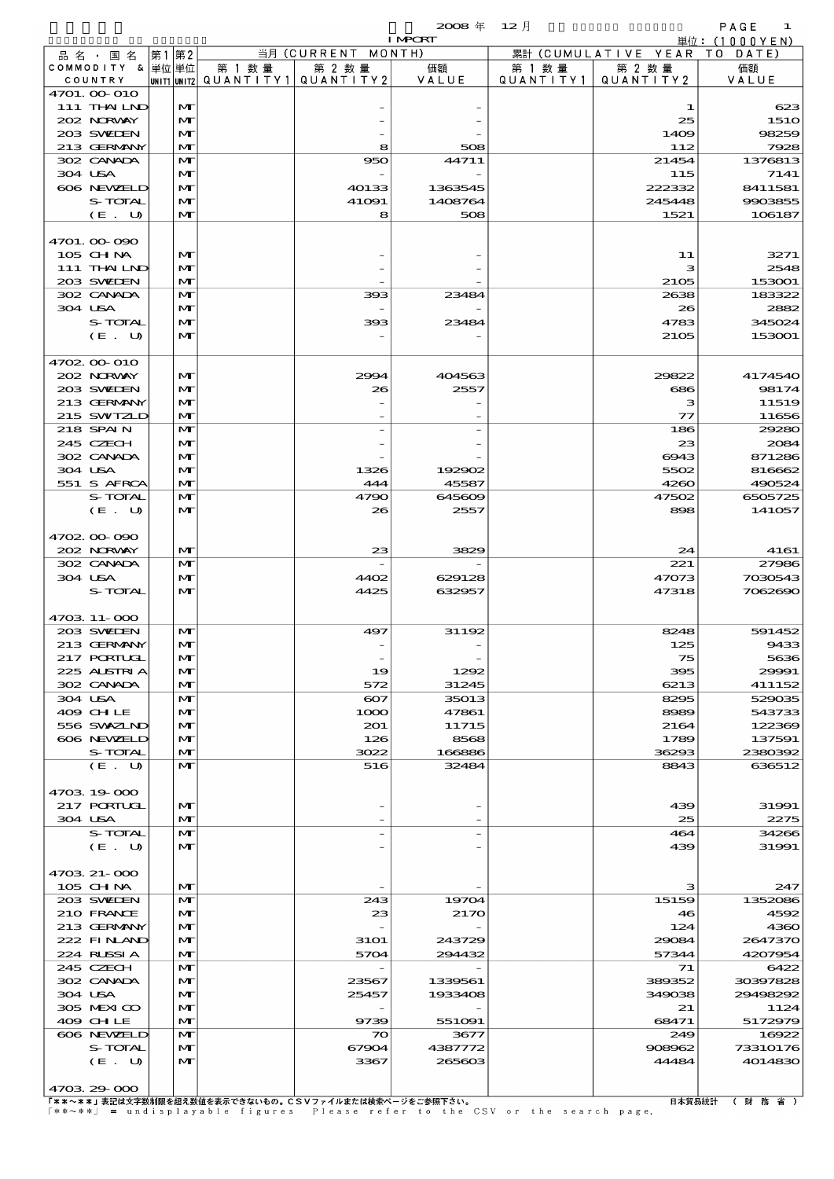2008 年 12 月 IMPORT

単位：(1000YEN)

| 品名・国名 COMMODITY & COUNTRY | 第1 単位 UNIT1 | 第2 単位 UNIT2 | 当月 (CURRENT MONTH) 第1数量 QUANTITY1 | 第2数量 QUANTITY2 | 価額 VALUE | 累計 (CUMULATIVE YEAR TO DATE) 第1数量 QUANTITY1 | 第2数量 QUANTITY2 | 価額 VALUE |
|---|---|---|---|---|---|---|---|---|
| 4701.00-010 | | | | | | | | |
| 111 THAILND | | MT | | - | - | | 1 | 623 |
| 202 NORWAY | | MT | | - | - | | 25 | 1510 |
| 203 SWEDEN | | MT | | - | - | | 1409 | 98259 |
| 213 GERMANY | | MT | | 8 | 508 | | 112 | 7928 |
| 302 CANADA | | MT | | 950 | 44711 | | 21454 | 1376813 |
| 304 USA | | MT | | - | - | | 115 | 7141 |
| 606 NEWZELD | | MT | | 40133 | 1363545 | | 222332 | 8411581 |
| S-TOTAL | | MT | | 41091 | 1408764 | | 245448 | 9903855 |
| (E. U) | | MT | | 8 | 508 | | 1521 | 106187 |
| 4701.00-090 | | | | | | | | |
| 105 CHINA | | MT | | - | - | | 11 | 3271 |
| 111 THAILND | | MT | | - | - | | 3 | 2548 |
| 203 SWEDEN | | MT | | - | - | | 2105 | 153001 |
| 302 CANADA | | MT | | 393 | 23484 | | 2638 | 183322 |
| 304 USA | | MT | | - | - | | 26 | 2882 |
| S-TOTAL | | MT | | 393 | 23484 | | 4783 | 345024 |
| (E. U) | | MT | | - | - | | 2105 | 153001 |
| 4702.00-010 | | | | | | | | |
| 202 NORWAY | | MT | | 2994 | 404563 | | 29822 | 4174540 |
| 203 SWEDEN | | MT | | 26 | 2557 | | 686 | 98174 |
| 213 GERMANY | | MT | | - | - | | 3 | 11519 |
| 215 SWITZLD | | MT | | - | - | | 77 | 11656 |
| 218 SPAIN | | MT | | - | - | | 186 | 29280 |
| 245 CZECH | | MT | | - | - | | 23 | 2084 |
| 302 CANADA | | MT | | - | - | | 6943 | 871286 |
| 304 USA | | MT | | 1326 | 192902 | | 5502 | 816662 |
| 551 S AFRCA | | MT | | 444 | 45587 | | 4260 | 490524 |
| S-TOTAL | | MT | | 4790 | 645609 | | 47502 | 6505725 |
| (E. U) | | MT | | 26 | 2557 | | 898 | 141057 |
| 4702.00-090 | | | | | | | | |
| 202 NORWAY | | MT | | 23 | 3829 | | 24 | 4161 |
| 302 CANADA | | MT | | - | - | | 221 | 27986 |
| 304 USA | | MT | | 4402 | 629128 | | 47073 | 7030543 |
| S-TOTAL | | MT | | 4425 | 632957 | | 47318 | 7062690 |
| 4703.11-000 | | | | | | | | |
| 203 SWEDEN | | MT | | 497 | 31192 | | 8248 | 591452 |
| 213 GERMANY | | MT | | - | - | | 125 | 9433 |
| 217 PORTUGL | | MT | | - | - | | 75 | 5636 |
| 225 AUSTRIA | | MT | | 19 | 1292 | | 395 | 29991 |
| 302 CANADA | | MT | | 572 | 31245 | | 6213 | 411152 |
| 304 USA | | MT | | 607 | 35013 | | 8295 | 529035 |
| 409 CHILE | | MT | | 1000 | 47861 | | 8989 | 543733 |
| 556 SWAZLND | | MT | | 201 | 11715 | | 2164 | 122369 |
| 606 NEWZELD | | MT | | 126 | 8568 | | 1789 | 137591 |
| S-TOTAL | | MT | | 3022 | 166886 | | 36293 | 2380392 |
| (E. U) | | MT | | 516 | 32484 | | 8843 | 636512 |
| 4703.19-000 | | | | | | | | |
| 217 PORTUGL | | MT | | - | - | | 439 | 31991 |
| 304 USA | | MT | | - | - | | 25 | 2275 |
| S-TOTAL | | MT | | - | - | | 464 | 34266 |
| (E. U) | | MT | | - | - | | 439 | 31991 |
| 4703.21-000 | | | | | | | | |
| 105 CHINA | | MT | | - | - | | 3 | 247 |
| 203 SWEDEN | | MT | | 243 | 19704 | | 15159 | 1352086 |
| 210 FRANCE | | MT | | 23 | 2170 | | 46 | 4592 |
| 213 GERMANY | | MT | | - | - | | 124 | 4360 |
| 222 FINLAND | | MT | | 3101 | 243729 | | 29084 | 2647370 |
| 224 RUSSIA | | MT | | 5704 | 294432 | | 57344 | 4207954 |
| 245 CZECH | | MT | | - | - | | 71 | 6422 |
| 302 CANADA | | MT | | 23567 | 1339561 | | 389352 | 30397828 |
| 304 USA | | MT | | 25457 | 1933408 | | 349038 | 29498292 |
| 305 MEXICO | | MT | | - | - | | 21 | 1124 |
| 409 CHILE | | MT | | 9739 | 551091 | | 68471 | 5172979 |
| 606 NEWZELD | | MT | | 70 | 3677 | | 249 | 16922 |
| S-TOTAL | | MT | | 67904 | 4387772 | | 908962 | 73310176 |
| (E. U) | | MT | | 3367 | 265603 | | 44484 | 4014830 |
| 4703.29-000 | | | | | | | | |

「**～**」表記は文字数制限を超え数値を表示できないもの。CSVファイルまたは検索ページをご参照下さい。
「**～**」 = undisplayable figures Please refer to the CSV or the search page.

日本貿易統計 （財務省）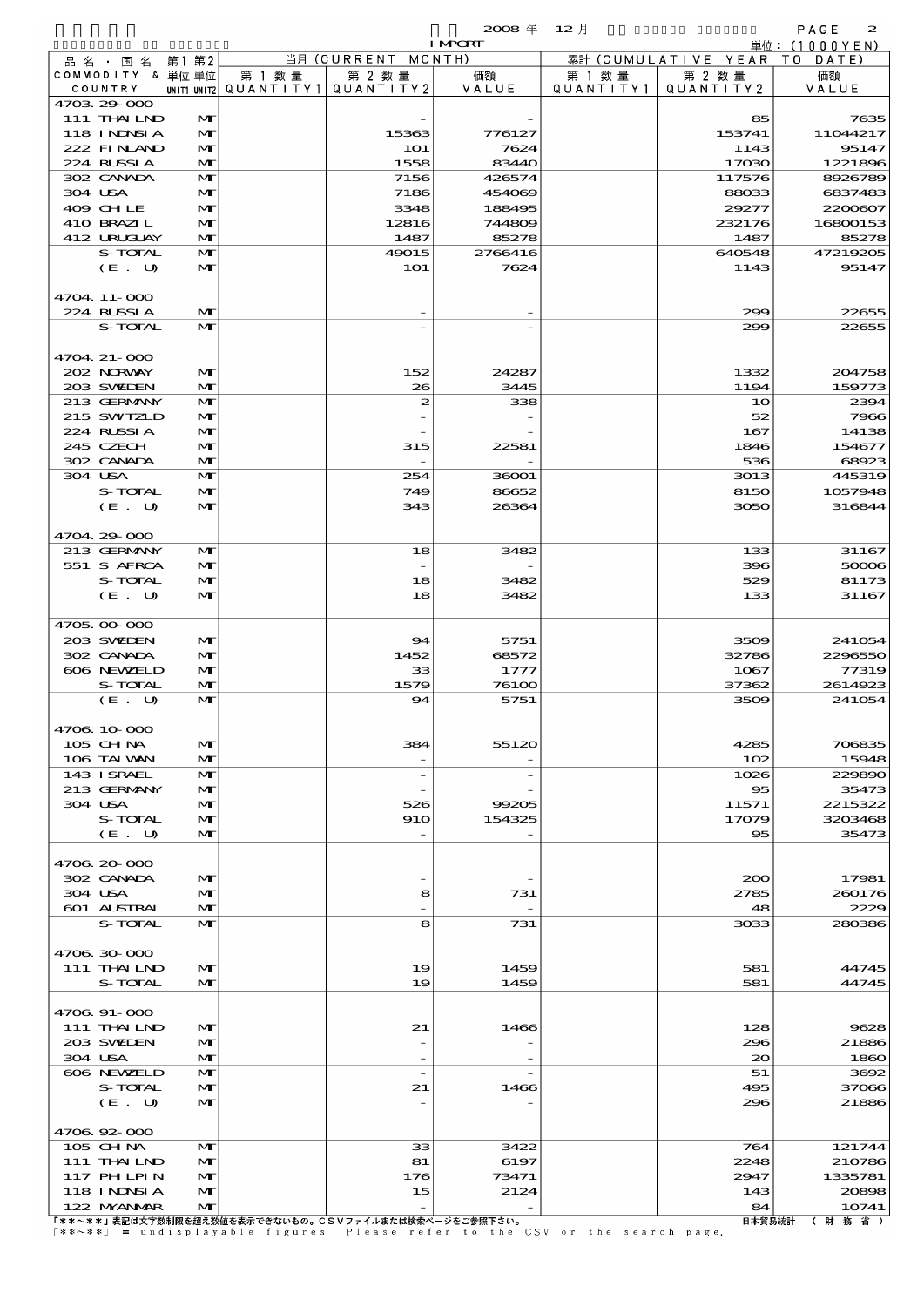2008 年 12 月 IMPORT

単位：(1000YEN)

| 品名・国名 COMMODITY & COUNTRY | 第1 単位 UNIT1 | 第2 単位 UNIT2 | 当月 (CURRENT MONTH) 第1数量 QUANTITY1 | 第2数量 QUANTITY2 | 価額 VALUE | 累計 (CUMULATIVE YEAR TO DATE) 第1数量 QUANTITY1 | 第2数量 QUANTITY2 | 価額 VALUE |
|---|---|---|---|---|---|---|---|---|
| 4703.29-000 | | | | | | | | |
| 111 THAILND | | MT | | - | - | | 85 | 7635 |
| 118 INDNSIA | | MT | | 15363 | 776127 | | 153741 | 11044217 |
| 222 FINLAND | | MT | | 101 | 7624 | | 1143 | 95147 |
| 224 RUSSIA | | MT | | 1558 | 83440 | | 17030 | 1221896 |
| 302 CANADA | | MT | | 7156 | 426574 | | 117576 | 8926789 |
| 304 USA | | MT | | 7186 | 454069 | | 88033 | 6837483 |
| 409 CHILE | | MT | | 3348 | 188495 | | 29277 | 2200607 |
| 410 BRAZIL | | MT | | 12816 | 744809 | | 232176 | 16800153 |
| 412 URUGUAY | | MT | | 1487 | 85278 | | 1487 | 85278 |
| S-TOTAL | | MT | | 49015 | 2766416 | | 640548 | 47219205 |
| (E. U) | | MT | | 101 | 7624 | | 1143 | 95147 |
| 4704.11-000 | | | | | | | | |
| 224 RUSSIA | | MT | | - | - | | 299 | 22655 |
| S-TOTAL | | MT | | - | - | | 299 | 22655 |
| 4704.21-000 | | | | | | | | |
| 202 NORWAY | | MT | | 152 | 24287 | | 1332 | 204758 |
| 203 SWEDEN | | MT | | 26 | 3445 | | 1194 | 159773 |
| 213 GERMANY | | MT | | 2 | 338 | | 10 | 2394 |
| 215 SWITZLD | | MT | | - | - | | 52 | 7966 |
| 224 RUSSIA | | MT | | - | - | | 167 | 14138 |
| 245 CZECH | | MT | | 315 | 22581 | | 1846 | 154677 |
| 302 CANADA | | MT | | - | - | | 536 | 68923 |
| 304 USA | | MT | | 254 | 36001 | | 3013 | 445319 |
| S-TOTAL | | MT | | 749 | 86652 | | 8150 | 1057948 |
| (E. U) | | MT | | 343 | 26364 | | 3050 | 316844 |
| 4704.29-000 | | | | | | | | |
| 213 GERMANY | | MT | | 18 | 3482 | | 133 | 31167 |
| 551 S AFRCA | | MT | | - | - | | 396 | 50006 |
| S-TOTAL | | MT | | 18 | 3482 | | 529 | 81173 |
| (E. U) | | MT | | 18 | 3482 | | 133 | 31167 |
| 4705.00-000 | | | | | | | | |
| 203 SWEDEN | | MT | | 94 | 5751 | | 3509 | 241054 |
| 302 CANADA | | MT | | 1452 | 68572 | | 32786 | 2296550 |
| 606 NEWZELD | | MT | | 33 | 1777 | | 1067 | 77319 |
| S-TOTAL | | MT | | 1579 | 76100 | | 37362 | 2614923 |
| (E. U) | | MT | | 94 | 5751 | | 3509 | 241054 |
| 4706.10-000 | | | | | | | | |
| 105 CHINA | | MT | | 384 | 55120 | | 4285 | 706835 |
| 106 TAIWAN | | MT | | - | - | | 102 | 15948 |
| 143 ISRAEL | | MT | | - | - | | 1026 | 229890 |
| 213 GERMANY | | MT | | - | - | | 95 | 35473 |
| 304 USA | | MT | | 526 | 99205 | | 11571 | 2215322 |
| S-TOTAL | | MT | | 910 | 154325 | | 17079 | 3203468 |
| (E. U) | | MT | | - | - | | 95 | 35473 |
| 4706.20-000 | | | | | | | | |
| 302 CANADA | | MT | | - | - | | 200 | 17981 |
| 304 USA | | MT | | 8 | 731 | | 2785 | 260176 |
| 601 AUSTRAL | | MT | | - | - | | 48 | 2229 |
| S-TOTAL | | MT | | 8 | 731 | | 3033 | 280386 |
| 4706.30-000 | | | | | | | | |
| 111 THAILND | | MT | | 19 | 1459 | | 581 | 44745 |
| S-TOTAL | | MT | | 19 | 1459 | | 581 | 44745 |
| 4706.91-000 | | | | | | | | |
| 111 THAILND | | MT | | 21 | 1466 | | 128 | 9628 |
| 203 SWEDEN | | MT | | - | - | | 296 | 21886 |
| 304 USA | | MT | | - | - | | 20 | 1860 |
| 606 NEWZELD | | MT | | - | - | | 51 | 3692 |
| S-TOTAL | | MT | | 21 | 1466 | | 495 | 37066 |
| (E. U) | | MT | | - | - | | 296 | 21886 |
| 4706.92-000 | | | | | | | | |
| 105 CHINA | | MT | | 33 | 3422 | | 764 | 121744 |
| 111 THAILND | | MT | | 81 | 6197 | | 2248 | 210786 |
| 117 PHILPIN | | MT | | 176 | 73471 | | 2947 | 1335781 |
| 118 INDNSIA | | MT | | 15 | 2124 | | 143 | 20898 |
| 122 MYANMAR | | MT | | - | - | | 84 | 10741 |

「**～**」表記は文字数制限を超え数値を表示できないもの。CSVファイルまたは検索ページをご参照下さい。
「**～**」 = undisplayable figures Please refer to the CSV or the search page.

日本貿易統計 (財務省)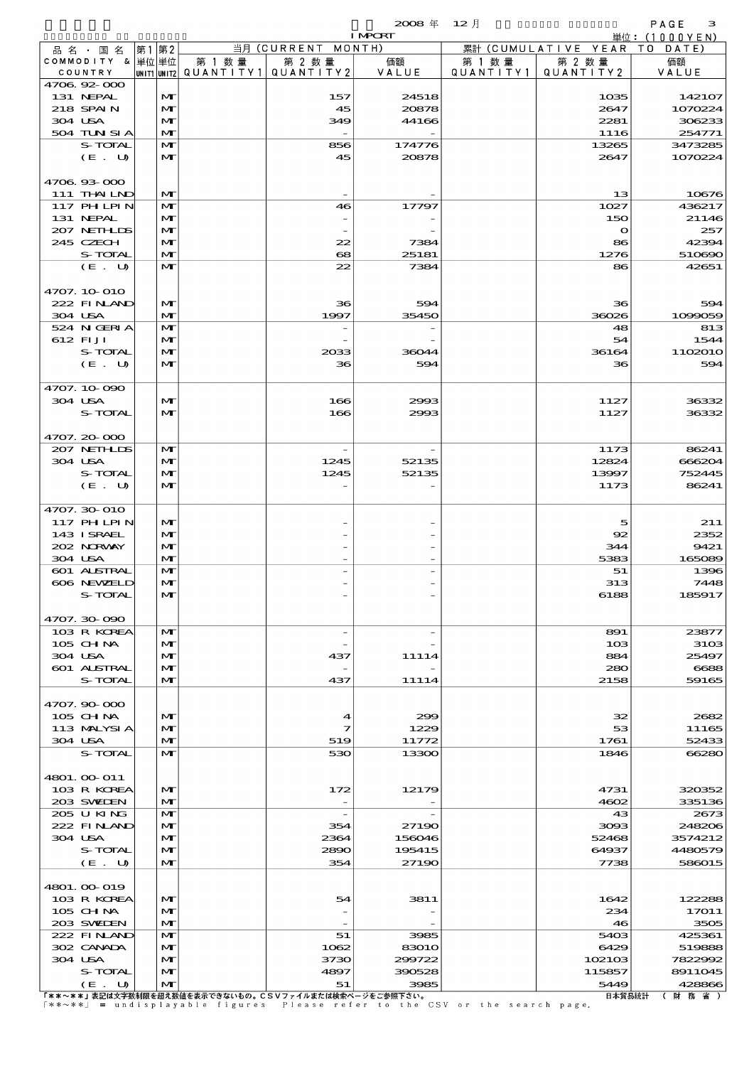2008 年 12 月 IMPORT

単位：(1000YEN)

| 品名・国名 COMMODITY & COUNTRY | 第1単位 UNIT1 | 第2単位 UNIT2 | 当月 (CURRENT MONTH) 第1数量 QUANTITY1 | 第2数量 QUANTITY2 | 価額 VALUE | 累計 (CUMULATIVE YEAR TO DATE) 第1数量 QUANTITY1 | 第2数量 QUANTITY2 | 価額 VALUE |
|---|---|---|---|---|---|---|---|---|
| 4706.92-000 | | | | | | | | |
| 131 NEPAL | | MT | | 157 | 24518 | | 1035 | 142107 |
| 218 SPAIN | | MT | | 45 | 20878 | | 2647 | 1070224 |
| 304 USA | | MT | | 349 | 44166 | | 2281 | 306233 |
| 504 TUNISIA | | MT | | - | - | | 1116 | 254771 |
| S-TOTAL | | MT | | 856 | 174776 | | 13265 | 3473285 |
| (E. U) | | MT | | 45 | 20878 | | 2647 | 1070224 |
| 4706.93-000 | | | | | | | | |
| 111 THAILND | | MT | | - | - | | 13 | 10676 |
| 117 PHLPIN | | MT | | 46 | 17797 | | 1027 | 436217 |
| 131 NEPAL | | MT | | - | - | | 150 | 21146 |
| 207 NETHLDS | | MT | | - | - | | 0 | 257 |
| 245 CZECH | | MT | | 22 | 7384 | | 86 | 42394 |
| S-TOTAL | | MT | | 68 | 25181 | | 1276 | 510690 |
| (E. U) | | MT | | 22 | 7384 | | 86 | 42651 |
| 4707.10-010 | | | | | | | | |
| 222 FINLAND | | MT | | 36 | 594 | | 36 | 594 |
| 304 USA | | MT | | 1997 | 35450 | | 36026 | 1099059 |
| 524 NIGERIA | | MT | | - | - | | 48 | 813 |
| 612 FIJI | | MT | | - | - | | 54 | 1544 |
| S-TOTAL | | MT | | 2033 | 36044 | | 36164 | 1102010 |
| (E. U) | | MT | | 36 | 594 | | 36 | 594 |
| 4707.10-090 | | | | | | | | |
| 304 USA | | MT | | 166 | 2993 | | 1127 | 36332 |
| S-TOTAL | | MT | | 166 | 2993 | | 1127 | 36332 |
| 4707.20-000 | | | | | | | | |
| 207 NETHLDS | | MT | | - | - | | 1173 | 86241 |
| 304 USA | | MT | | 1245 | 52135 | | 12824 | 666204 |
| S-TOTAL | | MT | | 1245 | 52135 | | 13997 | 752445 |
| (E. U) | | MT | | - | - | | 1173 | 86241 |
| 4707.30-010 | | | | | | | | |
| 117 PHLPIN | | MT | | - | - | | 5 | 211 |
| 143 ISRAEL | | MT | | - | - | | 92 | 2352 |
| 202 NORWAY | | MT | | - | - | | 344 | 9421 |
| 304 USA | | MT | | - | - | | 5383 | 165089 |
| 601 AUSTRAL | | MT | | - | - | | 51 | 1396 |
| 606 NEWZELD | | MT | | - | - | | 313 | 7448 |
| S-TOTAL | | MT | | - | - | | 6188 | 185917 |
| 4707.30-090 | | | | | | | | |
| 103 R KOREA | | MT | | - | - | | 891 | 23877 |
| 105 CHINA | | MT | | - | - | | 103 | 3103 |
| 304 USA | | MT | | 437 | 11114 | | 884 | 25497 |
| 601 AUSTRAL | | MT | | - | - | | 280 | 6688 |
| S-TOTAL | | MT | | 437 | 11114 | | 2158 | 59165 |
| 4707.90-000 | | | | | | | | |
| 105 CHINA | | MT | | 4 | 299 | | 32 | 2682 |
| 113 MALYSIA | | MT | | 7 | 1229 | | 53 | 11165 |
| 304 USA | | MT | | 519 | 11772 | | 1761 | 52433 |
| S-TOTAL | | MT | | 530 | 13300 | | 1846 | 66280 |
| 4801.00-011 | | | | | | | | |
| 103 R KOREA | | MT | | 172 | 12179 | | 4731 | 320352 |
| 203 SWEDEN | | MT | | - | - | | 4602 | 335136 |
| 205 U KING | | MT | | - | - | | 43 | 2673 |
| 222 FINLAND | | MT | | 354 | 27190 | | 3093 | 248206 |
| 304 USA | | MT | | 2364 | 156046 | | 52468 | 3574212 |
| S-TOTAL | | MT | | 2890 | 195415 | | 64937 | 4480579 |
| (E. U) | | MT | | 354 | 27190 | | 7738 | 586015 |
| 4801.00-019 | | | | | | | | |
| 103 R KOREA | | MT | | 54 | 3811 | | 1642 | 122288 |
| 105 CHINA | | MT | | - | - | | 234 | 17011 |
| 203 SWEDEN | | MT | | - | - | | 46 | 3505 |
| 222 FINLAND | | MT | | 51 | 3985 | | 5403 | 425361 |
| 302 CANADA | | MT | | 1062 | 83010 | | 6429 | 519888 |
| 304 USA | | MT | | 3730 | 299722 | | 102103 | 7822992 |
| S-TOTAL | | MT | | 4897 | 390528 | | 115857 | 8911045 |
| (E. U) | | MT | | 51 | 3985 | | 5449 | 428866 |

「**～**」表記は文字数制限を超え数値を表示できないもの。CSVファイルまたは検索ページをご参照下さい。
「**～**」 = undisplayable figures Please refer to the CSV or the search page.

日本貿易統計 （財務省）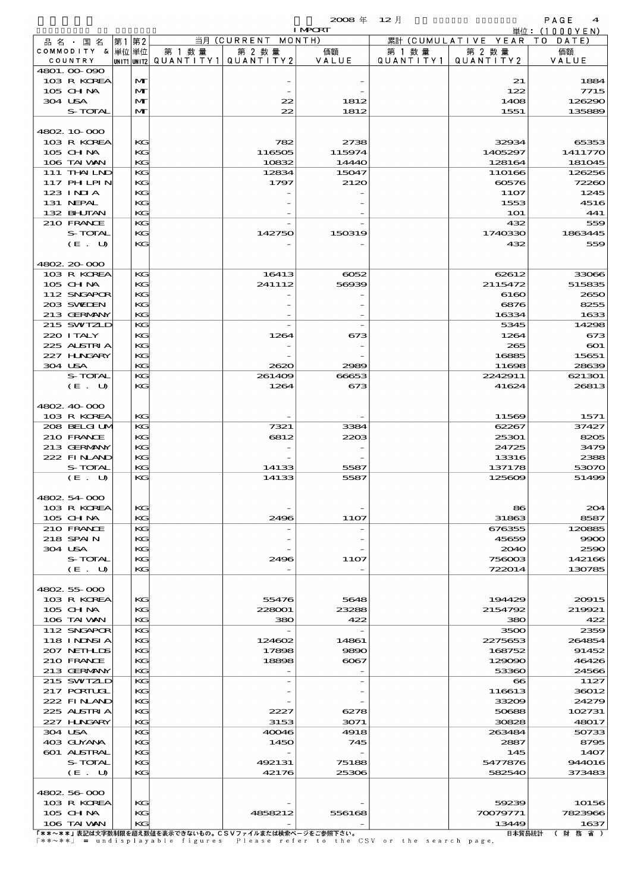2008 年 12 月 IMPORT

単位：(1000YEN)

| 品名・国名 COMMODITY & COUNTRY | 第1単位 UNIT1 | 第2単位 UNIT2 | 当月 (CURRENT MONTH) 第1数量 QUANTITY1 | 第2数量 QUANTITY2 | 価額 VALUE | 累計 (CUMULATIVE YEAR TO DATE) 第1数量 QUANTITY1 | 第2数量 QUANTITY2 | 価額 VALUE |
|---|---|---|---|---|---|---|---|---|
| 4801.00-090 | | | | | | | | |
| 103 R KOREA | | MT | | - | - | | 21 | 1884 |
| 105 CHINA | | MT | | - | - | | 122 | 7715 |
| 304 USA | | MT | | 22 | 1812 | | 1408 | 126290 |
| S-TOTAL | | MT | | 22 | 1812 | | 1551 | 135889 |
| 4802.10-000 | | | | | | | | |
| 103 R KOREA | | KG | | 782 | 2738 | | 32934 | 65353 |
| 105 CHINA | | KG | | 116505 | 115974 | | 1405297 | 1411770 |
| 106 TAIWAN | | KG | | 10832 | 14440 | | 128164 | 181045 |
| 111 THAILND | | KG | | 12834 | 15047 | | 110166 | 126256 |
| 117 PHILPIN | | KG | | 1797 | 2120 | | 60576 | 72260 |
| 123 INDIA | | KG | | - | - | | 1107 | 1245 |
| 131 NEPAL | | KG | | - | - | | 1553 | 4516 |
| 132 BHUTAN | | KG | | - | - | | 101 | 441 |
| 210 FRANCE | | KG | | - | - | | 432 | 559 |
| S-TOTAL | | KG | | 142750 | 150319 | | 1740330 | 1863445 |
| (E. U) | | KG | | - | - | | 432 | 559 |
| 4802.20-000 | | | | | | | | |
| 103 R KOREA | | KG | | 16413 | 6052 | | 62612 | 33066 |
| 105 CHINA | | KG | | 241112 | 56939 | | 2115472 | 515835 |
| 112 SNGAPOR | | KG | | - | - | | 6160 | 2650 |
| 203 SWEDEN | | KG | | - | - | | 6876 | 8255 |
| 213 GERMANY | | KG | | - | - | | 16334 | 1633 |
| 215 SWITZLD | | KG | | - | - | | 5345 | 14298 |
| 220 ITALY | | KG | | 1264 | 673 | | 1264 | 673 |
| 225 AUSTRIA | | KG | | - | - | | 265 | 601 |
| 227 HUNGARY | | KG | | - | - | | 16885 | 15651 |
| 304 USA | | KG | | 2620 | 2989 | | 11698 | 28639 |
| S-TOTAL | | KG | | 261409 | 66653 | | 2242911 | 621301 |
| (E. U) | | KG | | 1264 | 673 | | 41624 | 26813 |
| 4802.40-000 | | | | | | | | |
| 103 R KOREA | | KG | | - | - | | 11569 | 1571 |
| 208 BELGIUM | | KG | | 7321 | 3384 | | 62267 | 37427 |
| 210 FRANCE | | KG | | 6812 | 2203 | | 25301 | 8205 |
| 213 GERMANY | | KG | | - | - | | 24725 | 3479 |
| 222 FINLAND | | KG | | - | - | | 13316 | 2388 |
| S-TOTAL | | KG | | 14133 | 5587 | | 137178 | 53070 |
| (E. U) | | KG | | 14133 | 5587 | | 125609 | 51499 |
| 4802.54-000 | | | | | | | | |
| 103 R KOREA | | KG | | - | - | | 86 | 204 |
| 105 CHINA | | KG | | 2496 | 1107 | | 31863 | 8587 |
| 210 FRANCE | | KG | | - | - | | 676355 | 120885 |
| 218 SPAIN | | KG | | - | - | | 45659 | 9900 |
| 304 USA | | KG | | - | - | | 2040 | 2590 |
| S-TOTAL | | KG | | 2496 | 1107 | | 756003 | 142166 |
| (E. U) | | KG | | - | - | | 722014 | 130785 |
| 4802.55-000 | | | | | | | | |
| 103 R KOREA | | KG | | 55476 | 5648 | | 194429 | 20915 |
| 105 CHINA | | KG | | 228001 | 23288 | | 2154792 | 219921 |
| 106 TAIWAN | | KG | | 380 | 422 | | 380 | 422 |
| 112 SNGAPOR | | KG | | - | - | | 3500 | 2359 |
| 118 INDNSIA | | KG | | 124602 | 14861 | | 2275653 | 264854 |
| 207 NETHLDS | | KG | | 17898 | 9890 | | 168752 | 91452 |
| 210 FRANCE | | KG | | 18898 | 6067 | | 129090 | 46426 |
| 213 GERMANY | | KG | | - | - | | 53360 | 24566 |
| 215 SWITZLD | | KG | | - | - | | 66 | 1127 |
| 217 PORTUGL | | KG | | - | - | | 116613 | 36012 |
| 222 FINLAND | | KG | | - | - | | 33209 | 24279 |
| 225 AUSTRIA | | KG | | 2227 | 6278 | | 50688 | 102731 |
| 227 HUNGARY | | KG | | 3153 | 3071 | | 30828 | 48017 |
| 304 USA | | KG | | 40046 | 4918 | | 263484 | 50733 |
| 403 GUYANA | | KG | | 1450 | 745 | | 2887 | 8795 |
| 601 AUSTRAL | | KG | | - | - | | 145 | 1407 |
| S-TOTAL | | KG | | 492131 | 75188 | | 5477876 | 944016 |
| (E. U) | | KG | | 42176 | 25306 | | 582540 | 373483 |
| 4802.56-000 | | | | | | | | |
| 103 R KOREA | | KG | | - | - | | 59239 | 10156 |
| 105 CHINA | | KG | | 4858212 | 556168 | | 70079771 | 7823966 |
| 106 TAIWAN | | KG | | - | - | | 13449 | 1637 |

「＊＊～＊＊」表記は文字数制限を超え数値を表示できないもの。CSVファイルまたは検索ページをご参照下さい。
「＊＊～＊＊」 = undisplayable figures Please refer to the CSV or the search page.

日本貿易統計 （財務省）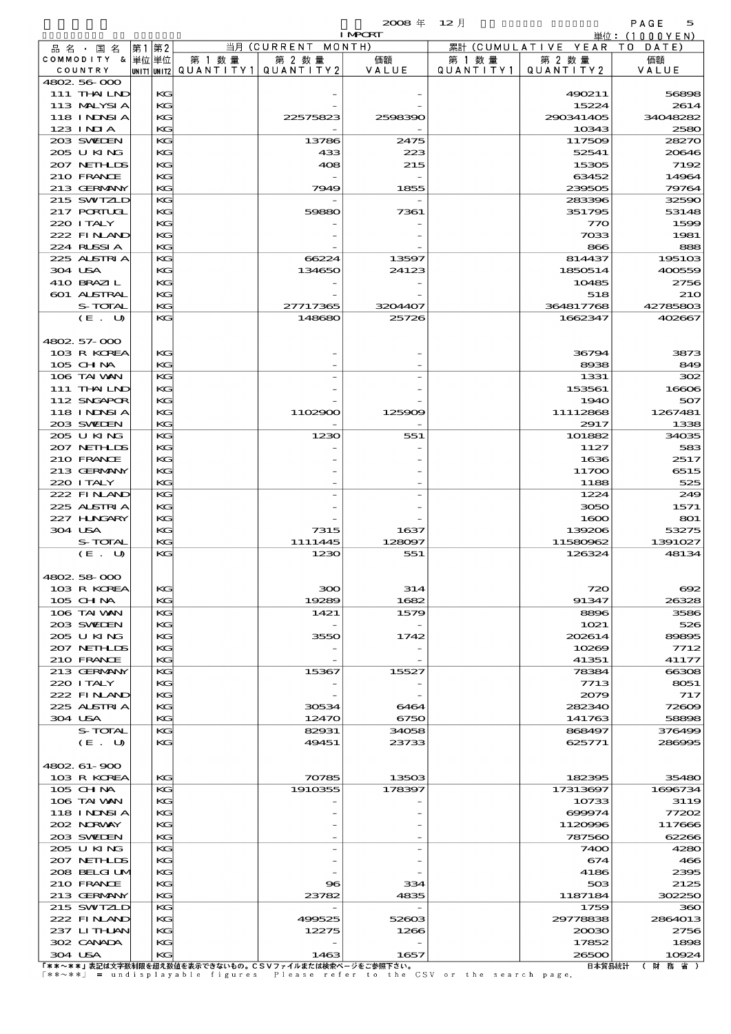2008 年 12 月 IMPORT

単位：(1000YEN)

| 品名・国名 COMMODITY & COUNTRY | 第1 単位 UNIT1 | 第2 単位 UNIT2 | 当月 (CURRENT MONTH) 第1数量 QUANTITY1 | 第2数量 QUANTITY2 | 価額 VALUE | 累計 (CUMULATIVE YEAR TO DATE) 第1数量 QUANTITY1 | 第2数量 QUANTITY2 | 価額 VALUE |
|---|---|---|---|---|---|---|---|---|
| 4802.56-000 | | | | | | | | |
| 111 THAILND | | KG | | - | - | | 490211 | 56898 |
| 113 MALYSIA | | KG | | - | - | | 15224 | 2614 |
| 118 INDNSIA | | KG | | 22575823 | 2598390 | | 290341405 | 34048282 |
| 123 INDIA | | KG | | - | - | | 10343 | 2580 |
| 203 SWEDEN | | KG | | 13786 | 2475 | | 117509 | 28270 |
| 205 U KING | | KG | | 433 | 223 | | 52541 | 20646 |
| 207 NETHLDS | | KG | | 408 | 215 | | 15305 | 7192 |
| 210 FRANCE | | KG | | - | - | | 63452 | 14964 |
| 213 GERMANY | | KG | | 7949 | 1855 | | 239505 | 79764 |
| 215 SWITZLD | | KG | | - | - | | 283396 | 32590 |
| 217 PORTUGL | | KG | | 59880 | 7361 | | 351795 | 53148 |
| 220 ITALY | | KG | | - | - | | 770 | 1599 |
| 222 FINLAND | | KG | | - | - | | 7033 | 1981 |
| 224 RUSSIA | | KG | | - | - | | 866 | 888 |
| 225 AUSTRIA | | KG | | 66224 | 13597 | | 814437 | 195103 |
| 304 USA | | KG | | 134650 | 24123 | | 1850514 | 400559 |
| 410 BRAZIL | | KG | | - | - | | 10485 | 2756 |
| 601 AUSTRAL | | KG | | - | - | | 518 | 210 |
| S-TOTAL | | KG | | 27717365 | 3204407 | | 364817768 | 42785803 |
| (E. U) | | KG | | 148680 | 25726 | | 1662347 | 402667 |
| 4802.57-000 | | | | | | | | |
| 103 R KOREA | | KG | | - | - | | 36794 | 3873 |
| 105 CHINA | | KG | | - | - | | 8938 | 849 |
| 106 TAIWAN | | KG | | - | - | | 1331 | 302 |
| 111 THAILND | | KG | | - | - | | 153561 | 16606 |
| 112 SNGAPOR | | KG | | - | - | | 1940 | 507 |
| 118 INDNSIA | | KG | | 1102900 | 125909 | | 11112868 | 1267481 |
| 203 SWEDEN | | KG | | - | - | | 2917 | 1338 |
| 205 U KING | | KG | | 1230 | 551 | | 101882 | 34035 |
| 207 NETHLDS | | KG | | - | - | | 1127 | 583 |
| 210 FRANCE | | KG | | - | - | | 1636 | 2517 |
| 213 GERMANY | | KG | | - | - | | 11700 | 6515 |
| 220 ITALY | | KG | | - | - | | 1188 | 525 |
| 222 FINLAND | | KG | | - | - | | 1224 | 249 |
| 225 AUSTRIA | | KG | | - | - | | 3050 | 1571 |
| 227 HUNGARY | | KG | | - | - | | 1600 | 801 |
| 304 USA | | KG | | 7315 | 1637 | | 139206 | 53275 |
| S-TOTAL | | KG | | 1111445 | 128097 | | 11580962 | 1391027 |
| (E. U) | | KG | | 1230 | 551 | | 126324 | 48134 |
| 4802.58-000 | | | | | | | | |
| 103 R KOREA | | KG | | 300 | 314 | | 720 | 692 |
| 105 CHINA | | KG | | 19289 | 1682 | | 91347 | 26328 |
| 106 TAIWAN | | KG | | 1421 | 1579 | | 8896 | 3586 |
| 203 SWEDEN | | KG | | - | - | | 1021 | 526 |
| 205 U KING | | KG | | 3550 | 1742 | | 202614 | 89895 |
| 207 NETHLDS | | KG | | - | - | | 10269 | 7712 |
| 210 FRANCE | | KG | | - | - | | 41351 | 41177 |
| 213 GERMANY | | KG | | 15367 | 15527 | | 78384 | 66308 |
| 220 ITALY | | KG | | - | - | | 7713 | 8051 |
| 222 FINLAND | | KG | | - | - | | 2079 | 717 |
| 225 AUSTRIA | | KG | | 30534 | 6464 | | 282340 | 72609 |
| 304 USA | | KG | | 12470 | 6750 | | 141763 | 58898 |
| S-TOTAL | | KG | | 82931 | 34058 | | 868497 | 376499 |
| (E. U) | | KG | | 49451 | 23733 | | 625771 | 286995 |
| 4802.61-900 | | | | | | | | |
| 103 R KOREA | | KG | | 70785 | 13503 | | 182395 | 35480 |
| 105 CHINA | | KG | | 1910355 | 178397 | | 17313697 | 1696734 |
| 106 TAIWAN | | KG | | - | - | | 10733 | 3119 |
| 118 INDNSIA | | KG | | - | - | | 699974 | 77202 |
| 202 NORWAY | | KG | | - | - | | 1120996 | 117666 |
| 203 SWEDEN | | KG | | - | - | | 787560 | 62266 |
| 205 U KING | | KG | | - | - | | 7400 | 4280 |
| 207 NETHLDS | | KG | | - | - | | 674 | 466 |
| 208 BELGIUM | | KG | | - | - | | 4186 | 2395 |
| 210 FRANCE | | KG | | 96 | 334 | | 503 | 2125 |
| 213 GERMANY | | KG | | 23782 | 4835 | | 1187184 | 302250 |
| 215 SWITZLD | | KG | | - | - | | 1759 | 360 |
| 222 FINLAND | | KG | | 499525 | 52603 | | 29778838 | 2864013 |
| 237 LITHUAN | | KG | | 12275 | 1266 | | 20030 | 2756 |
| 302 CANADA | | KG | | - | - | | 17852 | 1898 |
| 304 USA | | KG | | 1463 | 1657 | | 26500 | 10924 |

「**～**」表記は文字数制限を超え数値を表示できないもの。CSVファイルまたは検索ページをご参照下さい。
「**～**」 = undisplayable figures Please refer to the CSV or the search page.

日本貿易統計 （財務省）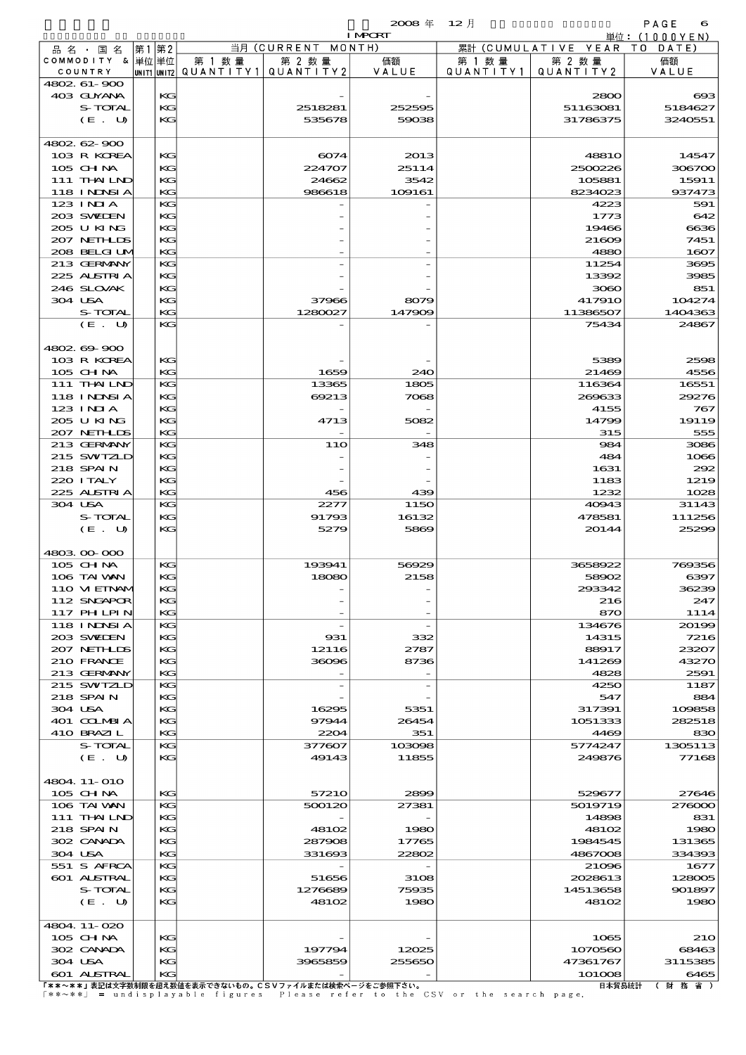2008 年 12 月 IMPORT

単位：(1000YEN)

| 品名・国名 COMMODITY & COUNTRY | 第1 単位 UNIT1 | 第2 単位 UNIT2 | 当月 (CURRENT MONTH) 第1数量 QUANTITY1 | 第2数量 QUANTITY2 | 価額 VALUE | 累計 (CUMULATIVE YEAR TO DATE) 第1数量 QUANTITY1 | 第2数量 QUANTITY2 | 価額 VALUE |
|---|---|---|---|---|---|---|---|---|
| 4802.61-900 | | | | | | | | |
| 403 GUYANA | | KG | | - | - | | 2800 | 693 |
| S-TOTAL | | KG | | 2518281 | 252595 | | 51163081 | 5184627 |
| (E. U) | | KG | | 535678 | 59038 | | 31786375 | 3240551 |
| 4802.62-900 | | | | | | | | |
| 103 R KOREA | | KG | | 6074 | 2013 | | 48810 | 14547 |
| 105 CHINA | | KG | | 224707 | 25114 | | 2500226 | 306700 |
| 111 THAILND | | KG | | 24662 | 3542 | | 105881 | 15911 |
| 118 INDNSIA | | KG | | 986618 | 109161 | | 8234023 | 937473 |
| 123 INDIA | | KG | | - | - | | 4223 | 591 |
| 203 SWEDEN | | KG | | - | - | | 1773 | 642 |
| 205 U KING | | KG | | - | - | | 19466 | 6636 |
| 207 NETHLDS | | KG | | - | - | | 21609 | 7451 |
| 208 BELGIUM | | KG | | - | - | | 4880 | 1607 |
| 213 GERMANY | | KG | | - | - | | 11254 | 3695 |
| 225 AUSTRIA | | KG | | - | - | | 13392 | 3985 |
| 246 SLOVAK | | KG | | - | - | | 3060 | 851 |
| 304 USA | | KG | | 37966 | 8079 | | 417910 | 104274 |
| S-TOTAL | | KG | | 1280027 | 147909 | | 11386507 | 1404363 |
| (E. U) | | KG | | - | - | | 75434 | 24867 |
| 4802.69-900 | | | | | | | | |
| 103 R KOREA | | KG | | - | - | | 5389 | 2598 |
| 105 CHINA | | KG | | 1659 | 240 | | 21469 | 4556 |
| 111 THAILND | | KG | | 13365 | 1805 | | 116364 | 16551 |
| 118 INDNSIA | | KG | | 69213 | 7068 | | 269633 | 29276 |
| 123 INDIA | | KG | | - | - | | 4155 | 767 |
| 205 U KING | | KG | | 4713 | 5082 | | 14799 | 19119 |
| 207 NETHLDS | | KG | | - | - | | 315 | 555 |
| 213 GERMANY | | KG | | 110 | 348 | | 984 | 3086 |
| 215 SWITZLD | | KG | | - | - | | 484 | 1066 |
| 218 SPAIN | | KG | | - | - | | 1631 | 292 |
| 220 ITALY | | KG | | - | - | | 1183 | 1219 |
| 225 AUSTRIA | | KG | | 456 | 439 | | 1232 | 1028 |
| 304 USA | | KG | | 2277 | 1150 | | 40943 | 31143 |
| S-TOTAL | | KG | | 91793 | 16132 | | 478581 | 111256 |
| (E. U) | | KG | | 5279 | 5869 | | 20144 | 25299 |
| 4803.00-000 | | | | | | | | |
| 105 CHINA | | KG | | 193941 | 56929 | | 3658922 | 769356 |
| 106 TAIWAN | | KG | | 18080 | 2158 | | 58902 | 6397 |
| 110 VIETNAM | | KG | | - | - | | 293342 | 36239 |
| 112 SNGAPOR | | KG | | - | - | | 216 | 247 |
| 117 PHILPIN | | KG | | - | - | | 870 | 1114 |
| 118 INDNSIA | | KG | | - | - | | 134676 | 20199 |
| 203 SWEDEN | | KG | | 931 | 332 | | 14315 | 7216 |
| 207 NETHLDS | | KG | | 12116 | 2787 | | 88917 | 23207 |
| 210 FRANCE | | KG | | 36096 | 8736 | | 141269 | 43270 |
| 213 GERMANY | | KG | | - | - | | 4828 | 2591 |
| 215 SWITZLD | | KG | | - | - | | 4250 | 1187 |
| 218 SPAIN | | KG | | - | - | | 547 | 884 |
| 304 USA | | KG | | 16295 | 5351 | | 317391 | 109858 |
| 401 COLMBIA | | KG | | 97944 | 26454 | | 1051333 | 282518 |
| 410 BRAZIL | | KG | | 2204 | 351 | | 4469 | 830 |
| S-TOTAL | | KG | | 377607 | 103098 | | 5774247 | 1305113 |
| (E. U) | | KG | | 49143 | 11855 | | 249876 | 77168 |
| 4804.11-010 | | | | | | | | |
| 105 CHINA | | KG | | 57210 | 2899 | | 529677 | 27646 |
| 106 TAIWAN | | KG | | 500120 | 27381 | | 5019719 | 276000 |
| 111 THAILND | | KG | | - | - | | 14898 | 831 |
| 218 SPAIN | | KG | | 48102 | 1980 | | 48102 | 1980 |
| 302 CANADA | | KG | | 287908 | 17765 | | 1984545 | 131365 |
| 304 USA | | KG | | 331693 | 22802 | | 4867008 | 334393 |
| 551 S AFRCA | | KG | | - | - | | 21096 | 1677 |
| 601 AUSTRAL | | KG | | 51656 | 3108 | | 2028613 | 128005 |
| S-TOTAL | | KG | | 1276689 | 75935 | | 14513658 | 901897 |
| (E. U) | | KG | | 48102 | 1980 | | 48102 | 1980 |
| 4804.11-020 | | | | | | | | |
| 105 CHINA | | KG | | - | - | | 1065 | 210 |
| 302 CANADA | | KG | | 197794 | 12025 | | 1070560 | 68463 |
| 304 USA | | KG | | 3965859 | 255650 | | 47361767 | 3115385 |
| 601 AUSTRAL | | KG | | - | - | | 101008 | 6465 |

「**～**」表記は文字数制限を超え数値を表示できないもの。CSVファイルまたは検索ページをご参照下さい。
「**～**」 = undisplayable figures Please refer to the CSV or the search page.

日本貿易統計 （財務省）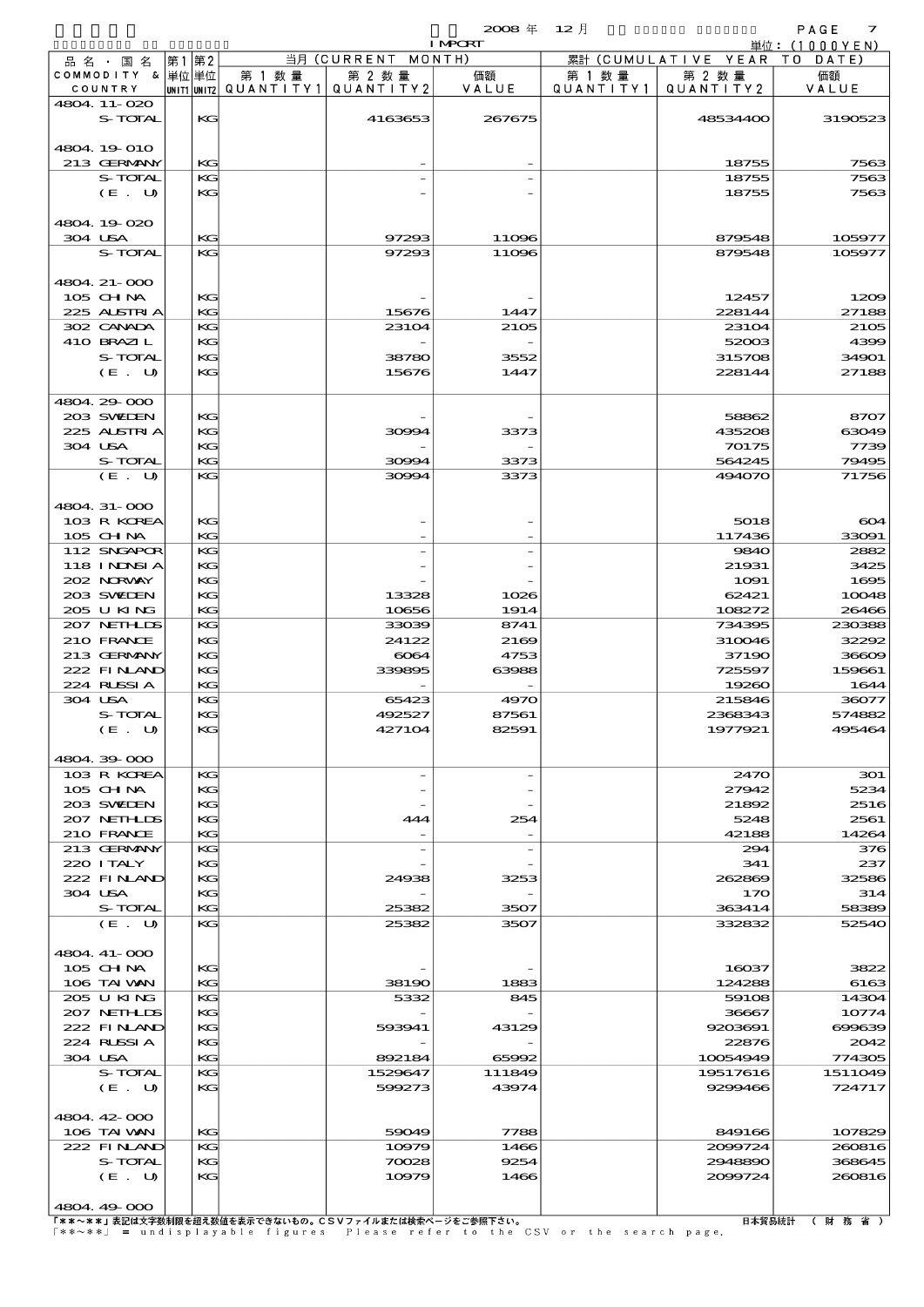2008 年 12 月 IMPORT

単位：(1000YEN)

| 品名・国名 COMMODITY & COUNTRY | 第1 単位 UNIT1 | 第2 単位 UNIT2 | 当月 (CURRENT MONTH) 第1数量 QUANTITY1 | 第2数量 QUANTITY2 | 価額 VALUE | 累計 (CUMULATIVE YEAR TO DATE) 第1数量 QUANTITY1 | 第2数量 QUANTITY2 | 価額 VALUE |
|---|---|---|---|---|---|---|---|---|
| 4804.11-020 | | | | | | | | |
| S-TOTAL | | KG | | 4163653 | 267675 | | 48534400 | 3190523 |
| 4804.19-010 | | | | | | | | |
| 213 GERMANY | | KG | | - | - | | 18755 | 7563 |
| S-TOTAL | | KG | | - | - | | 18755 | 7563 |
| (E. U) | | KG | | - | - | | 18755 | 7563 |
| 4804.19-020 | | | | | | | | |
| 304 USA | | KG | | 97293 | 11096 | | 879548 | 105977 |
| S-TOTAL | | KG | | 97293 | 11096 | | 879548 | 105977 |
| 4804.21-000 | | | | | | | | |
| 105 CHINA | | KG | | - | - | | 12457 | 1209 |
| 225 AUSTRIA | | KG | | 15676 | 1447 | | 228144 | 27188 |
| 302 CANADA | | KG | | 23104 | 2105 | | 23104 | 2105 |
| 410 BRAZIL | | KG | | - | - | | 52003 | 4399 |
| S-TOTAL | | KG | | 38780 | 3552 | | 315708 | 34901 |
| (E. U) | | KG | | 15676 | 1447 | | 228144 | 27188 |
| 4804.29-000 | | | | | | | | |
| 203 SWEDEN | | KG | | - | - | | 58862 | 8707 |
| 225 AUSTRIA | | KG | | 30994 | 3373 | | 435208 | 63049 |
| 304 USA | | KG | | - | - | | 70175 | 7739 |
| S-TOTAL | | KG | | 30994 | 3373 | | 564245 | 79495 |
| (E. U) | | KG | | 30994 | 3373 | | 494070 | 71756 |
| 4804.31-000 | | | | | | | | |
| 103 R KOREA | | KG | | - | - | | 5018 | 604 |
| 105 CHINA | | KG | | - | - | | 117436 | 33091 |
| 112 SNGAPOR | | KG | | - | - | | 9840 | 2882 |
| 118 INDNSIA | | KG | | - | - | | 21931 | 3425 |
| 202 NORWAY | | KG | | - | - | | 1091 | 1695 |
| 203 SWEDEN | | KG | | 13328 | 1026 | | 62421 | 10048 |
| 205 U KING | | KG | | 10656 | 1914 | | 108272 | 26466 |
| 207 NETHLDS | | KG | | 33039 | 8741 | | 734395 | 230388 |
| 210 FRANCE | | KG | | 24122 | 2169 | | 310046 | 32292 |
| 213 GERMANY | | KG | | 6064 | 4753 | | 37190 | 36609 |
| 222 FINLAND | | KG | | 339895 | 63988 | | 725597 | 159661 |
| 224 RUSSIA | | KG | | - | - | | 19260 | 1644 |
| 304 USA | | KG | | 65423 | 4970 | | 215846 | 36077 |
| S-TOTAL | | KG | | 492527 | 87561 | | 2368343 | 574882 |
| (E. U) | | KG | | 427104 | 82591 | | 1977921 | 495464 |
| 4804.39-000 | | | | | | | | |
| 103 R KOREA | | KG | | - | - | | 2470 | 301 |
| 105 CHINA | | KG | | - | - | | 27942 | 5234 |
| 203 SWEDEN | | KG | | - | - | | 21892 | 2516 |
| 207 NETHLDS | | KG | | 444 | 254 | | 5248 | 2561 |
| 210 FRANCE | | KG | | - | - | | 42188 | 14264 |
| 213 GERMANY | | KG | | - | - | | 294 | 376 |
| 220 ITALY | | KG | | - | - | | 341 | 237 |
| 222 FINLAND | | KG | | 24938 | 3253 | | 262869 | 32586 |
| 304 USA | | KG | | - | - | | 170 | 314 |
| S-TOTAL | | KG | | 25382 | 3507 | | 363414 | 58389 |
| (E. U) | | KG | | 25382 | 3507 | | 332832 | 52540 |
| 4804.41-000 | | | | | | | | |
| 105 CHINA | | KG | | - | - | | 16037 | 3822 |
| 106 TAIWAN | | KG | | 38190 | 1883 | | 124288 | 6163 |
| 205 U KING | | KG | | 5332 | 845 | | 59108 | 14304 |
| 207 NETHLDS | | KG | | - | - | | 36667 | 10774 |
| 222 FINLAND | | KG | | 593941 | 43129 | | 9203691 | 699639 |
| 224 RUSSIA | | KG | | - | - | | 22876 | 2042 |
| 304 USA | | KG | | 892184 | 65992 | | 10054949 | 774305 |
| S-TOTAL | | KG | | 1529647 | 111849 | | 19517616 | 1511049 |
| (E. U) | | KG | | 599273 | 43974 | | 9299466 | 724717 |
| 4804.42-000 | | | | | | | | |
| 106 TAIWAN | | KG | | 59049 | 7788 | | 849166 | 107829 |
| 222 FINLAND | | KG | | 10979 | 1466 | | 2099724 | 260816 |
| S-TOTAL | | KG | | 70028 | 9254 | | 2948890 | 368645 |
| (E. U) | | KG | | 10979 | 1466 | | 2099724 | 260816 |
| 4804.49-000 | | | | | | | | |

「**～**」表記は文字数制限を超え数値を表示できないもの。CSVファイルまたは検索ページをご参照下さい。
「**～**」 = undisplayable figures Please refer to the CSV or the search page.

日本貿易統計 （財務省）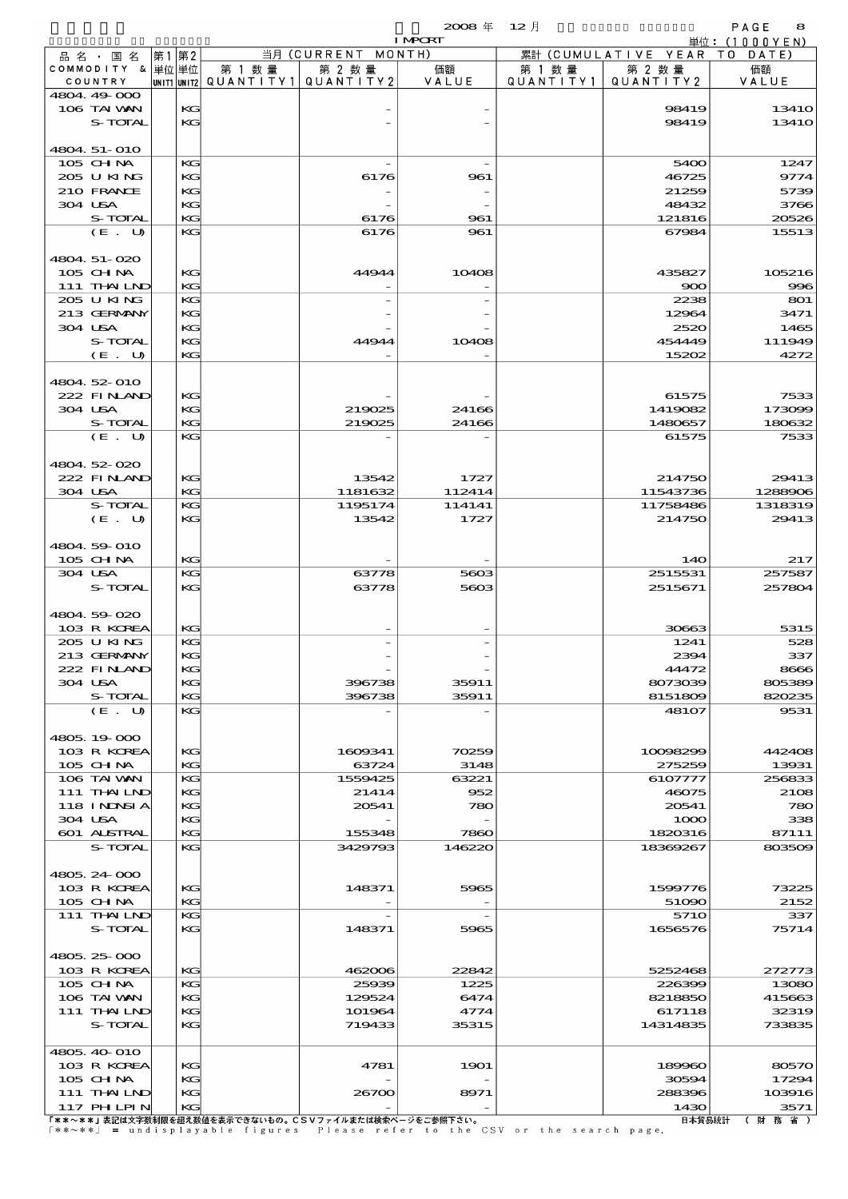2008 年 12 月 IMPORT

単位：(1000YEN)

| 品名・国名 COMMODITY & COUNTRY | 第1単位 UNIT1 | 第2単位 UNIT2 | 当月 (CURRENT MONTH) 第1数量 QUANTITY1 | 第2数量 QUANTITY2 | 価額 VALUE | 累計 (CUMULATIVE YEAR TO DATE) 第1数量 QUANTITY1 | 第2数量 QUANTITY2 | 価額 VALUE |
|---|---|---|---|---|---|---|---|---|
| 4804.49-000 | | | | | | | | |
| 106 TAIWAN | | KG | | - | - | | 98419 | 13410 |
| S-TOTAL | | KG | | - | - | | 98419 | 13410 |
| 4804.51-010 | | | | | | | | |
| 105 CHINA | | KG | | - | - | | 5400 | 1247 |
| 205 U KING | | KG | | 6176 | 961 | | 46725 | 9774 |
| 210 FRANCE | | KG | | - | - | | 21259 | 5739 |
| 304 USA | | KG | | - | - | | 48432 | 3766 |
| S-TOTAL | | KG | | 6176 | 961 | | 121816 | 20526 |
| (E. U) | | KG | | 6176 | 961 | | 67984 | 15513 |
| 4804.51-020 | | | | | | | | |
| 105 CHINA | | KG | | 44944 | 10408 | | 435827 | 105216 |
| 111 THAILND | | KG | | - | - | | 900 | 996 |
| 205 U KING | | KG | | - | - | | 2238 | 801 |
| 213 GERMANY | | KG | | - | - | | 12964 | 3471 |
| 304 USA | | KG | | - | - | | 2520 | 1465 |
| S-TOTAL | | KG | | 44944 | 10408 | | 454449 | 111949 |
| (E. U) | | KG | | - | - | | 15202 | 4272 |
| 4804.52-010 | | | | | | | | |
| 222 FINLAND | | KG | | - | - | | 61575 | 7533 |
| 304 USA | | KG | | 219025 | 24166 | | 1419082 | 173099 |
| S-TOTAL | | KG | | 219025 | 24166 | | 1480657 | 180632 |
| (E. U) | | KG | | - | - | | 61575 | 7533 |
| 4804.52-020 | | | | | | | | |
| 222 FINLAND | | KG | | 13542 | 1727 | | 214750 | 29413 |
| 304 USA | | KG | | 1181632 | 112414 | | 11543736 | 1288906 |
| S-TOTAL | | KG | | 1195174 | 114141 | | 11758486 | 1318319 |
| (E. U) | | KG | | 13542 | 1727 | | 214750 | 29413 |
| 4804.59-010 | | | | | | | | |
| 105 CHINA | | KG | | - | - | | 140 | 217 |
| 304 USA | | KG | | 63778 | 5603 | | 2515531 | 257587 |
| S-TOTAL | | KG | | 63778 | 5603 | | 2515671 | 257804 |
| 4804.59-020 | | | | | | | | |
| 103 R KOREA | | KG | | - | - | | 30663 | 5315 |
| 205 U KING | | KG | | - | - | | 1241 | 528 |
| 213 GERMANY | | KG | | - | - | | 2394 | 337 |
| 222 FINLAND | | KG | | - | - | | 44472 | 8666 |
| 304 USA | | KG | | 396738 | 35911 | | 8073039 | 805389 |
| S-TOTAL | | KG | | 396738 | 35911 | | 8151809 | 820235 |
| (E. U) | | KG | | - | - | | 48107 | 9531 |
| 4805.19-000 | | | | | | | | |
| 103 R KOREA | | KG | | 1609341 | 70259 | | 10098299 | 442408 |
| 105 CHINA | | KG | | 63724 | 3148 | | 275259 | 13931 |
| 106 TAIWAN | | KG | | 1559425 | 63221 | | 6107777 | 256833 |
| 111 THAILND | | KG | | 21414 | 952 | | 46075 | 2108 |
| 118 INDNSIA | | KG | | 20541 | 780 | | 20541 | 780 |
| 304 USA | | KG | | - | - | | 1000 | 338 |
| 601 AUSTRAL | | KG | | 155348 | 7860 | | 1820316 | 87111 |
| S-TOTAL | | KG | | 3429793 | 146220 | | 18369267 | 803509 |
| 4805.24-000 | | | | | | | | |
| 103 R KOREA | | KG | | 148371 | 5965 | | 1599776 | 73225 |
| 105 CHINA | | KG | | - | - | | 51090 | 2152 |
| 111 THAILND | | KG | | - | - | | 5710 | 337 |
| S-TOTAL | | KG | | 148371 | 5965 | | 1656576 | 75714 |
| 4805.25-000 | | | | | | | | |
| 103 R KOREA | | KG | | 462006 | 22842 | | 5252468 | 272773 |
| 105 CHINA | | KG | | 25939 | 1225 | | 226399 | 13080 |
| 106 TAIWAN | | KG | | 129524 | 6474 | | 8218850 | 415663 |
| 111 THAILND | | KG | | 101964 | 4774 | | 617118 | 32319 |
| S-TOTAL | | KG | | 719433 | 35315 | | 14314835 | 733835 |
| 4805.40-010 | | | | | | | | |
| 103 R KOREA | | KG | | 4781 | 1901 | | 189960 | 80570 |
| 105 CHINA | | KG | | - | - | | 30594 | 17294 |
| 111 THAILND | | KG | | 26700 | 8971 | | 288396 | 103916 |
| 117 PHILPIN | | KG | | - | - | | 1430 | 3571 |

「**～**」表記は文字数制限を超え数値を表示できないもの。CSVファイルまたは検索ページをご参照下さい。
「**～**」 = undisplayable figures Please refer to the CSV or the search page.

日本貿易統計 （財務省）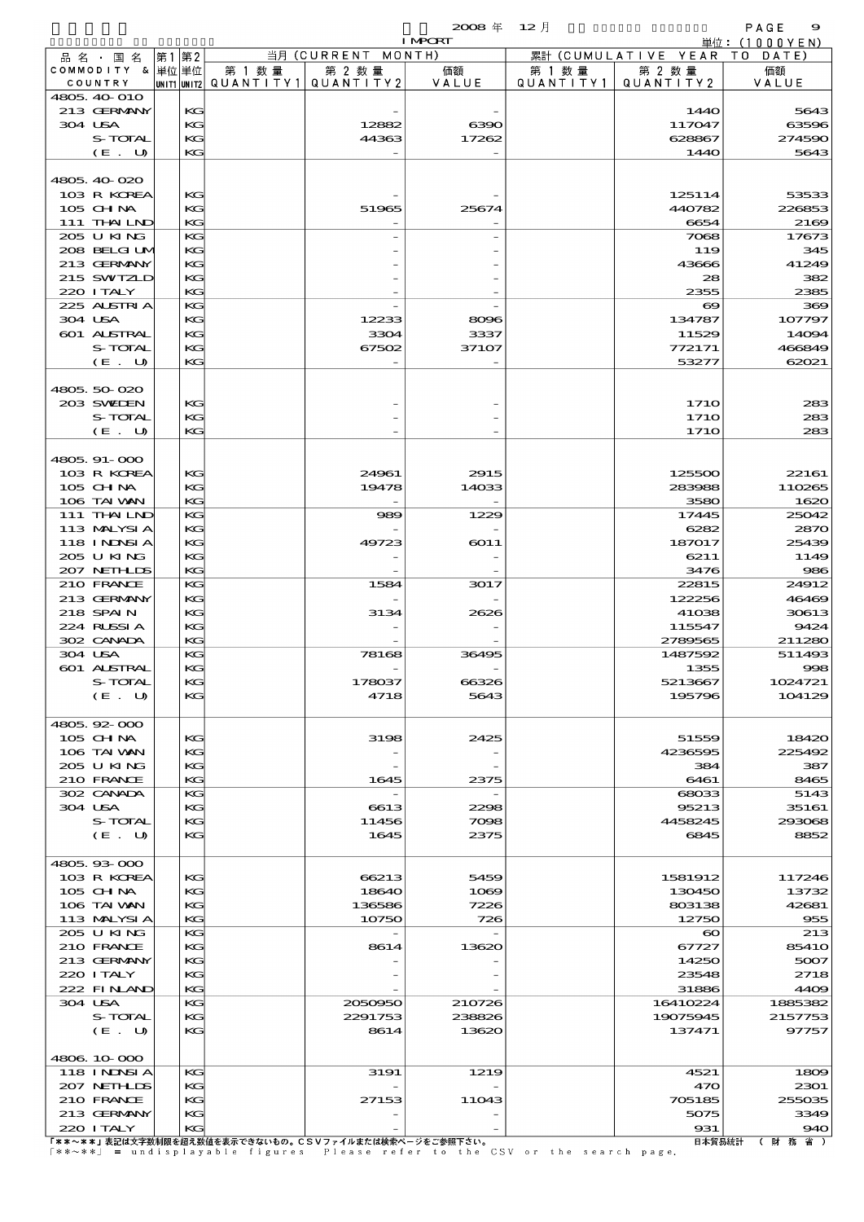2008 年 12 月 IMPORT

単位：(1000YEN)

| 品名・国名 COMMODITY & COUNTRY | 第1単位 UNIT1 | 第2単位 UNIT2 | 当月 (CURRENT MONTH) 第1数量 QUANTITY1 | 第2数量 QUANTITY2 | 価額 VALUE | 累計 (CUMULATIVE YEAR TO DATE) 第1数量 QUANTITY1 | 第2数量 QUANTITY2 | 価額 VALUE |
|---|---|---|---|---|---|---|---|---|
| 4805.40-010 | | | | | | | | |
| 213 GERMANY | | KG | | - | - | | 1440 | 5643 |
| 304 USA | | KG | | 12882 | 6390 | | 117047 | 63596 |
| S-TOTAL | | KG | | 44363 | 17262 | | 628867 | 274590 |
| (E. U) | | KG | | - | - | | 1440 | 5643 |
| 4805.40-020 | | | | | | | | |
| 103 R KOREA | | KG | | - | - | | 125114 | 53533 |
| 105 CHINA | | KG | | 51965 | 25674 | | 440782 | 226853 |
| 111 THAILND | | KG | | - | - | | 6654 | 2169 |
| 205 U KING | | KG | | - | - | | 7068 | 17673 |
| 208 BELGIUM | | KG | | - | - | | 119 | 345 |
| 213 GERMANY | | KG | | - | - | | 43666 | 41249 |
| 215 SWTZLD | | KG | | - | - | | 28 | 382 |
| 220 ITALY | | KG | | - | - | | 2355 | 2385 |
| 225 AUSTRIA | | KG | | - | - | | 69 | 369 |
| 304 USA | | KG | | 12233 | 8096 | | 134787 | 107797 |
| 601 AUSTRAL | | KG | | 3304 | 3337 | | 11529 | 14094 |
| S-TOTAL | | KG | | 67502 | 37107 | | 772171 | 466849 |
| (E. U) | | KG | | - | - | | 53277 | 62021 |
| 4805.50-020 | | | | | | | | |
| 203 SWEDEN | | KG | | - | - | | 1710 | 283 |
| S-TOTAL | | KG | | - | - | | 1710 | 283 |
| (E. U) | | KG | | - | - | | 1710 | 283 |
| 4805.91-000 | | | | | | | | |
| 103 R KOREA | | KG | | 24961 | 2915 | | 125500 | 22161 |
| 105 CHINA | | KG | | 19478 | 14033 | | 283988 | 110265 |
| 106 TAIWAN | | KG | | - | - | | 3580 | 1620 |
| 111 THAILND | | KG | | 989 | 1229 | | 17445 | 25042 |
| 113 MALYSIA | | KG | | - | - | | 6282 | 2870 |
| 118 INDNSIA | | KG | | 49723 | 6011 | | 187017 | 25439 |
| 205 U KING | | KG | | - | - | | 6211 | 1149 |
| 207 NETHLDS | | KG | | - | - | | 3476 | 986 |
| 210 FRANCE | | KG | | 1584 | 3017 | | 22815 | 24912 |
| 213 GERMANY | | KG | | - | - | | 122256 | 46469 |
| 218 SPAIN | | KG | | 3134 | 2626 | | 41038 | 30613 |
| 224 RUSSIA | | KG | | - | - | | 115547 | 9424 |
| 302 CANADA | | KG | | - | - | | 2789565 | 211280 |
| 304 USA | | KG | | 78168 | 36495 | | 1487592 | 511493 |
| 601 AUSTRAL | | KG | | - | - | | 1355 | 998 |
| S-TOTAL | | KG | | 178037 | 66326 | | 5213667 | 1024721 |
| (E. U) | | KG | | 4718 | 5643 | | 195796 | 104129 |
| 4805.92-000 | | | | | | | | |
| 105 CHINA | | KG | | 3198 | 2425 | | 51559 | 18420 |
| 106 TAIWAN | | KG | | - | - | | 4236595 | 225492 |
| 205 U KING | | KG | | - | - | | 384 | 387 |
| 210 FRANCE | | KG | | 1645 | 2375 | | 6461 | 8465 |
| 302 CANADA | | KG | | - | - | | 68033 | 5143 |
| 304 USA | | KG | | 6613 | 2298 | | 95213 | 35161 |
| S-TOTAL | | KG | | 11456 | 7098 | | 4458245 | 293068 |
| (E. U) | | KG | | 1645 | 2375 | | 6845 | 8852 |
| 4805.93-000 | | | | | | | | |
| 103 R KOREA | | KG | | 66213 | 5459 | | 1581912 | 117246 |
| 105 CHINA | | KG | | 18640 | 1069 | | 130450 | 13732 |
| 106 TAIWAN | | KG | | 136586 | 7226 | | 803138 | 42681 |
| 113 MALYSIA | | KG | | 10750 | 726 | | 12750 | 955 |
| 205 U KING | | KG | | - | - | | 60 | 213 |
| 210 FRANCE | | KG | | 8614 | 13620 | | 67727 | 85410 |
| 213 GERMANY | | KG | | - | - | | 14250 | 5007 |
| 220 ITALY | | KG | | - | - | | 23548 | 2718 |
| 222 FINLAND | | KG | | - | - | | 31886 | 4409 |
| 304 USA | | KG | | 2050950 | 210726 | | 16410224 | 1885382 |
| S-TOTAL | | KG | | 2291753 | 238826 | | 19075945 | 2157753 |
| (E. U) | | KG | | 8614 | 13620 | | 137471 | 97757 |
| 4806.10-000 | | | | | | | | |
| 118 INDNSIA | | KG | | 3191 | 1219 | | 4521 | 1809 |
| 207 NETHLDS | | KG | | - | - | | 470 | 2301 |
| 210 FRANCE | | KG | | 27153 | 11043 | | 705185 | 255035 |
| 213 GERMANY | | KG | | - | - | | 5075 | 3349 |
| 220 ITALY | | KG | | - | - | | 931 | 940 |

「**～**」表記は文字数制限を超え数値を表示できないもの。CSVファイルまたは検索ページをご参照下さい。
「**～**」 = undisplayable figures Please refer to the CSV or the search page.

日本貿易統計 (財務省)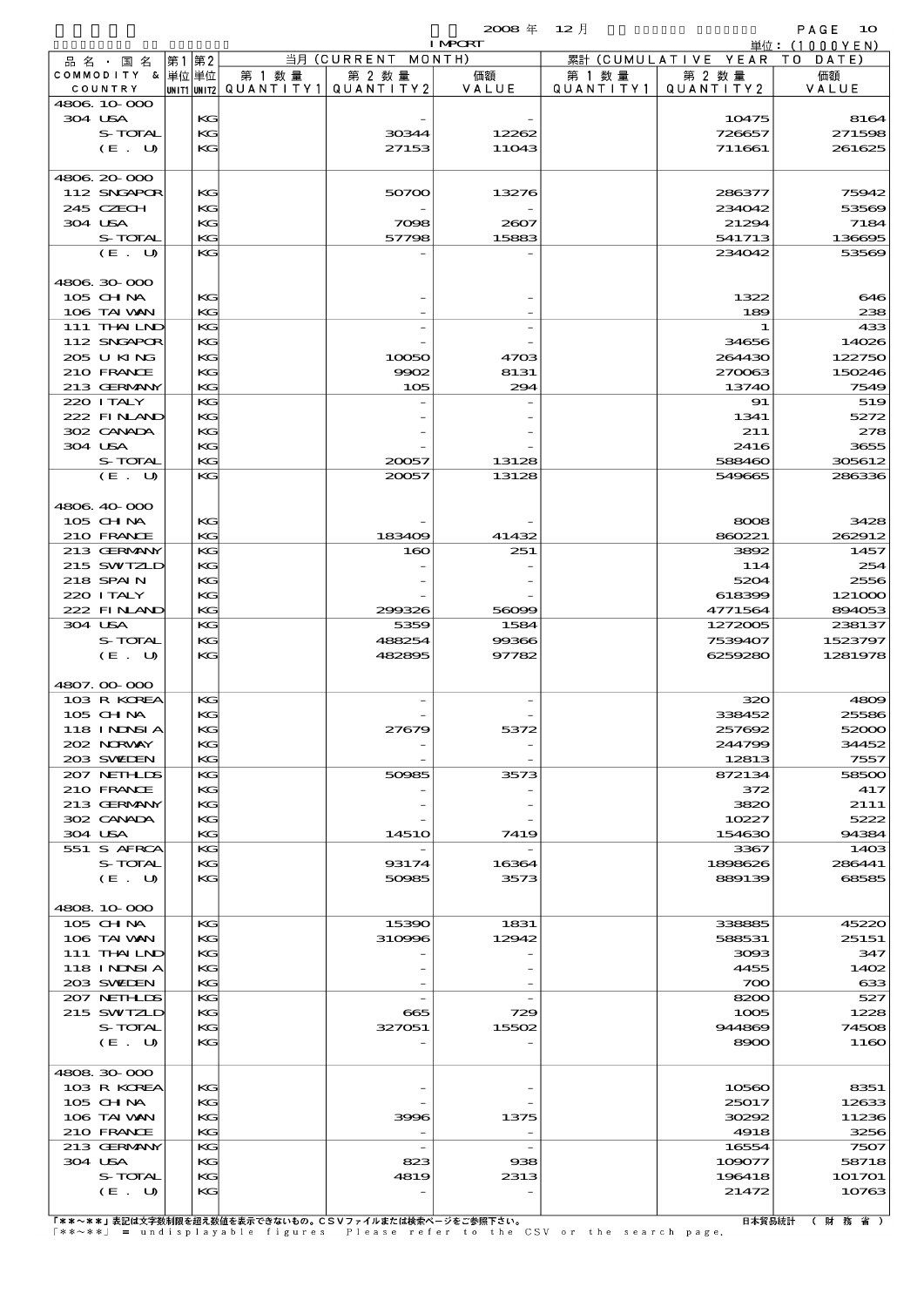2008 年 12 月 IMPORT

単位：(1000YEN)

| 品名・国名 COMMODITY & COUNTRY | 第1 単位 UNIT1 | 第2 単位 UNIT2 | 当月 (CURRENT MONTH) 第1数量 QUANTITY1 | 第2数量 QUANTITY2 | 価額 VALUE | 累計 (CUMULATIVE YEAR TO DATE) 第1数量 QUANTITY1 | 第2数量 QUANTITY2 | 価額 VALUE |
|---|---|---|---|---|---|---|---|---|
| 4806.10-000 | | | | | | | | |
| 304 USA | | KG | | - | - | | 10475 | 8164 |
| S-TOTAL | | KG | | 30344 | 12262 | | 726657 | 271598 |
| (E. U) | | KG | | 27153 | 11043 | | 711661 | 261625 |
| 4806.20-000 | | | | | | | | |
| 112 SNGAPOR | | KG | | 50700 | 13276 | | 286377 | 75942 |
| 245 CZECH | | KG | | - | - | | 234042 | 53569 |
| 304 USA | | KG | | 7098 | 2607 | | 21294 | 7184 |
| S-TOTAL | | KG | | 57798 | 15883 | | 541713 | 136695 |
| (E. U) | | KG | | - | - | | 234042 | 53569 |
| 4806.30-000 | | | | | | | | |
| 105 CHINA | | KG | | - | - | | 1322 | 646 |
| 106 TAIWAN | | KG | | - | - | | 189 | 238 |
| 111 THAILND | | KG | | - | - | | 1 | 433 |
| 112 SNGAPOR | | KG | | - | - | | 34656 | 14026 |
| 205 U KING | | KG | | 10050 | 4703 | | 264430 | 122750 |
| 210 FRANCE | | KG | | 9902 | 8131 | | 270063 | 150246 |
| 213 GERMANY | | KG | | 105 | 294 | | 13740 | 7549 |
| 220 ITALY | | KG | | - | - | | 91 | 519 |
| 222 FINLAND | | KG | | - | - | | 1341 | 5272 |
| 302 CANADA | | KG | | - | - | | 211 | 278 |
| 304 USA | | KG | | - | - | | 2416 | 3655 |
| S-TOTAL | | KG | | 20057 | 13128 | | 588460 | 305612 |
| (E. U) | | KG | | 20057 | 13128 | | 549665 | 286336 |
| 4806.40-000 | | | | | | | | |
| 105 CHINA | | KG | | - | - | | 8008 | 3428 |
| 210 FRANCE | | KG | | 183409 | 41432 | | 860221 | 262912 |
| 213 GERMANY | | KG | | 160 | 251 | | 3892 | 1457 |
| 215 SWITZLD | | KG | | - | - | | 114 | 254 |
| 218 SPAIN | | KG | | - | - | | 5204 | 2556 |
| 220 ITALY | | KG | | - | - | | 618399 | 121000 |
| 222 FINLAND | | KG | | 299326 | 56099 | | 4771564 | 894053 |
| 304 USA | | KG | | 5359 | 1584 | | 1272005 | 238137 |
| S-TOTAL | | KG | | 488254 | 99366 | | 7539407 | 1523797 |
| (E. U) | | KG | | 482895 | 97782 | | 6259280 | 1281978 |
| 4807.00-000 | | | | | | | | |
| 103 R KOREA | | KG | | - | - | | 320 | 4809 |
| 105 CHINA | | KG | | - | - | | 338452 | 25586 |
| 118 INDNSIA | | KG | | 27679 | 5372 | | 257692 | 52000 |
| 202 NORWAY | | KG | | - | - | | 244799 | 34452 |
| 203 SWEDEN | | KG | | - | - | | 12813 | 7557 |
| 207 NETHLDS | | KG | | 50985 | 3573 | | 872134 | 58500 |
| 210 FRANCE | | KG | | - | - | | 372 | 417 |
| 213 GERMANY | | KG | | - | - | | 3820 | 2111 |
| 302 CANADA | | KG | | - | - | | 10227 | 5222 |
| 304 USA | | KG | | 14510 | 7419 | | 154630 | 94384 |
| 551 S AFRCA | | KG | | - | - | | 3367 | 1403 |
| S-TOTAL | | KG | | 93174 | 16364 | | 1898626 | 286441 |
| (E. U) | | KG | | 50985 | 3573 | | 889139 | 68585 |
| 4808.10-000 | | | | | | | | |
| 105 CHINA | | KG | | 15390 | 1831 | | 338885 | 45220 |
| 106 TAIWAN | | KG | | 310996 | 12942 | | 588531 | 25151 |
| 111 THAILND | | KG | | - | - | | 3093 | 347 |
| 118 INDNSIA | | KG | | - | - | | 4455 | 1402 |
| 203 SWEDEN | | KG | | - | - | | 700 | 633 |
| 207 NETHLDS | | KG | | - | - | | 8200 | 527 |
| 215 SWITZLD | | KG | | 665 | 729 | | 1005 | 1228 |
| S-TOTAL | | KG | | 327051 | 15502 | | 944869 | 74508 |
| (E. U) | | KG | | - | - | | 8900 | 1160 |
| 4808.30-000 | | | | | | | | |
| 103 R KOREA | | KG | | - | - | | 10560 | 8351 |
| 105 CHINA | | KG | | - | - | | 25017 | 12633 |
| 106 TAIWAN | | KG | | 3996 | 1375 | | 30292 | 11236 |
| 210 FRANCE | | KG | | - | - | | 4918 | 3256 |
| 213 GERMANY | | KG | | - | - | | 16554 | 7507 |
| 304 USA | | KG | | 823 | 938 | | 109077 | 58718 |
| S-TOTAL | | KG | | 4819 | 2313 | | 196418 | 101701 |
| (E. U) | | KG | | - | - | | 21472 | 10763 |

「**～**」表記は文字数制限を超え数値を表示できないもの。CSVファイルまたは検索ページをご参照下さい。
「**～**」 = undisplayable figures Please refer to the CSV or the search page.

日本貿易統計 （財務省）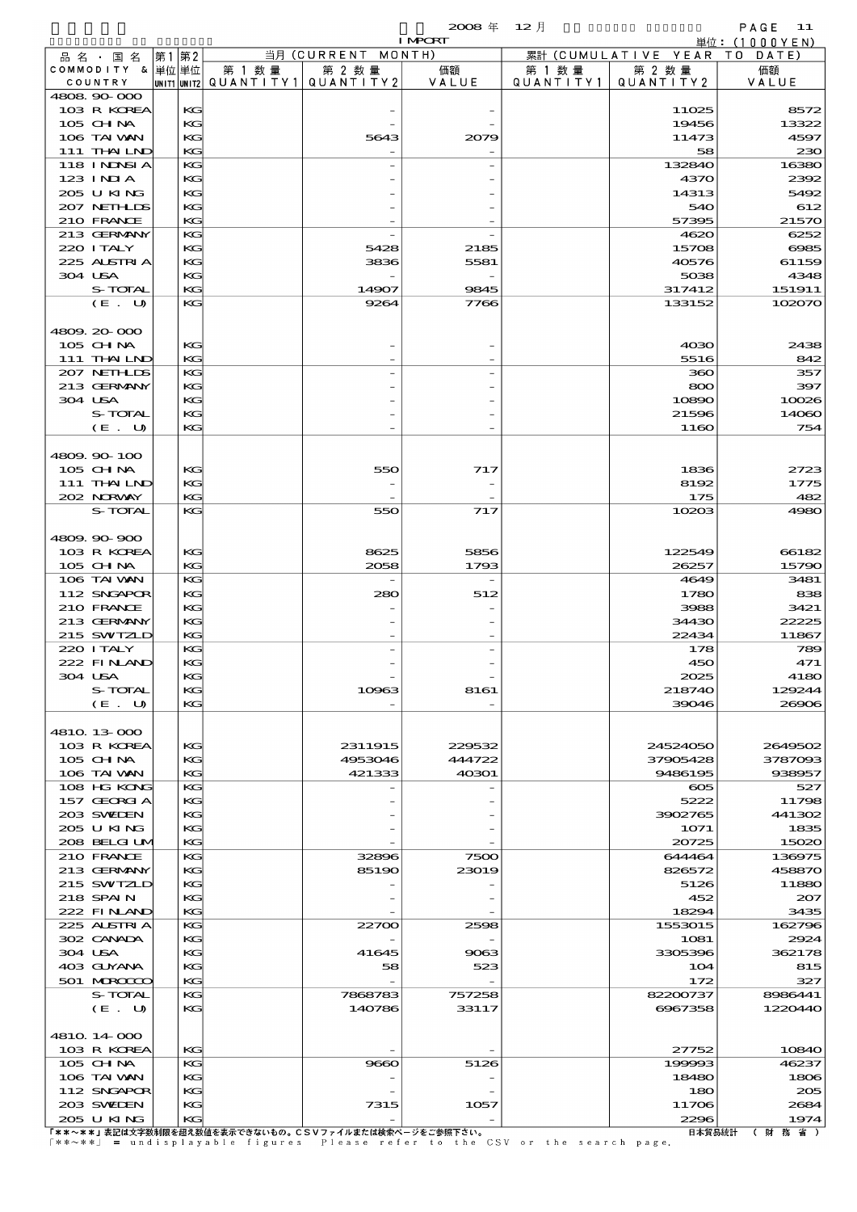2008 年 12 月 IMPORT

単位：(1000YEN)

| 品名・国名 COMMODITY & COUNTRY | 第1単位 UNIT1 | 第2単位 UNIT2 | 当月 (CURRENT MONTH) 第1数量 QUANTITY1 | 第2数量 QUANTITY2 | 価額 VALUE | 累計 (CUMULATIVE YEAR TO DATE) 第1数量 QUANTITY1 | 第2数量 QUANTITY2 | 価額 VALUE |
|---|---|---|---|---|---|---|---|---|
| 4808.90-000 | | | | | | | | |
| 103 R KOREA | | KG | | - | - | | 11025 | 8572 |
| 105 CHINA | | KG | | - | - | | 19456 | 13322 |
| 106 TAIWAN | | KG | | 5643 | 2079 | | 11473 | 4597 |
| 111 THAILND | | KG | | - | - | | 58 | 230 |
| 118 INDNSIA | | KG | | - | - | | 132840 | 16380 |
| 123 INDIA | | KG | | - | - | | 4370 | 2392 |
| 205 U KING | | KG | | - | - | | 14313 | 5492 |
| 207 NETHLDS | | KG | | - | - | | 540 | 612 |
| 210 FRANCE | | KG | | - | - | | 57395 | 21570 |
| 213 GERMANY | | KG | | - | - | | 4620 | 6252 |
| 220 ITALY | | KG | | 5428 | 2185 | | 15708 | 6985 |
| 225 AUSTRIA | | KG | | 3836 | 5581 | | 40576 | 61159 |
| 304 USA | | KG | | - | - | | 5038 | 4348 |
| S-TOTAL | | KG | | 14907 | 9845 | | 317412 | 151911 |
| (E. U) | | KG | | 9264 | 7766 | | 133152 | 102070 |
| 4809.20-000 | | | | | | | | |
| 105 CHINA | | KG | | - | - | | 4030 | 2438 |
| 111 THAILND | | KG | | - | - | | 5516 | 842 |
| 207 NETHLDS | | KG | | - | - | | 360 | 357 |
| 213 GERMANY | | KG | | - | - | | 800 | 397 |
| 304 USA | | KG | | - | - | | 10890 | 10026 |
| S-TOTAL | | KG | | - | - | | 21596 | 14060 |
| (E. U) | | KG | | - | - | | 1160 | 754 |
| 4809.90-100 | | | | | | | | |
| 105 CHINA | | KG | | 550 | 717 | | 1836 | 2723 |
| 111 THAILND | | KG | | - | - | | 8192 | 1775 |
| 202 NORWAY | | KG | | - | - | | 175 | 482 |
| S-TOTAL | | KG | | 550 | 717 | | 10203 | 4980 |
| 4809.90-900 | | | | | | | | |
| 103 R KOREA | | KG | | 8625 | 5856 | | 122549 | 66182 |
| 105 CHINA | | KG | | 2058 | 1793 | | 26257 | 15790 |
| 106 TAIWAN | | KG | | - | - | | 4649 | 3481 |
| 112 SNGAPOR | | KG | | 280 | 512 | | 1780 | 838 |
| 210 FRANCE | | KG | | - | - | | 3988 | 3421 |
| 213 GERMANY | | KG | | - | - | | 34430 | 22225 |
| 215 SWITZLD | | KG | | - | - | | 22434 | 11867 |
| 220 ITALY | | KG | | - | - | | 178 | 789 |
| 222 FINLAND | | KG | | - | - | | 450 | 471 |
| 304 USA | | KG | | - | - | | 2025 | 4180 |
| S-TOTAL | | KG | | 10963 | 8161 | | 218740 | 129244 |
| (E. U) | | KG | | - | - | | 39046 | 26906 |
| 4810.13-000 | | | | | | | | |
| 103 R KOREA | | KG | | 2311915 | 229532 | | 24524050 | 2649502 |
| 105 CHINA | | KG | | 4953046 | 444722 | | 37905428 | 3787093 |
| 106 TAIWAN | | KG | | 421333 | 40301 | | 9486195 | 938957 |
| 108 HG KONG | | KG | | - | - | | 605 | 527 |
| 157 GEORGIA | | KG | | - | - | | 5222 | 11798 |
| 203 SWEDEN | | KG | | - | - | | 3902765 | 441302 |
| 205 U KING | | KG | | - | - | | 1071 | 1835 |
| 208 BELGIUM | | KG | | - | - | | 20725 | 15020 |
| 210 FRANCE | | KG | | 32896 | 7500 | | 644464 | 136975 |
| 213 GERMANY | | KG | | 85190 | 23019 | | 826572 | 458870 |
| 215 SWITZLD | | KG | | - | - | | 5126 | 11880 |
| 218 SPAIN | | KG | | - | - | | 452 | 207 |
| 222 FINLAND | | KG | | - | - | | 18294 | 3435 |
| 225 AUSTRIA | | KG | | 22700 | 2598 | | 1553015 | 162796 |
| 302 CANADA | | KG | | - | - | | 1081 | 2924 |
| 304 USA | | KG | | 41645 | 9063 | | 3305396 | 362178 |
| 403 GUYANA | | KG | | 58 | 523 | | 104 | 815 |
| 501 MOROCCO | | KG | | - | - | | 172 | 327 |
| S-TOTAL | | KG | | 7868783 | 757258 | | 82200737 | 8986441 |
| (E. U) | | KG | | 140786 | 33117 | | 6967358 | 1220440 |
| 4810.14-000 | | | | | | | | |
| 103 R KOREA | | KG | | - | - | | 27752 | 10840 |
| 105 CHINA | | KG | | 9660 | 5126 | | 199993 | 46237 |
| 106 TAIWAN | | KG | | - | - | | 18480 | 1806 |
| 112 SNGAPOR | | KG | | - | - | | 180 | 205 |
| 203 SWEDEN | | KG | | 7315 | 1057 | | 11706 | 2684 |
| 205 U KING | | KG | | - | - | | 2296 | 1974 |

「**～**」表記は文字数制限を超え数値を表示できないもの。CSVファイルまたは検索ページをご参照下さい。
「**～**」 = undisplayable figures Please refer to the CSV or the search page.

日本貿易統計 （財務省）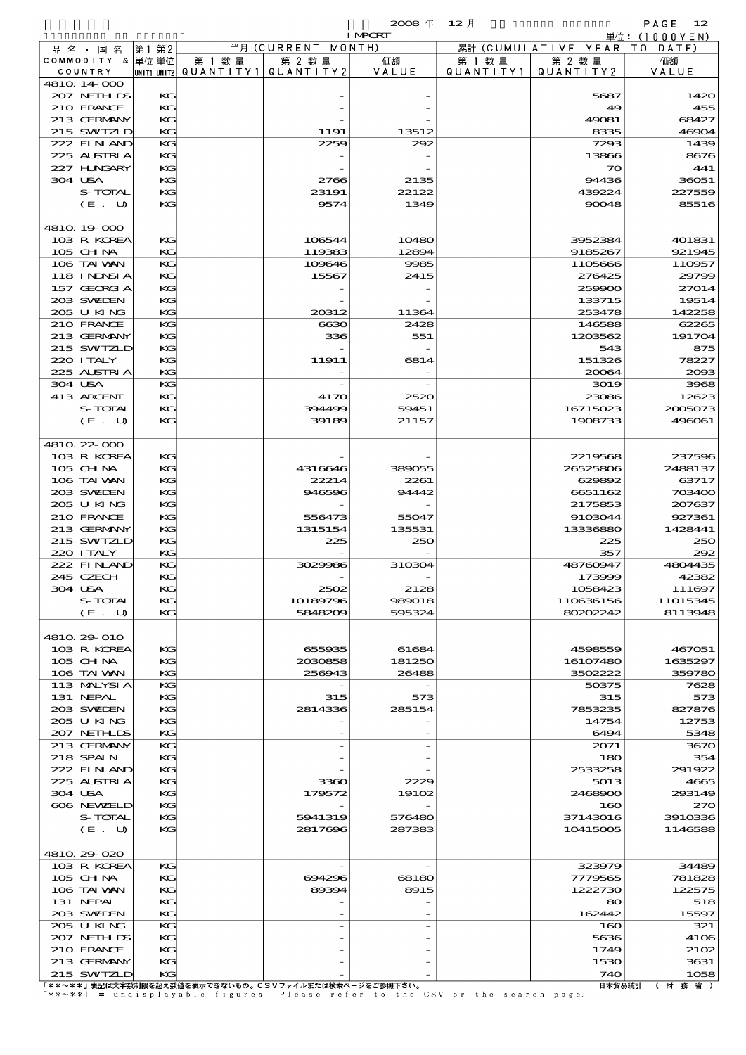2008 年 12 月 IMPORT

単位：(1000YEN)

| 品名・国名 COMMODITY & COUNTRY | 第1 単位 UNIT1 | 第2 単位 UNIT2 | 当月 (CURRENT MONTH) 第1数量 QUANTITY1 | 第2数量 QUANTITY2 | 価額 VALUE | 累計 (CUMULATIVE YEAR TO DATE) 第1数量 QUANTITY1 | 第2数量 QUANTITY2 | 価額 VALUE |
|---|---|---|---|---|---|---|---|---|
| 4810.14-000 | | | | | | | | |
| 207 NETHLDS | | KG | | - | - | | 5687 | 1420 |
| 210 FRANCE | | KG | | - | - | | 49 | 455 |
| 213 GERMANY | | KG | | - | - | | 49081 | 68427 |
| 215 SWITZLD | | KG | | 1191 | 13512 | | 8335 | 46904 |
| 222 FINLAND | | KG | | 2259 | 292 | | 7293 | 1439 |
| 225 AUSTRIA | | KG | | - | - | | 13866 | 8676 |
| 227 HUNGARY | | KG | | - | - | | 70 | 441 |
| 304 USA | | KG | | 2766 | 2135 | | 94436 | 36051 |
| S-TOTAL | | KG | | 23191 | 22122 | | 439224 | 227559 |
| (E. U) | | KG | | 9574 | 1349 | | 90048 | 85516 |
| 4810.19-000 | | | | | | | | |
| 103 R KOREA | | KG | | 106544 | 10480 | | 3952384 | 401831 |
| 105 CHINA | | KG | | 119383 | 12894 | | 9185267 | 921945 |
| 106 TAIWAN | | KG | | 109646 | 9985 | | 1105666 | 110957 |
| 118 INDNSIA | | KG | | 15567 | 2415 | | 276425 | 29799 |
| 157 GEORGIA | | KG | | - | - | | 259900 | 27014 |
| 203 SWEDEN | | KG | | - | - | | 133715 | 19514 |
| 205 U KING | | KG | | 20312 | 11364 | | 253478 | 142258 |
| 210 FRANCE | | KG | | 6630 | 2428 | | 146588 | 62265 |
| 213 GERMANY | | KG | | 336 | 551 | | 1203562 | 191704 |
| 215 SWITZLD | | KG | | - | - | | 543 | 875 |
| 220 ITALY | | KG | | 11911 | 6814 | | 151326 | 78227 |
| 225 AUSTRIA | | KG | | - | - | | 20064 | 2093 |
| 304 USA | | KG | | - | - | | 3019 | 3968 |
| 413 ARGENT | | KG | | 4170 | 2520 | | 23086 | 12623 |
| S-TOTAL | | KG | | 394499 | 59451 | | 16715023 | 2005073 |
| (E. U) | | KG | | 39189 | 21157 | | 1908733 | 496061 |
| 4810.22-000 | | | | | | | | |
| 103 R KOREA | | KG | | - | - | | 2219568 | 237596 |
| 105 CHINA | | KG | | 4316646 | 389055 | | 26525806 | 2488137 |
| 106 TAIWAN | | KG | | 22214 | 2261 | | 629892 | 63717 |
| 203 SWEDEN | | KG | | 946596 | 94442 | | 6651162 | 703400 |
| 205 U KING | | KG | | - | - | | 2175853 | 207637 |
| 210 FRANCE | | KG | | 556473 | 55047 | | 9103044 | 927361 |
| 213 GERMANY | | KG | | 1315154 | 135531 | | 13336880 | 1428441 |
| 215 SWITZLD | | KG | | 225 | 250 | | 225 | 250 |
| 220 ITALY | | KG | | - | - | | 357 | 292 |
| 222 FINLAND | | KG | | 3029986 | 310304 | | 48760947 | 4804435 |
| 245 CZECH | | KG | | - | - | | 173999 | 42382 |
| 304 USA | | KG | | 2502 | 2128 | | 1058423 | 111697 |
| S-TOTAL | | KG | | 10189796 | 989018 | | 110636156 | 11015345 |
| (E. U) | | KG | | 5848209 | 595324 | | 80202242 | 8113948 |
| 4810.29-010 | | | | | | | | |
| 103 R KOREA | | KG | | 655935 | 61684 | | 4598559 | 467051 |
| 105 CHINA | | KG | | 2030858 | 181250 | | 16107480 | 1635297 |
| 106 TAIWAN | | KG | | 256943 | 26488 | | 3502222 | 359780 |
| 113 MALYSIA | | KG | | - | - | | 50375 | 7628 |
| 131 NEPAL | | KG | | 315 | 573 | | 315 | 573 |
| 203 SWEDEN | | KG | | 2814336 | 285154 | | 7853235 | 827876 |
| 205 U KING | | KG | | - | - | | 14754 | 12753 |
| 207 NETHLDS | | KG | | - | - | | 6494 | 5348 |
| 213 GERMANY | | KG | | - | - | | 2071 | 3670 |
| 218 SPAIN | | KG | | - | - | | 180 | 354 |
| 222 FINLAND | | KG | | - | - | | 2533258 | 291922 |
| 225 AUSTRIA | | KG | | 3360 | 2229 | | 5013 | 4665 |
| 304 USA | | KG | | 179572 | 19102 | | 2468900 | 293149 |
| 606 NEWZELD | | KG | | - | - | | 160 | 270 |
| S-TOTAL | | KG | | 5941319 | 576480 | | 37143016 | 3910336 |
| (E. U) | | KG | | 2817696 | 287383 | | 10415005 | 1146588 |
| 4810.29-020 | | | | | | | | |
| 103 R KOREA | | KG | | - | - | | 323979 | 34489 |
| 105 CHINA | | KG | | 694296 | 68180 | | 7779565 | 781828 |
| 106 TAIWAN | | KG | | 89394 | 8915 | | 1222730 | 122575 |
| 131 NEPAL | | KG | | - | - | | 80 | 518 |
| 203 SWEDEN | | KG | | - | - | | 162442 | 15597 |
| 205 U KING | | KG | | - | - | | 160 | 321 |
| 207 NETHLDS | | KG | | - | - | | 5636 | 4106 |
| 210 FRANCE | | KG | | - | - | | 1749 | 2102 |
| 213 GERMANY | | KG | | - | - | | 1530 | 3631 |
| 215 SWITZLD | | KG | | - | - | | 740 | 1058 |

「**~**」表記は文字数制限を超え数値を表示できないもの。CSVファイルまたは検索ページをご参照下さい。
「**~**」 = undisplayable figures Please refer to the CSV or the search page.

日本貿易統計 （財務省）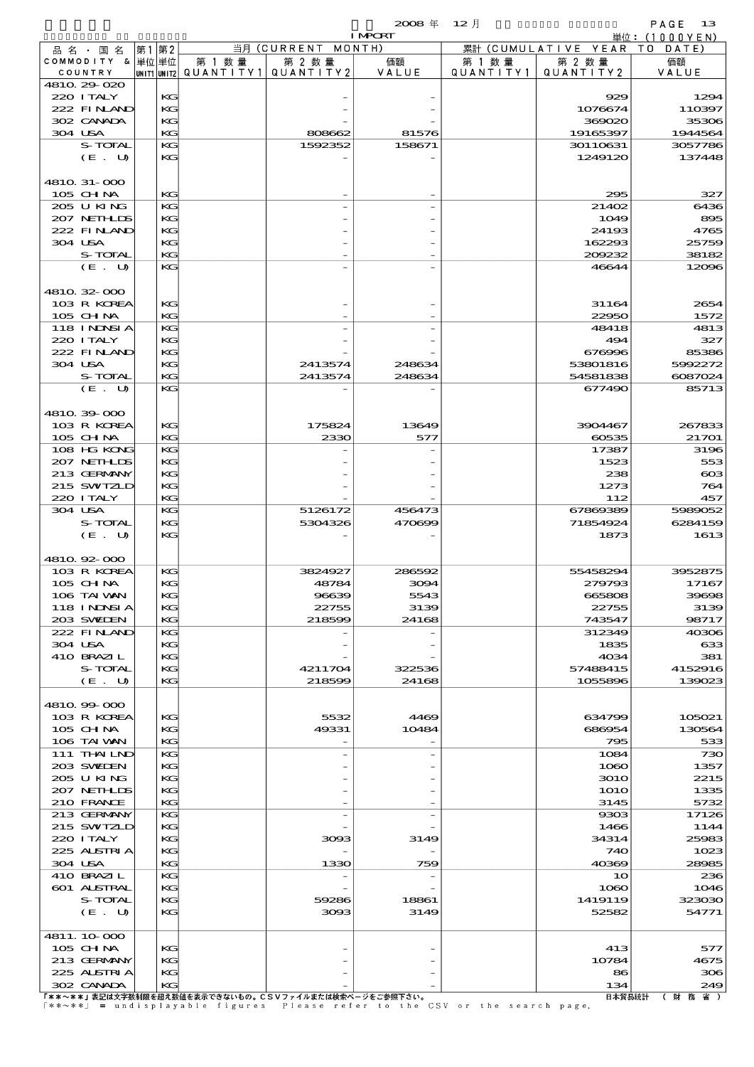2008 年 12 月 IMPORT

単位：(1000YEN)

| 品名・国名 COMMODITY & COUNTRY | 第1 単位 UNIT1 | 第2 単位 UNIT2 | 当月 (CURRENT MONTH) 第1数量 QUANTITY1 | 第2数量 QUANTITY2 | 価額 VALUE | 累計 (CUMULATIVE YEAR TO DATE) 第1数量 QUANTITY1 | 第2数量 QUANTITY2 | 価額 VALUE |
|---|---|---|---|---|---|---|---|---|
| 4810.29-020 | | | | | | | | |
| 220 ITALY | | KG | | - | - | | 929 | 1294 |
| 222 FINLAND | | KG | | - | - | | 1076674 | 110397 |
| 302 CANADA | | KG | | - | - | | 369020 | 35306 |
| 304 USA | | KG | | 808662 | 81576 | | 19165397 | 1944564 |
| S-TOTAL | | KG | | 1592352 | 158671 | | 30110631 | 3057786 |
| (E. U) | | KG | | - | - | | 1249120 | 137448 |
| 4810.31-000 | | | | | | | | |
| 105 CHINA | | KG | | - | - | | 295 | 327 |
| 205 U KING | | KG | | - | - | | 21402 | 6436 |
| 207 NETHLDS | | KG | | - | - | | 1049 | 895 |
| 222 FINLAND | | KG | | - | - | | 24193 | 4765 |
| 304 USA | | KG | | - | - | | 162293 | 25759 |
| S-TOTAL | | KG | | - | - | | 209232 | 38182 |
| (E. U) | | KG | | - | - | | 46644 | 12096 |
| 4810.32-000 | | | | | | | | |
| 103 R KOREA | | KG | | - | - | | 31164 | 2654 |
| 105 CHINA | | KG | | - | - | | 22950 | 1572 |
| 118 INDNSIA | | KG | | - | - | | 48418 | 4813 |
| 220 ITALY | | KG | | - | - | | 494 | 327 |
| 222 FINLAND | | KG | | - | - | | 676996 | 85386 |
| 304 USA | | KG | | 2413574 | 248634 | | 53801816 | 5992272 |
| S-TOTAL | | KG | | 2413574 | 248634 | | 54581838 | 6087024 |
| (E. U) | | KG | | - | - | | 677490 | 85713 |
| 4810.39-000 | | | | | | | | |
| 103 R KOREA | | KG | | 175824 | 13649 | | 3904467 | 267833 |
| 105 CHINA | | KG | | 2330 | 577 | | 60535 | 21701 |
| 108 HG KONG | | KG | | - | - | | 17387 | 3196 |
| 207 NETHLDS | | KG | | - | - | | 1523 | 553 |
| 213 GERMANY | | KG | | - | - | | 238 | 603 |
| 215 SWITZLD | | KG | | - | - | | 1273 | 764 |
| 220 ITALY | | KG | | - | - | | 112 | 457 |
| 304 USA | | KG | | 5126172 | 456473 | | 67869389 | 5989052 |
| S-TOTAL | | KG | | 5304326 | 470699 | | 71854924 | 6284159 |
| (E. U) | | KG | | - | - | | 1873 | 1613 |
| 4810.92-000 | | | | | | | | |
| 103 R KOREA | | KG | | 3824927 | 286592 | | 55458294 | 3952875 |
| 105 CHINA | | KG | | 48784 | 3094 | | 279793 | 17167 |
| 106 TAIWAN | | KG | | 96639 | 5543 | | 665808 | 39698 |
| 118 INDNSIA | | KG | | 22755 | 3139 | | 22755 | 3139 |
| 203 SWEDEN | | KG | | 218599 | 24168 | | 743547 | 98717 |
| 222 FINLAND | | KG | | - | - | | 312349 | 40306 |
| 304 USA | | KG | | - | - | | 1835 | 633 |
| 410 BRAZIL | | KG | | - | - | | 4034 | 381 |
| S-TOTAL | | KG | | 4211704 | 322536 | | 57488415 | 4152916 |
| (E. U) | | KG | | 218599 | 24168 | | 1055896 | 139023 |
| 4810.99-000 | | | | | | | | |
| 103 R KOREA | | KG | | 5532 | 4469 | | 634799 | 105021 |
| 105 CHINA | | KG | | 49331 | 10484 | | 686954 | 130564 |
| 106 TAIWAN | | KG | | - | - | | 795 | 533 |
| 111 THAILND | | KG | | - | - | | 1084 | 730 |
| 203 SWEDEN | | KG | | - | - | | 1060 | 1357 |
| 205 U KING | | KG | | - | - | | 3010 | 2215 |
| 207 NETHLDS | | KG | | - | - | | 1010 | 1335 |
| 210 FRANCE | | KG | | - | - | | 3145 | 5732 |
| 213 GERMANY | | KG | | - | - | | 9303 | 17126 |
| 215 SWITZLD | | KG | | - | - | | 1466 | 1144 |
| 220 ITALY | | KG | | 3093 | 3149 | | 34314 | 25983 |
| 225 AUSTRIA | | KG | | - | - | | 740 | 1023 |
| 304 USA | | KG | | 1330 | 759 | | 40369 | 28985 |
| 410 BRAZIL | | KG | | - | - | | 10 | 236 |
| 601 AUSTRAL | | KG | | - | - | | 1060 | 1046 |
| S-TOTAL | | KG | | 59286 | 18861 | | 1419119 | 323030 |
| (E. U) | | KG | | 3093 | 3149 | | 52582 | 54771 |
| 4811.10-000 | | | | | | | | |
| 105 CHINA | | KG | | - | - | | 413 | 577 |
| 213 GERMANY | | KG | | - | - | | 10784 | 4675 |
| 225 AUSTRIA | | KG | | - | - | | 86 | 306 |
| 302 CANADA | | KG | | - | - | | 134 | 249 |

「**~**」表記は文字数制限を超え数値を表示できないもの。CSVファイルまたは検索ページをご参照下さい。
「**~**」 = undisplayable figures Please refer to the CSV or the search page.

日本貿易統計 (財務省)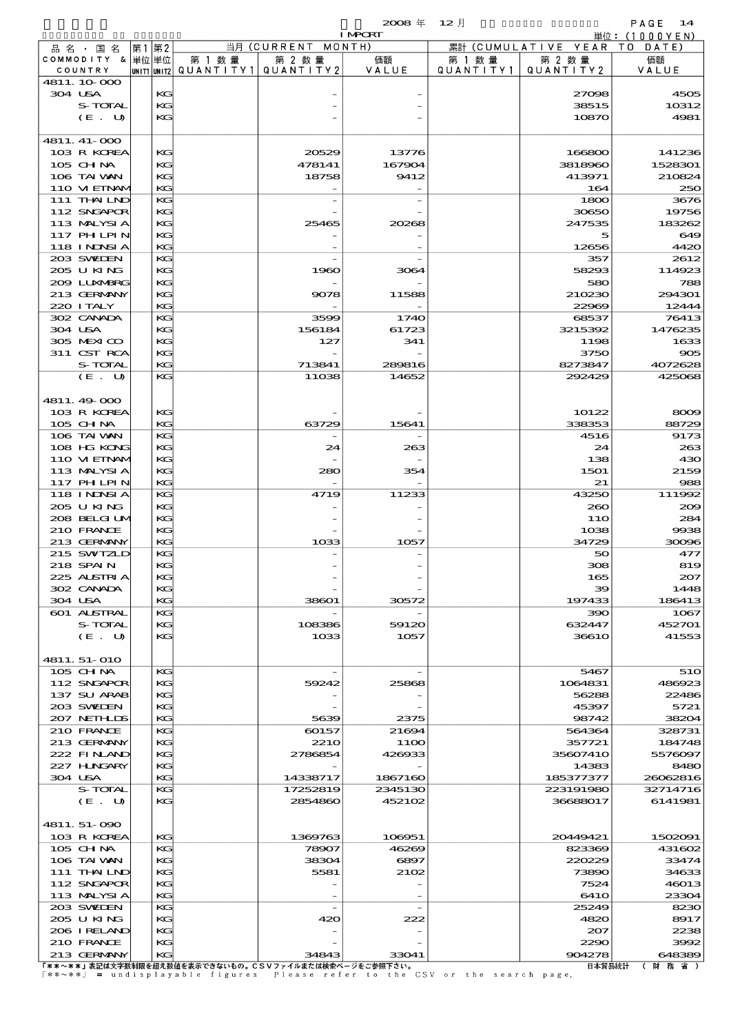2008 年 12 月 IMPORT

単位：(1000YEN)

| 品名・国名 COMMODITY & COUNTRY | 第1 単位 UNIT1 | 第2 単位 UNIT2 | 当月 (CURRENT MONTH) 第1数量 QUANTITY1 | 第2数量 QUANTITY2 | 価額 VALUE | 累計 (CUMULATIVE YEAR TO DATE) 第1数量 QUANTITY1 | 第2数量 QUANTITY2 | 価額 VALUE |
|---|---|---|---|---|---|---|---|---|
| 4811.10-000 | | | | | | | | |
| 304 USA | | KG | | - | - | | 27098 | 4505 |
| S-TOTAL | | KG | | - | - | | 38515 | 10312 |
| (E. U) | | KG | | - | - | | 10870 | 4981 |
| 4811.41-000 | | | | | | | | |
| 103 R KOREA | | KG | | 20529 | 13776 | | 166800 | 141236 |
| 105 CHINA | | KG | | 478141 | 167904 | | 3818960 | 1528301 |
| 106 TAIWAN | | KG | | 18758 | 9412 | | 413971 | 210824 |
| 110 VIETNAM | | KG | | - | - | | 164 | 250 |
| 111 THAILND | | KG | | - | - | | 1800 | 3676 |
| 112 SNGAPOR | | KG | | - | - | | 30650 | 19756 |
| 113 MALYSIA | | KG | | 25465 | 20268 | | 247535 | 183262 |
| 117 PHILPIN | | KG | | - | - | | 5 | 649 |
| 118 INDNSIA | | KG | | - | - | | 12656 | 4420 |
| 203 SWEDEN | | KG | | - | - | | 357 | 2612 |
| 205 U KING | | KG | | 1960 | 3064 | | 58293 | 114923 |
| 209 LUXMBRG | | KG | | - | - | | 580 | 788 |
| 213 GERMANY | | KG | | 9078 | 11588 | | 210230 | 294301 |
| 220 ITALY | | KG | | - | - | | 22969 | 12444 |
| 302 CANADA | | KG | | 3599 | 1740 | | 68537 | 76413 |
| 304 USA | | KG | | 156184 | 61723 | | 3215392 | 1476235 |
| 305 MEXICO | | KG | | 127 | 341 | | 1198 | 1633 |
| 311 CST RCA | | KG | | - | - | | 3750 | 905 |
| S-TOTAL | | KG | | 713841 | 289816 | | 8273847 | 4072628 |
| (E. U) | | KG | | 11038 | 14652 | | 292429 | 425068 |
| 4811.49-000 | | | | | | | | |
| 103 R KOREA | | KG | | - | - | | 10122 | 8009 |
| 105 CHINA | | KG | | 63729 | 15641 | | 338353 | 88729 |
| 106 TAIWAN | | KG | | - | - | | 4516 | 9173 |
| 108 HG KONG | | KG | | 24 | 263 | | 24 | 263 |
| 110 VIETNAM | | KG | | - | - | | 138 | 430 |
| 113 MALYSIA | | KG | | 280 | 354 | | 1501 | 2159 |
| 117 PHILPIN | | KG | | - | - | | 21 | 988 |
| 118 INDNSIA | | KG | | 4719 | 11233 | | 43250 | 111992 |
| 205 U KING | | KG | | - | - | | 260 | 209 |
| 208 BELGIUM | | KG | | - | - | | 110 | 284 |
| 210 FRANCE | | KG | | - | - | | 1038 | 9938 |
| 213 GERMANY | | KG | | 1033 | 1057 | | 34729 | 30096 |
| 215 SWITZLD | | KG | | - | - | | 50 | 477 |
| 218 SPAIN | | KG | | - | - | | 308 | 819 |
| 225 AUSTRIA | | KG | | - | - | | 165 | 207 |
| 302 CANADA | | KG | | - | - | | 39 | 1448 |
| 304 USA | | KG | | 38601 | 30572 | | 197433 | 186413 |
| 601 AUSTRAL | | KG | | - | - | | 390 | 1067 |
| S-TOTAL | | KG | | 108386 | 59120 | | 632447 | 452701 |
| (E. U) | | KG | | 1033 | 1057 | | 36610 | 41553 |
| 4811.51-010 | | | | | | | | |
| 105 CHINA | | KG | | - | - | | 5467 | 510 |
| 112 SNGAPOR | | KG | | 59242 | 25868 | | 1064831 | 486923 |
| 137 SU ARAB | | KG | | - | - | | 56288 | 22486 |
| 203 SWEDEN | | KG | | - | - | | 45397 | 5721 |
| 207 NETHLDS | | KG | | 5639 | 2375 | | 98742 | 38204 |
| 210 FRANCE | | KG | | 60157 | 21694 | | 564364 | 328731 |
| 213 GERMANY | | KG | | 2210 | 1100 | | 357721 | 184748 |
| 222 FINLAND | | KG | | 2786854 | 426933 | | 35607410 | 5576097 |
| 227 HUNGARY | | KG | | - | - | | 14383 | 8480 |
| 304 USA | | KG | | 14338717 | 1867160 | | 185377377 | 26062816 |
| S-TOTAL | | KG | | 17252819 | 2345130 | | 223191980 | 32714716 |
| (E. U) | | KG | | 2854860 | 452102 | | 36688017 | 6141981 |
| 4811.51-090 | | | | | | | | |
| 103 R KOREA | | KG | | 1369763 | 106951 | | 20449421 | 1502091 |
| 105 CHINA | | KG | | 78907 | 46269 | | 823369 | 431602 |
| 106 TAIWAN | | KG | | 38304 | 6897 | | 220229 | 33474 |
| 111 THAILND | | KG | | 5581 | 2102 | | 73890 | 34633 |
| 112 SNGAPOR | | KG | | - | - | | 7524 | 46013 |
| 113 MALYSIA | | KG | | - | - | | 6410 | 23304 |
| 203 SWEDEN | | KG | | - | - | | 25249 | 8230 |
| 205 U KING | | KG | | 420 | 222 | | 4820 | 8917 |
| 206 IRELAND | | KG | | - | - | | 207 | 2238 |
| 210 FRANCE | | KG | | - | - | | 2290 | 3992 |
| 213 GERMANY | | KG | | 34843 | 33041 | | 904278 | 648389 |

「\*\*~\*\*」表記は文字数制限を超え数値を表示できないもの。CSVファイルまたは検索ページをご参照下さい。
「\*\*~\*\*」 = undisplayable figures Please refer to the CSV or the search page.

日本貿易統計 (財務省)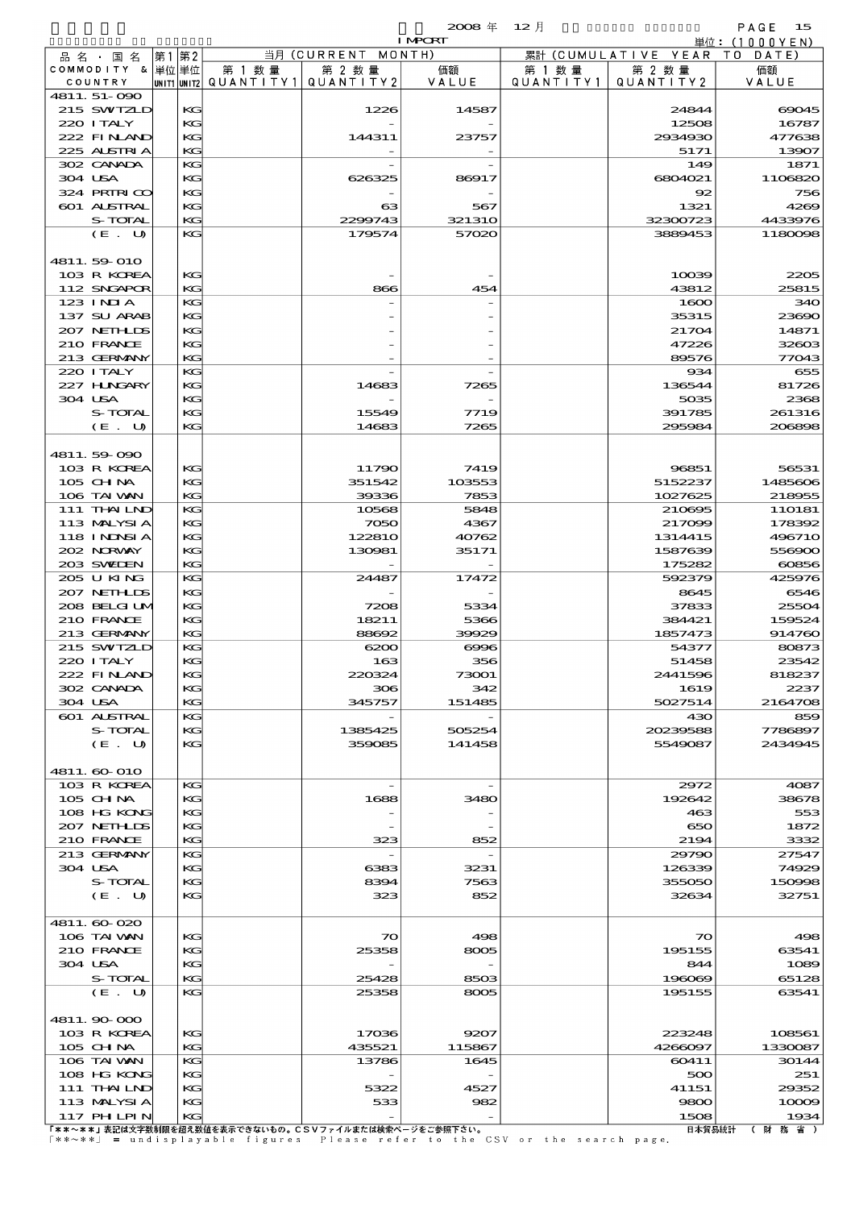2008 年 12 月 IMPORT

単位：(1000YEN)

| 品名・国名 COMMODITY & COUNTRY | 第1 単位 UNIT1 | 第2 単位 UNIT2 | 当月 (CURRENT MONTH) 第1数量 QUANTITY1 | 第2数量 QUANTITY2 | 価額 VALUE | 累計 (CUMULATIVE YEAR TO DATE) 第1数量 QUANTITY1 | 第2数量 QUANTITY2 | 価額 VALUE |
|---|---|---|---|---|---|---|---|---|
| 4811.51-090 | | | | | | | | |
| 215 SWTZLD | | KG | | 1226 | 14587 | | 24844 | 69045 |
| 220 ITALY | | KG | | - | - | | 12508 | 16787 |
| 222 FINLAND | | KG | | 144311 | 23757 | | 2934930 | 477638 |
| 225 AUSTRIA | | KG | | - | - | | 5171 | 13907 |
| 302 CANADA | | KG | | - | - | | 149 | 1871 |
| 304 USA | | KG | | 626325 | 86917 | | 6804021 | 1106820 |
| 324 PRTRICO | | KG | | - | - | | 92 | 756 |
| 601 AUSTRAL | | KG | | 63 | 567 | | 1321 | 4269 |
| S-TOTAL | | KG | | 2299743 | 321310 | | 32300723 | 4433976 |
| (E. U) | | KG | | 179574 | 57020 | | 3889453 | 1180098 |
| 4811.59-010 | | | | | | | | |
| 103 R KOREA | | KG | | - | - | | 10039 | 2205 |
| 112 SNGAPOR | | KG | | 866 | 454 | | 43812 | 25815 |
| 123 INDIA | | KG | | - | - | | 1600 | 340 |
| 137 SU ARAB | | KG | | - | - | | 35315 | 23690 |
| 207 NETHLDS | | KG | | - | - | | 21704 | 14871 |
| 210 FRANCE | | KG | | - | - | | 47226 | 32603 |
| 213 GERMANY | | KG | | - | - | | 89576 | 77043 |
| 220 ITALY | | KG | | - | - | | 934 | 655 |
| 227 HUNGARY | | KG | | 14683 | 7265 | | 136544 | 81726 |
| 304 USA | | KG | | - | - | | 5035 | 2368 |
| S-TOTAL | | KG | | 15549 | 7719 | | 391785 | 261316 |
| (E. U) | | KG | | 14683 | 7265 | | 295984 | 206898 |
| 4811.59-090 | | | | | | | | |
| 103 R KOREA | | KG | | 11790 | 7419 | | 96851 | 56531 |
| 105 CHINA | | KG | | 351542 | 103553 | | 5152237 | 1485606 |
| 106 TAIWAN | | KG | | 39336 | 7853 | | 1027625 | 218955 |
| 111 THAILND | | KG | | 10568 | 5848 | | 210695 | 110181 |
| 113 MALYSIA | | KG | | 7050 | 4367 | | 217099 | 178392 |
| 118 INDNSIA | | KG | | 122810 | 40762 | | 1314415 | 496710 |
| 202 NORWAY | | KG | | 130981 | 35171 | | 1587639 | 556900 |
| 203 SWEDEN | | KG | | - | - | | 175282 | 60856 |
| 205 U KING | | KG | | 24487 | 17472 | | 592379 | 425976 |
| 207 NETHLDS | | KG | | - | - | | 8645 | 6546 |
| 208 BELGIUM | | KG | | 7208 | 5334 | | 37833 | 25504 |
| 210 FRANCE | | KG | | 18211 | 5366 | | 384421 | 159524 |
| 213 GERMANY | | KG | | 88692 | 39929 | | 1857473 | 914760 |
| 215 SWTZLD | | KG | | 6200 | 6996 | | 54377 | 80873 |
| 220 ITALY | | KG | | 163 | 356 | | 51458 | 23542 |
| 222 FINLAND | | KG | | 220324 | 73001 | | 2441596 | 818237 |
| 302 CANADA | | KG | | 306 | 342 | | 1619 | 2237 |
| 304 USA | | KG | | 345757 | 151485 | | 5027514 | 2164708 |
| 601 AUSTRAL | | KG | | - | - | | 430 | 859 |
| S-TOTAL | | KG | | 1385425 | 505254 | | 20239588 | 7786897 |
| (E. U) | | KG | | 359085 | 141458 | | 5549087 | 2434945 |
| 4811.60-010 | | | | | | | | |
| 103 R KOREA | | KG | | - | - | | 2972 | 4087 |
| 105 CHINA | | KG | | 1688 | 3480 | | 192642 | 38678 |
| 108 HG KONG | | KG | | - | - | | 463 | 553 |
| 207 NETHLDS | | KG | | - | - | | 650 | 1872 |
| 210 FRANCE | | KG | | 323 | 852 | | 2194 | 3332 |
| 213 GERMANY | | KG | | - | - | | 29790 | 27547 |
| 304 USA | | KG | | 6383 | 3231 | | 126339 | 74929 |
| S-TOTAL | | KG | | 8394 | 7563 | | 355050 | 150998 |
| (E. U) | | KG | | 323 | 852 | | 32634 | 32751 |
| 4811.60-020 | | | | | | | | |
| 106 TAIWAN | | KG | | 70 | 498 | | 70 | 498 |
| 210 FRANCE | | KG | | 25358 | 8005 | | 195155 | 63541 |
| 304 USA | | KG | | - | - | | 844 | 1089 |
| S-TOTAL | | KG | | 25428 | 8503 | | 196069 | 65128 |
| (E. U) | | KG | | 25358 | 8005 | | 195155 | 63541 |
| 4811.90-000 | | | | | | | | |
| 103 R KOREA | | KG | | 17036 | 9207 | | 223248 | 108561 |
| 105 CHINA | | KG | | 435521 | 115867 | | 4266097 | 1330087 |
| 106 TAIWAN | | KG | | 13786 | 1645 | | 60411 | 30144 |
| 108 HG KONG | | KG | | - | - | | 500 | 251 |
| 111 THAILND | | KG | | 5322 | 4527 | | 41151 | 29352 |
| 113 MALYSIA | | KG | | 533 | 982 | | 9800 | 10009 |
| 117 PHLPIN | | KG | | - | - | | 1508 | 1934 |

「**～**」表記は文字数制限を超え数値を表示できないもの。CSVファイルまたは検索ページをご参照下さい。
「**～**」 = undisplayable figures Please refer to the CSV or the search page.

日本貿易統計 （財務省）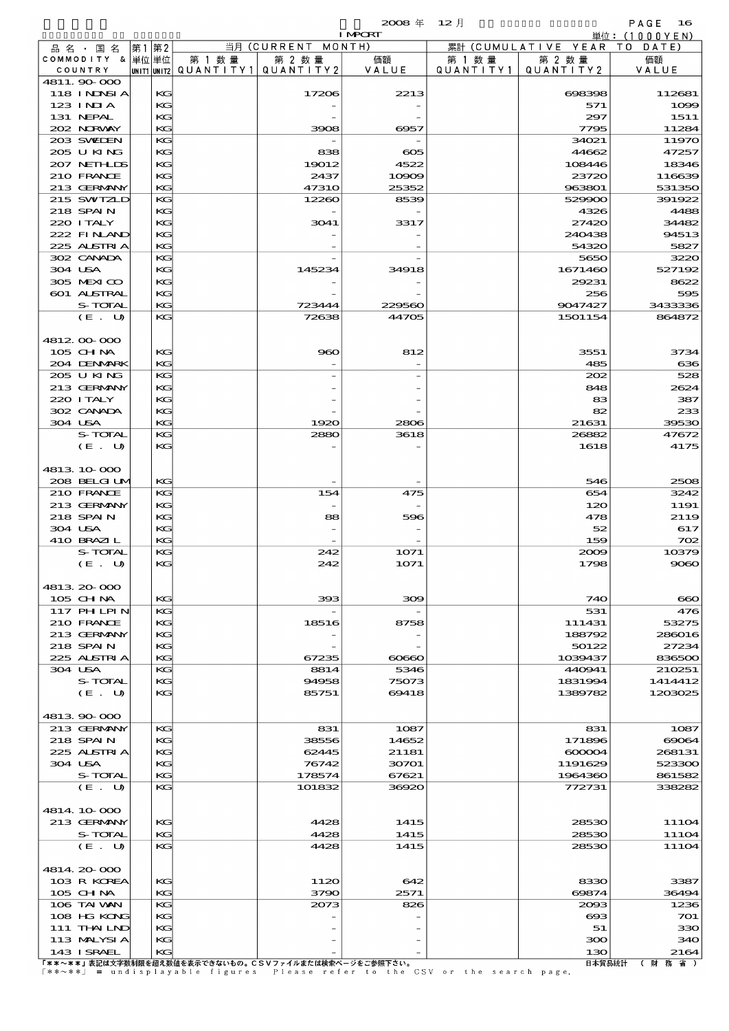2008 年 12 月 IMPORT

単位：(1000YEN)

| 品名・国名 COMMODITY & COUNTRY | 第1単位 UNIT1 | 第2単位 UNIT2 | 当月 (CURRENT MONTH) 第1数量 QUANTITY1 | 第2数量 QUANTITY2 | 価額 VALUE | 累計 (CUMULATIVE YEAR TO DATE) 第1数量 QUANTITY1 | 第2数量 QUANTITY2 | 価額 VALUE |
|---|---|---|---|---|---|---|---|---|
| 4811.90-000 | | | | | | | | |
| 118 INDNSIA | | KG | | 17206 | 2213 | | 698398 | 112681 |
| 123 INDIA | | KG | | - | - | | 571 | 1099 |
| 131 NEPAL | | KG | | - | - | | 297 | 1511 |
| 202 NORWAY | | KG | | 3908 | 6957 | | 7795 | 11284 |
| 203 SWEDEN | | KG | | - | - | | 34021 | 11970 |
| 205 U KING | | KG | | 838 | 605 | | 44662 | 47257 |
| 207 NETHLDS | | KG | | 19012 | 4522 | | 108446 | 18346 |
| 210 FRANCE | | KG | | 2437 | 10909 | | 23720 | 116639 |
| 213 GERMANY | | KG | | 47310 | 25352 | | 963801 | 531350 |
| 215 SWITZLD | | KG | | 12260 | 8539 | | 529900 | 391922 |
| 218 SPAIN | | KG | | - | - | | 4326 | 4488 |
| 220 ITALY | | KG | | 3041 | 3317 | | 27420 | 34482 |
| 222 FINLAND | | KG | | - | - | | 240438 | 94513 |
| 225 AUSTRIA | | KG | | - | - | | 54320 | 5827 |
| 302 CANADA | | KG | | - | - | | 5650 | 3220 |
| 304 USA | | KG | | 145234 | 34918 | | 1671460 | 527192 |
| 305 MEXICO | | KG | | - | - | | 29231 | 8622 |
| 601 AUSTRAL | | KG | | - | - | | 256 | 595 |
| S-TOTAL | | KG | | 723444 | 229560 | | 9047427 | 3433336 |
| (E. U) | | KG | | 72638 | 44705 | | 1501154 | 864872 |
| 4812.00-000 | | | | | | | | |
| 105 CHINA | | KG | | 960 | 812 | | 3551 | 3734 |
| 204 DENMARK | | KG | | - | - | | 485 | 636 |
| 205 U KING | | KG | | - | - | | 202 | 528 |
| 213 GERMANY | | KG | | - | - | | 848 | 2624 |
| 220 ITALY | | KG | | - | - | | 83 | 387 |
| 302 CANADA | | KG | | - | - | | 82 | 233 |
| 304 USA | | KG | | 1920 | 2806 | | 21631 | 39530 |
| S-TOTAL | | KG | | 2880 | 3618 | | 26882 | 47672 |
| (E. U) | | KG | | - | - | | 1618 | 4175 |
| 4813.10-000 | | | | | | | | |
| 208 BELGIUM | | KG | | - | - | | 546 | 2508 |
| 210 FRANCE | | KG | | 154 | 475 | | 654 | 3242 |
| 213 GERMANY | | KG | | - | - | | 120 | 1191 |
| 218 SPAIN | | KG | | 88 | 596 | | 478 | 2119 |
| 304 USA | | KG | | - | - | | 52 | 617 |
| 410 BRAZIL | | KG | | - | - | | 159 | 702 |
| S-TOTAL | | KG | | 242 | 1071 | | 2009 | 10379 |
| (E. U) | | KG | | 242 | 1071 | | 1798 | 9060 |
| 4813.20-000 | | | | | | | | |
| 105 CHINA | | KG | | 393 | 309 | | 740 | 660 |
| 117 PHILPIN | | KG | | - | - | | 531 | 476 |
| 210 FRANCE | | KG | | 18516 | 8758 | | 111431 | 53275 |
| 213 GERMANY | | KG | | - | - | | 188792 | 286016 |
| 218 SPAIN | | KG | | - | - | | 50122 | 27234 |
| 225 AUSTRIA | | KG | | 67235 | 60660 | | 1039437 | 836500 |
| 304 USA | | KG | | 8814 | 5346 | | 440941 | 210251 |
| S-TOTAL | | KG | | 94958 | 75073 | | 1831994 | 1414412 |
| (E. U) | | KG | | 85751 | 69418 | | 1389782 | 1203025 |
| 4813.90-000 | | | | | | | | |
| 213 GERMANY | | KG | | 831 | 1087 | | 831 | 1087 |
| 218 SPAIN | | KG | | 38556 | 14652 | | 171896 | 69064 |
| 225 AUSTRIA | | KG | | 62445 | 21181 | | 600004 | 268131 |
| 304 USA | | KG | | 76742 | 30701 | | 1191629 | 523300 |
| S-TOTAL | | KG | | 178574 | 67621 | | 1964360 | 861582 |
| (E. U) | | KG | | 101832 | 36920 | | 772731 | 338282 |
| 4814.10-000 | | | | | | | | |
| 213 GERMANY | | KG | | 4428 | 1415 | | 28530 | 11104 |
| S-TOTAL | | KG | | 4428 | 1415 | | 28530 | 11104 |
| (E. U) | | KG | | 4428 | 1415 | | 28530 | 11104 |
| 4814.20-000 | | | | | | | | |
| 103 R KOREA | | KG | | 1120 | 642 | | 8330 | 3387 |
| 105 CHINA | | KG | | 3790 | 2571 | | 69874 | 36494 |
| 106 TAIWAN | | KG | | 2073 | 826 | | 2093 | 1236 |
| 108 HG KONG | | KG | | - | - | | 693 | 701 |
| 111 THAILND | | KG | | - | - | | 51 | 330 |
| 113 MALYSIA | | KG | | - | - | | 300 | 340 |
| 143 ISRAEL | | KG | | - | - | | 130 | 2164 |

「**～**」表記は文字数制限を超え数値を表示できないもの。CSVファイルまたは検索ページをご参照下さい。
「**～**」 = undisplayable figures Please refer to the CSV or the search page.

日本貿易統計 （財務省）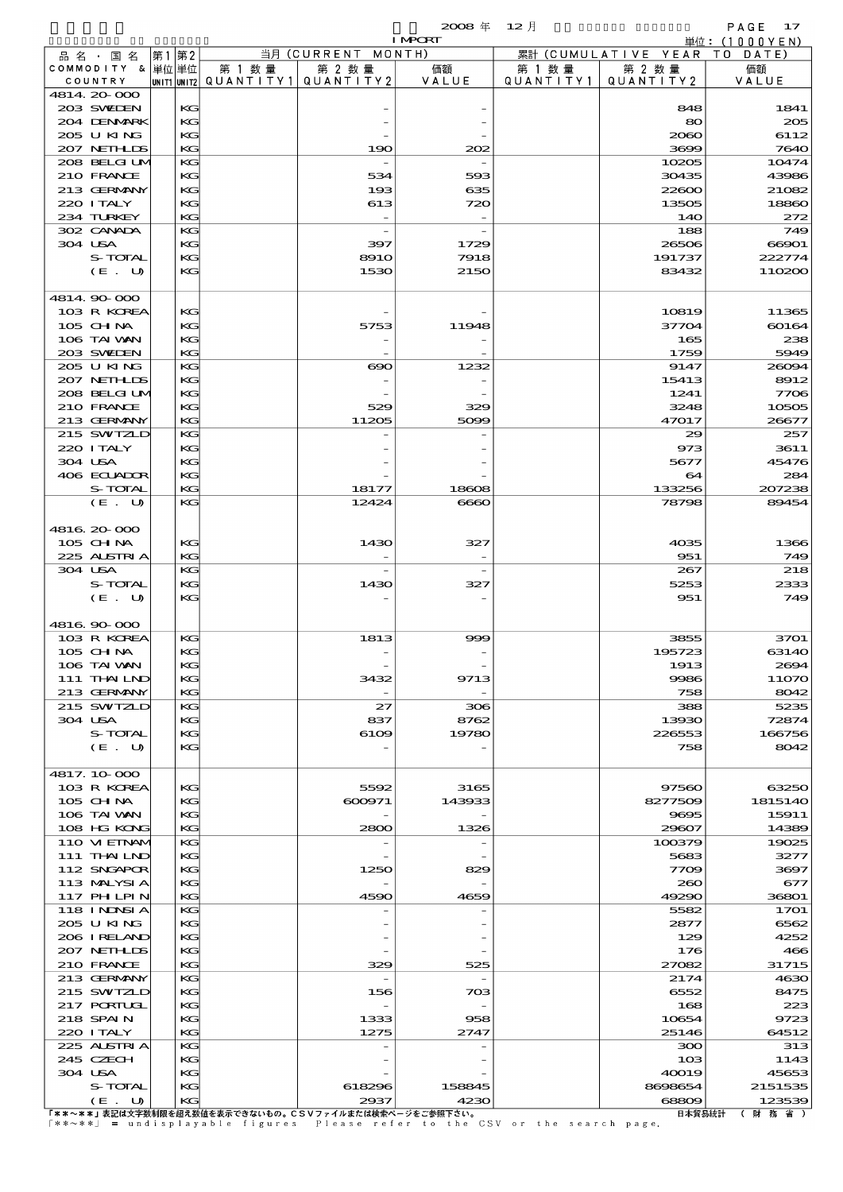2008 年 12 月 IMPORT

単位：(1000YEN)

| 品名・国名 COMMODITY & COUNTRY | 第1 単位 UNIT1 | 第2 単位 UNIT2 | 当月 (CURRENT MONTH) 第1数量 QUANTITY1 | 第2数量 QUANTITY2 | 価額 VALUE | 累計 (CUMULATIVE YEAR TO DATE) 第1数量 QUANTITY1 | 第2数量 QUANTITY2 | 価額 VALUE |
|---|---|---|---|---|---|---|---|---|
| 4814.20-000 | | | | | | | | |
| 203 SWEDEN | | KG | | - | - | | 848 | 1841 |
| 204 DENMARK | | KG | | - | - | | 80 | 205 |
| 205 U KING | | KG | | - | - | | 2060 | 6112 |
| 207 NETHLDS | | KG | | 190 | 202 | | 3699 | 7640 |
| 208 BELGIUM | | KG | | - | - | | 10205 | 10474 |
| 210 FRANCE | | KG | | 534 | 593 | | 30435 | 43986 |
| 213 GERMANY | | KG | | 193 | 635 | | 22600 | 21082 |
| 220 ITALY | | KG | | 613 | 720 | | 13505 | 18860 |
| 234 TURKEY | | KG | | - | - | | 140 | 272 |
| 302 CANADA | | KG | | - | - | | 188 | 749 |
| 304 USA | | KG | | 397 | 1729 | | 26506 | 66901 |
| S-TOTAL | | KG | | 8910 | 7918 | | 191737 | 222774 |
| (E. U) | | KG | | 1530 | 2150 | | 83432 | 110200 |
| 4814.90-000 | | | | | | | | |
| 103 R KOREA | | KG | | - | - | | 10819 | 11365 |
| 105 CHINA | | KG | | 5753 | 11948 | | 37704 | 60164 |
| 106 TAIWAN | | KG | | - | - | | 165 | 238 |
| 203 SWEDEN | | KG | | - | - | | 1759 | 5949 |
| 205 U KING | | KG | | 690 | 1232 | | 9147 | 26094 |
| 207 NETHLDS | | KG | | - | - | | 15413 | 8912 |
| 208 BELGIUM | | KG | | - | - | | 1241 | 7706 |
| 210 FRANCE | | KG | | 529 | 329 | | 3248 | 10505 |
| 213 GERMANY | | KG | | 11205 | 5099 | | 47017 | 26677 |
| 215 SWITZLD | | KG | | - | - | | 29 | 257 |
| 220 ITALY | | KG | | - | - | | 973 | 3611 |
| 304 USA | | KG | | - | - | | 5677 | 45476 |
| 406 ECUADOR | | KG | | - | - | | 64 | 284 |
| S-TOTAL | | KG | | 18177 | 18608 | | 133256 | 207238 |
| (E. U) | | KG | | 12424 | 6660 | | 78798 | 89454 |
| 4816.20-000 | | | | | | | | |
| 105 CHINA | | KG | | 1430 | 327 | | 4035 | 1366 |
| 225 AUSTRIA | | KG | | - | - | | 951 | 749 |
| 304 USA | | KG | | - | - | | 267 | 218 |
| S-TOTAL | | KG | | 1430 | 327 | | 5253 | 2333 |
| (E. U) | | KG | | - | - | | 951 | 749 |
| 4816.90-000 | | | | | | | | |
| 103 R KOREA | | KG | | 1813 | 999 | | 3855 | 3701 |
| 105 CHINA | | KG | | - | - | | 195723 | 63140 |
| 106 TAIWAN | | KG | | - | - | | 1913 | 2694 |
| 111 THAILND | | KG | | 3432 | 9713 | | 9986 | 11070 |
| 213 GERMANY | | KG | | - | - | | 758 | 8042 |
| 215 SWITZLD | | KG | | 27 | 306 | | 388 | 5235 |
| 304 USA | | KG | | 837 | 8762 | | 13930 | 72874 |
| S-TOTAL | | KG | | 6109 | 19780 | | 226553 | 166756 |
| (E. U) | | KG | | - | - | | 758 | 8042 |
| 4817.10-000 | | | | | | | | |
| 103 R KOREA | | KG | | 5592 | 3165 | | 97560 | 63250 |
| 105 CHINA | | KG | | 600971 | 143933 | | 8277509 | 1815140 |
| 106 TAIWAN | | KG | | - | - | | 9695 | 15911 |
| 108 HG KONG | | KG | | 2800 | 1326 | | 29607 | 14389 |
| 110 VIETNAM | | KG | | - | - | | 100379 | 19025 |
| 111 THAILND | | KG | | - | - | | 5683 | 3277 |
| 112 SNGAPOR | | KG | | 1250 | 829 | | 7709 | 3697 |
| 113 MALYSIA | | KG | | - | - | | 260 | 677 |
| 117 PHILPIN | | KG | | 4590 | 4659 | | 49290 | 36801 |
| 118 INDNSIA | | KG | | - | - | | 5582 | 1701 |
| 205 U KING | | KG | | - | - | | 2877 | 6562 |
| 206 IRELAND | | KG | | - | - | | 129 | 4252 |
| 207 NETHLDS | | KG | | - | - | | 176 | 466 |
| 210 FRANCE | | KG | | 329 | 525 | | 27082 | 31715 |
| 213 GERMANY | | KG | | - | - | | 2174 | 4630 |
| 215 SWITZLD | | KG | | 156 | 703 | | 6552 | 8475 |
| 217 PORTUGL | | KG | | - | - | | 168 | 223 |
| 218 SPAIN | | KG | | 1333 | 958 | | 10654 | 9723 |
| 220 ITALY | | KG | | 1275 | 2747 | | 25146 | 64512 |
| 225 AUSTRIA | | KG | | - | - | | 300 | 313 |
| 245 CZECH | | KG | | - | - | | 103 | 1143 |
| 304 USA | | KG | | - | - | | 40019 | 45653 |
| S-TOTAL | | KG | | 618296 | 158845 | | 8698654 | 2151535 |
| (E. U) | | KG | | 2937 | 4230 | | 68809 | 123539 |

「**～**」表記は文字数制限を超え数値を表示できないもの。CSVファイルまたは検索ページをご参照下さい。
「**～**」 = undisplayable figures Please refer to the CSV or the search page.

日本貿易統計 （財務省）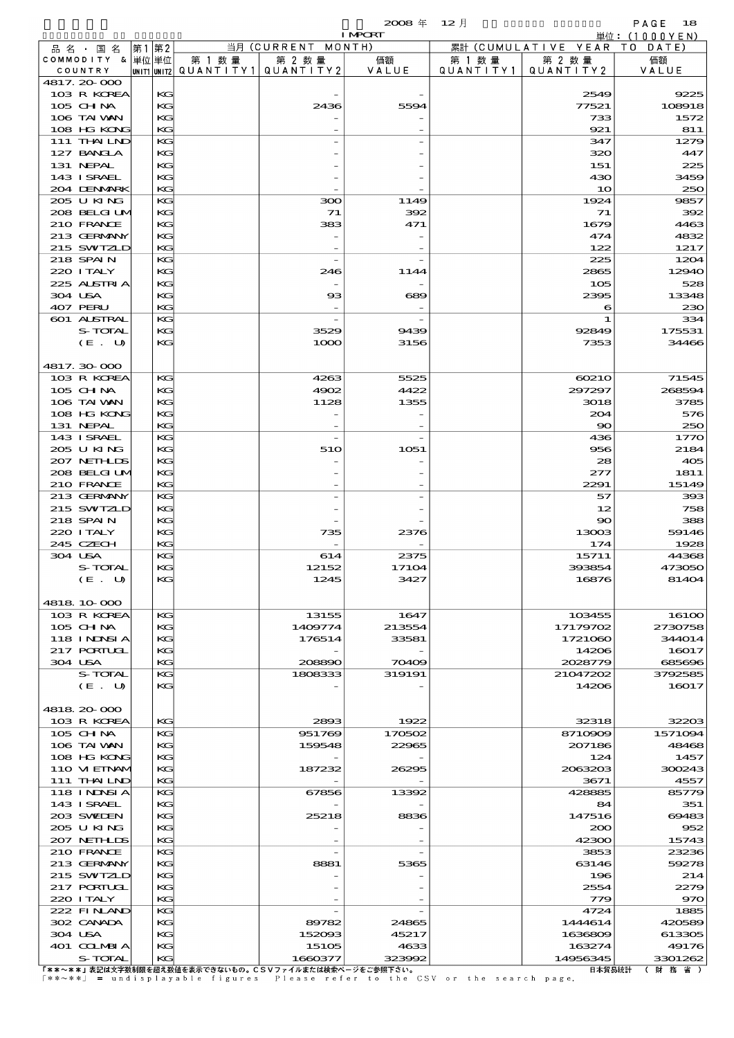2008 年 12 月 IMPORT

単位：(1000YEN)

| 品名・国名 COMMODITY & COUNTRY | 第1 単位 UNIT1 | 第2 単位 UNIT2 | 当月 (CURRENT MONTH) 第1数量 QUANTITY1 | 第2数量 QUANTITY2 | 価額 VALUE | 累計 (CUMULATIVE YEAR TO DATE) 第1数量 QUANTITY1 | 第2数量 QUANTITY2 | 価額 VALUE |
|---|---|---|---|---|---|---|---|---|
| 4817.20-000 | | | | | | | | |
| 103 R KOREA | | KG | | - | - | | 2549 | 9225 |
| 105 CHINA | | KG | | 2436 | 5594 | | 77521 | 108918 |
| 106 TAIWAN | | KG | | - | - | | 733 | 1572 |
| 108 HG KONG | | KG | | - | - | | 921 | 811 |
| 111 THAILND | | KG | | - | - | | 347 | 1279 |
| 127 BANGLA | | KG | | - | - | | 320 | 447 |
| 131 NEPAL | | KG | | - | - | | 151 | 225 |
| 143 ISRAEL | | KG | | - | - | | 430 | 3459 |
| 204 DENMARK | | KG | | - | - | | 10 | 250 |
| 205 U KING | | KG | | 300 | 1149 | | 1924 | 9857 |
| 208 BELGIUM | | KG | | 71 | 392 | | 71 | 392 |
| 210 FRANCE | | KG | | 383 | 471 | | 1679 | 4463 |
| 213 GERMANY | | KG | | - | - | | 474 | 4832 |
| 215 SWITZLD | | KG | | - | - | | 122 | 1217 |
| 218 SPAIN | | KG | | - | - | | 225 | 1204 |
| 220 ITALY | | KG | | 246 | 1144 | | 2865 | 12940 |
| 225 AUSTRIA | | KG | | - | - | | 105 | 528 |
| 304 USA | | KG | | 93 | 689 | | 2395 | 13348 |
| 407 PERU | | KG | | - | - | | 6 | 230 |
| 601 AUSTRAL | | KG | | - | - | | 1 | 334 |
| S-TOTAL | | KG | | 3529 | 9439 | | 92849 | 175531 |
| (E. U) | | KG | | 1000 | 3156 | | 7353 | 34466 |
| 4817.30-000 | | | | | | | | |
| 103 R KOREA | | KG | | 4263 | 5525 | | 60210 | 71545 |
| 105 CHINA | | KG | | 4902 | 4422 | | 297297 | 268594 |
| 106 TAIWAN | | KG | | 1128 | 1355 | | 3018 | 3785 |
| 108 HG KONG | | KG | | - | - | | 204 | 576 |
| 131 NEPAL | | KG | | - | - | | 90 | 250 |
| 143 ISRAEL | | KG | | - | - | | 436 | 1770 |
| 205 U KING | | KG | | 510 | 1051 | | 956 | 2184 |
| 207 NETHLDS | | KG | | - | - | | 28 | 405 |
| 208 BELGIUM | | KG | | - | - | | 277 | 1811 |
| 210 FRANCE | | KG | | - | - | | 2291 | 15149 |
| 213 GERMANY | | KG | | - | - | | 57 | 393 |
| 215 SWITZLD | | KG | | - | - | | 12 | 758 |
| 218 SPAIN | | KG | | - | - | | 90 | 388 |
| 220 ITALY | | KG | | 735 | 2376 | | 13003 | 59146 |
| 245 CZECH | | KG | | - | - | | 174 | 1928 |
| 304 USA | | KG | | 614 | 2375 | | 15711 | 44368 |
| S-TOTAL | | KG | | 12152 | 17104 | | 393854 | 473050 |
| (E. U) | | KG | | 1245 | 3427 | | 16876 | 81404 |
| 4818.10-000 | | | | | | | | |
| 103 R KOREA | | KG | | 13155 | 1647 | | 103455 | 16100 |
| 105 CHINA | | KG | | 1409774 | 213554 | | 17179702 | 2730758 |
| 118 INDNSIA | | KG | | 176514 | 33581 | | 1721060 | 344014 |
| 217 PORTUGL | | KG | | - | - | | 14206 | 16017 |
| 304 USA | | KG | | 208890 | 70409 | | 2028779 | 685696 |
| S-TOTAL | | KG | | 1808333 | 319191 | | 21047202 | 3792585 |
| (E. U) | | KG | | - | - | | 14206 | 16017 |
| 4818.20-000 | | | | | | | | |
| 103 R KOREA | | KG | | 2893 | 1922 | | 32318 | 32203 |
| 105 CHINA | | KG | | 951769 | 170502 | | 8710909 | 1571094 |
| 106 TAIWAN | | KG | | 159548 | 22965 | | 207186 | 48468 |
| 108 HG KONG | | KG | | - | - | | 124 | 1457 |
| 110 VIETNAM | | KG | | 187232 | 26295 | | 2063203 | 300243 |
| 111 THAILND | | KG | | - | - | | 3671 | 4557 |
| 118 INDNSIA | | KG | | 67856 | 13392 | | 428885 | 85779 |
| 143 ISRAEL | | KG | | - | - | | 84 | 351 |
| 203 SWEDEN | | KG | | 25218 | 8836 | | 147516 | 69483 |
| 205 U KING | | KG | | - | - | | 200 | 952 |
| 207 NETHLDS | | KG | | - | - | | 42300 | 15743 |
| 210 FRANCE | | KG | | - | - | | 3853 | 23236 |
| 213 GERMANY | | KG | | 8881 | 5365 | | 63146 | 59278 |
| 215 SWITZLD | | KG | | - | - | | 196 | 214 |
| 217 PORTUGL | | KG | | - | - | | 2554 | 2279 |
| 220 ITALY | | KG | | - | - | | 779 | 970 |
| 222 FINLAND | | KG | | - | - | | 4724 | 1885 |
| 302 CANADA | | KG | | 89782 | 24865 | | 1444614 | 420589 |
| 304 USA | | KG | | 152093 | 45217 | | 1636809 | 613305 |
| 401 COLMBIA | | KG | | 15105 | 4633 | | 163274 | 49176 |
| S-TOTAL | | KG | | 1660377 | 323992 | | 14956345 | 3301262 |

「**～**」表記は文字数制限を超え数値を表示できないもの。CSVファイルまたは検索ページをご参照下さい。
「**～**」 = undisplayable figures Please refer to the CSV or the search page.

日本貿易統計 （財務省）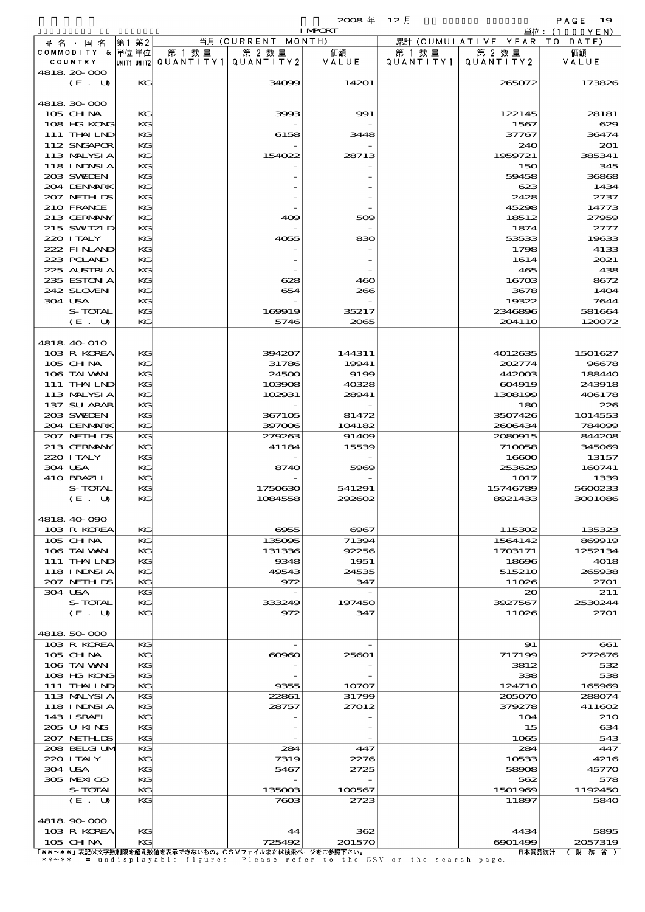2008 年 12 月 IMPORT

単位：(1000YEN)

| 品名・国名 COMMODITY & COUNTRY | 第1 単位 UNIT1 | 第2 単位 UNIT2 | 当月 (CURRENT MONTH) 第1数量 QUANTITY1 | 第2数量 QUANTITY2 | 価額 VALUE | 累計 (CUMULATIVE YEAR TO DATE) 第1数量 QUANTITY1 | 第2数量 QUANTITY2 | 価額 VALUE |
|---|---|---|---|---|---|---|---|---|
| 4818.20-000 | | | | | | | | |
| (E. U) | | KG | | 34099 | 14201 | | 265072 | 173826 |
| 4818.30-000 | | | | | | | | |
| 105 CHINA | | KG | | 3993 | 991 | | 122145 | 28181 |
| 108 HG KONG | | KG | | - | - | | 1567 | 629 |
| 111 THAILND | | KG | | 6158 | 3448 | | 37767 | 36474 |
| 112 SNGAPOR | | KG | | - | - | | 240 | 201 |
| 113 MALYSIA | | KG | | 154022 | 28713 | | 1959721 | 385341 |
| 118 INDNSIA | | KG | | - | - | | 150 | 345 |
| 203 SWEDEN | | KG | | - | - | | 59458 | 36868 |
| 204 DENMARK | | KG | | - | - | | 623 | 1434 |
| 207 NETHLDS | | KG | | - | - | | 2428 | 2737 |
| 210 FRANCE | | KG | | - | - | | 45298 | 14773 |
| 213 GERMANY | | KG | | 409 | 509 | | 18512 | 27959 |
| 215 SWITZLD | | KG | | - | - | | 1874 | 2777 |
| 220 ITALY | | KG | | 4055 | 830 | | 53533 | 19633 |
| 222 FINLAND | | KG | | - | - | | 1798 | 4133 |
| 223 POLAND | | KG | | - | - | | 1614 | 2021 |
| 225 AUSTRIA | | KG | | - | - | | 465 | 438 |
| 235 ESTONIA | | KG | | 628 | 460 | | 16703 | 8672 |
| 242 SLOVEN | | KG | | 654 | 266 | | 3678 | 1404 |
| 304 USA | | KG | | - | - | | 19322 | 7644 |
| S-TOTAL | | KG | | 169919 | 35217 | | 2346896 | 581664 |
| (E. U) | | KG | | 5746 | 2065 | | 204110 | 120072 |
| 4818.40-010 | | | | | | | | |
| 103 R KOREA | | KG | | 394207 | 144311 | | 4012635 | 1501627 |
| 105 CHINA | | KG | | 31786 | 19941 | | 202774 | 96678 |
| 106 TAIWAN | | KG | | 24500 | 9199 | | 442003 | 188440 |
| 111 THAILND | | KG | | 103908 | 40328 | | 604919 | 243918 |
| 113 MALYSIA | | KG | | 102931 | 28941 | | 1308199 | 406178 |
| 137 SU ARAB | | KG | | - | - | | 180 | 226 |
| 203 SWEDEN | | KG | | 367105 | 81472 | | 3507426 | 1014553 |
| 204 DENMARK | | KG | | 397006 | 104182 | | 2606434 | 784099 |
| 207 NETHLDS | | KG | | 279263 | 91409 | | 2080915 | 844208 |
| 213 GERMANY | | KG | | 41184 | 15539 | | 710058 | 345069 |
| 220 ITALY | | KG | | - | - | | 16600 | 13157 |
| 304 USA | | KG | | 8740 | 5969 | | 253629 | 160741 |
| 410 BRAZIL | | KG | | - | - | | 1017 | 1339 |
| S-TOTAL | | KG | | 1750630 | 541291 | | 15746789 | 5600233 |
| (E. U) | | KG | | 1084558 | 292602 | | 8921433 | 3001086 |
| 4818.40-090 | | | | | | | | |
| 103 R KOREA | | KG | | 6955 | 6967 | | 115302 | 135323 |
| 105 CHINA | | KG | | 135095 | 71394 | | 1564142 | 869919 |
| 106 TAIWAN | | KG | | 131336 | 92256 | | 1703171 | 1252134 |
| 111 THAILND | | KG | | 9348 | 1951 | | 18696 | 4018 |
| 118 INDNSIA | | KG | | 49543 | 24535 | | 515210 | 265938 |
| 207 NETHLDS | | KG | | 972 | 347 | | 11026 | 2701 |
| 304 USA | | KG | | - | - | | 20 | 211 |
| S-TOTAL | | KG | | 333249 | 197450 | | 3927567 | 2530244 |
| (E. U) | | KG | | 972 | 347 | | 11026 | 2701 |
| 4818.50-000 | | | | | | | | |
| 103 R KOREA | | KG | | - | - | | 91 | 661 |
| 105 CHINA | | KG | | 60960 | 25601 | | 717199 | 272676 |
| 106 TAIWAN | | KG | | - | - | | 3812 | 532 |
| 108 HG KONG | | KG | | - | - | | 338 | 538 |
| 111 THAILND | | KG | | 9355 | 10707 | | 124710 | 165969 |
| 113 MALYSIA | | KG | | 22861 | 31799 | | 205070 | 288074 |
| 118 INDNSIA | | KG | | 28757 | 27012 | | 379278 | 411602 |
| 143 ISRAEL | | KG | | - | - | | 104 | 210 |
| 205 U KING | | KG | | - | - | | 15 | 634 |
| 207 NETHLDS | | KG | | - | - | | 1065 | 543 |
| 208 BELGIUM | | KG | | 284 | 447 | | 284 | 447 |
| 220 ITALY | | KG | | 7319 | 2276 | | 10533 | 4216 |
| 304 USA | | KG | | 5467 | 2725 | | 58908 | 45770 |
| 305 MEXICO | | KG | | - | - | | 562 | 578 |
| S-TOTAL | | KG | | 135003 | 100567 | | 1501969 | 1192450 |
| (E. U) | | KG | | 7603 | 2723 | | 11897 | 5840 |
| 4818.90-000 | | | | | | | | |
| 103 R KOREA | | KG | | 44 | 362 | | 4434 | 5895 |
| 105 CHINA | | KG | | 725492 | 201570 | | 6901499 | 2057319 |

「**～**」表記は文字数制限を超え数値を表示できないもの。CSVファイルまたは検索ページをご参照下さい。
「**～**」 = undisplayable figures Please refer to the CSV or the search page.

日本貿易統計 (財務省)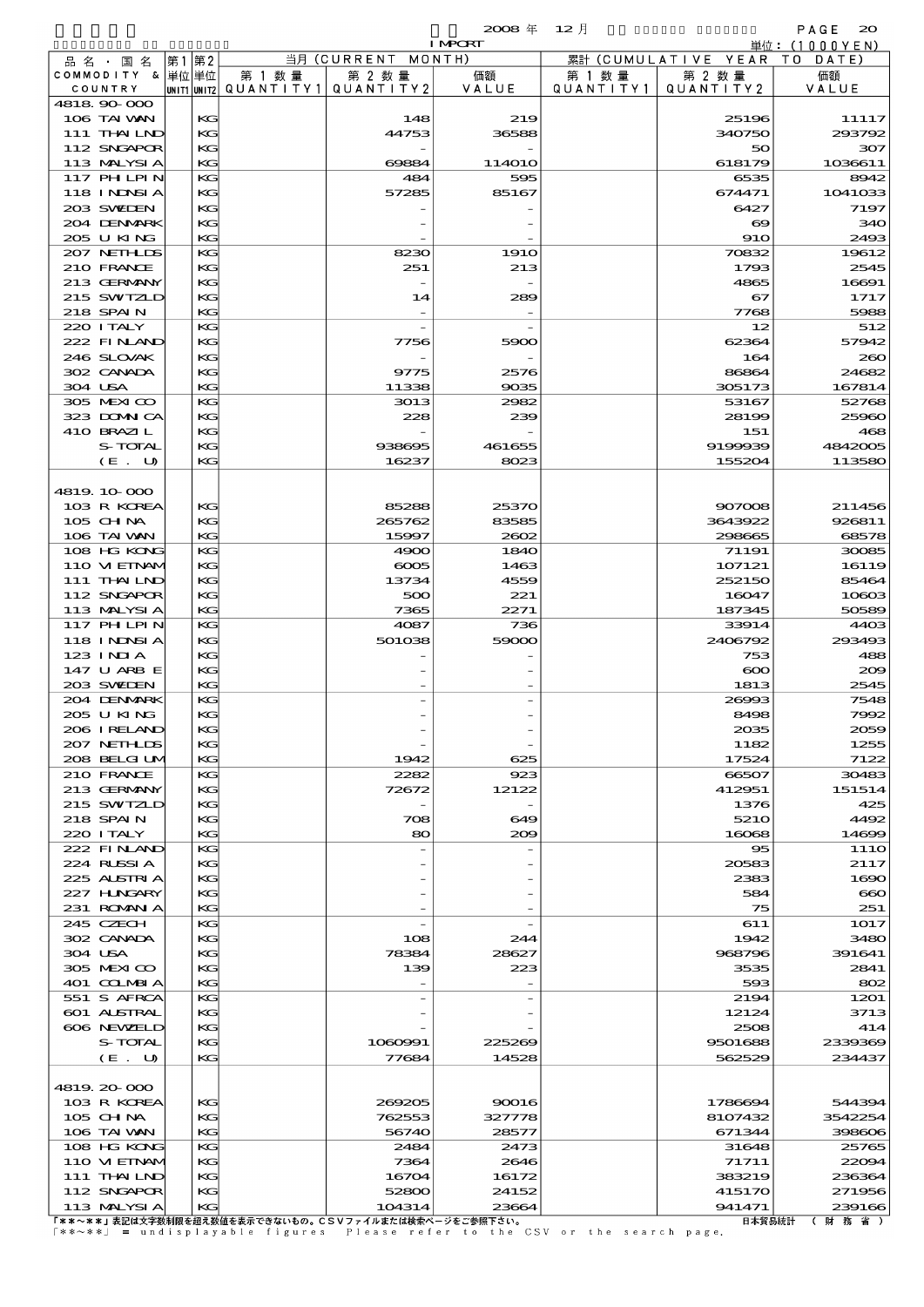2008 年 12 月 IMPORT

単位：(1000YEN)

| 品名・国名 COMMODITY & COUNTRY | 第1 単位 UNIT1 | 第2 単位 UNIT2 | 当月 (CURRENT MONTH) 第1数量 QUANTITY1 | 第2数量 QUANTITY2 | 価額 VALUE | 累計 (CUMULATIVE YEAR TO DATE) 第1数量 QUANTITY1 | 第2数量 QUANTITY2 | 価額 VALUE |
|---|---|---|---|---|---|---|---|---|
| 4818.90-000 | | | | | | | | |
| 106 TAIWAN | | KG | | 148 | 219 | | 25196 | 11117 |
| 111 THAILND | | KG | | 44753 | 36588 | | 340750 | 293792 |
| 112 SNGAPOR | | KG | | - | - | | 50 | 307 |
| 113 MALYSIA | | KG | | 69884 | 114010 | | 618179 | 1036611 |
| 117 PHLPIN | | KG | | 484 | 595 | | 6535 | 8942 |
| 118 INDNSIA | | KG | | 57285 | 85167 | | 674471 | 1041033 |
| 203 SWEDEN | | KG | | - | - | | 6427 | 7197 |
| 204 DENMARK | | KG | | - | - | | 69 | 340 |
| 205 U KING | | KG | | - | - | | 910 | 2493 |
| 207 NETHLDS | | KG | | 8230 | 1910 | | 70832 | 19612 |
| 210 FRANCE | | KG | | 251 | 213 | | 1793 | 2545 |
| 213 GERMANY | | KG | | - | - | | 4865 | 16691 |
| 215 SWITZLD | | KG | | 14 | 289 | | 67 | 1717 |
| 218 SPAIN | | KG | | - | - | | 7768 | 5988 |
| 220 ITALY | | KG | | - | - | | 12 | 512 |
| 222 FINLAND | | KG | | 7756 | 5900 | | 62364 | 57942 |
| 246 SLOVAK | | KG | | - | - | | 164 | 260 |
| 302 CANADA | | KG | | 9775 | 2576 | | 86864 | 24682 |
| 304 USA | | KG | | 11338 | 9035 | | 305173 | 167814 |
| 305 MEXICO | | KG | | 3013 | 2982 | | 53167 | 52768 |
| 323 DOMNICA | | KG | | 228 | 239 | | 28199 | 25960 |
| 410 BRAZIL | | KG | | - | - | | 151 | 468 |
| S-TOTAL | | KG | | 938695 | 461655 | | 9199939 | 4842005 |
| (E. U) | | KG | | 16237 | 8023 | | 155204 | 113580 |
| 4819.10-000 | | | | | | | | |
| 103 R KOREA | | KG | | 85288 | 25370 | | 907008 | 211456 |
| 105 CHINA | | KG | | 265762 | 83585 | | 3643922 | 926811 |
| 106 TAIWAN | | KG | | 15997 | 2602 | | 298665 | 68578 |
| 108 HG KONG | | KG | | 4900 | 1840 | | 71191 | 30085 |
| 110 VIETNAM | | KG | | 6005 | 1463 | | 107121 | 16119 |
| 111 THAILND | | KG | | 13734 | 4559 | | 252150 | 85464 |
| 112 SNGAPOR | | KG | | 500 | 221 | | 16047 | 10603 |
| 113 MALYSIA | | KG | | 7365 | 2271 | | 187345 | 50589 |
| 117 PHLPIN | | KG | | 4087 | 736 | | 33914 | 4403 |
| 118 INDNSIA | | KG | | 501038 | 59000 | | 2406792 | 293493 |
| 123 INDIA | | KG | | - | - | | 753 | 488 |
| 147 U ARB E | | KG | | - | - | | 600 | 209 |
| 203 SWEDEN | | KG | | - | - | | 1813 | 2545 |
| 204 DENMARK | | KG | | - | - | | 26993 | 7548 |
| 205 U KING | | KG | | - | - | | 8498 | 7992 |
| 206 IRELAND | | KG | | - | - | | 2035 | 2059 |
| 207 NETHLDS | | KG | | - | - | | 1182 | 1255 |
| 208 BELGIUM | | KG | | 1942 | 625 | | 17524 | 7122 |
| 210 FRANCE | | KG | | 2282 | 923 | | 66507 | 30483 |
| 213 GERMANY | | KG | | 72672 | 12122 | | 412951 | 151514 |
| 215 SWITZLD | | KG | | - | - | | 1376 | 425 |
| 218 SPAIN | | KG | | 708 | 649 | | 5210 | 4492 |
| 220 ITALY | | KG | | 80 | 209 | | 16068 | 14699 |
| 222 FINLAND | | KG | | - | - | | 95 | 1110 |
| 224 RUSSIA | | KG | | - | - | | 20583 | 2117 |
| 225 AUSTRIA | | KG | | - | - | | 2383 | 1690 |
| 227 HUNGARY | | KG | | - | - | | 584 | 660 |
| 231 ROMANIA | | KG | | - | - | | 75 | 251 |
| 245 CZECH | | KG | | - | - | | 611 | 1017 |
| 302 CANADA | | KG | | 108 | 244 | | 1942 | 3480 |
| 304 USA | | KG | | 78384 | 28627 | | 968796 | 391641 |
| 305 MEXICO | | KG | | 139 | 223 | | 3535 | 2841 |
| 401 COLMBIA | | KG | | - | - | | 593 | 802 |
| 551 S AFRCA | | KG | | - | - | | 2194 | 1201 |
| 601 AUSTRAL | | KG | | - | - | | 12124 | 3713 |
| 606 NEWZELD | | KG | | - | - | | 2508 | 414 |
| S-TOTAL | | KG | | 1060991 | 225269 | | 9501688 | 2339369 |
| (E. U) | | KG | | 77684 | 14528 | | 562529 | 234437 |
| 4819.20-000 | | | | | | | | |
| 103 R KOREA | | KG | | 269205 | 90016 | | 1786694 | 544394 |
| 105 CHINA | | KG | | 762553 | 327778 | | 8107432 | 3542254 |
| 106 TAIWAN | | KG | | 56740 | 28577 | | 671344 | 398606 |
| 108 HG KONG | | KG | | 2484 | 2473 | | 31648 | 25765 |
| 110 VIETNAM | | KG | | 7364 | 2646 | | 71711 | 22094 |
| 111 THAILND | | KG | | 16704 | 16172 | | 383219 | 236364 |
| 112 SNGAPOR | | KG | | 52800 | 24152 | | 415170 | 271956 |
| 113 MALYSIA | | KG | | 104314 | 23664 | | 941471 | 239166 |

「**～**」表記は文字数制限を超え数値を表示できないもの。CSVファイルまたは検索ページをご参照下さい。
「**～**」 = undisplayable figures Please refer to the CSV or the search page.

日本貿易統計 （財務省）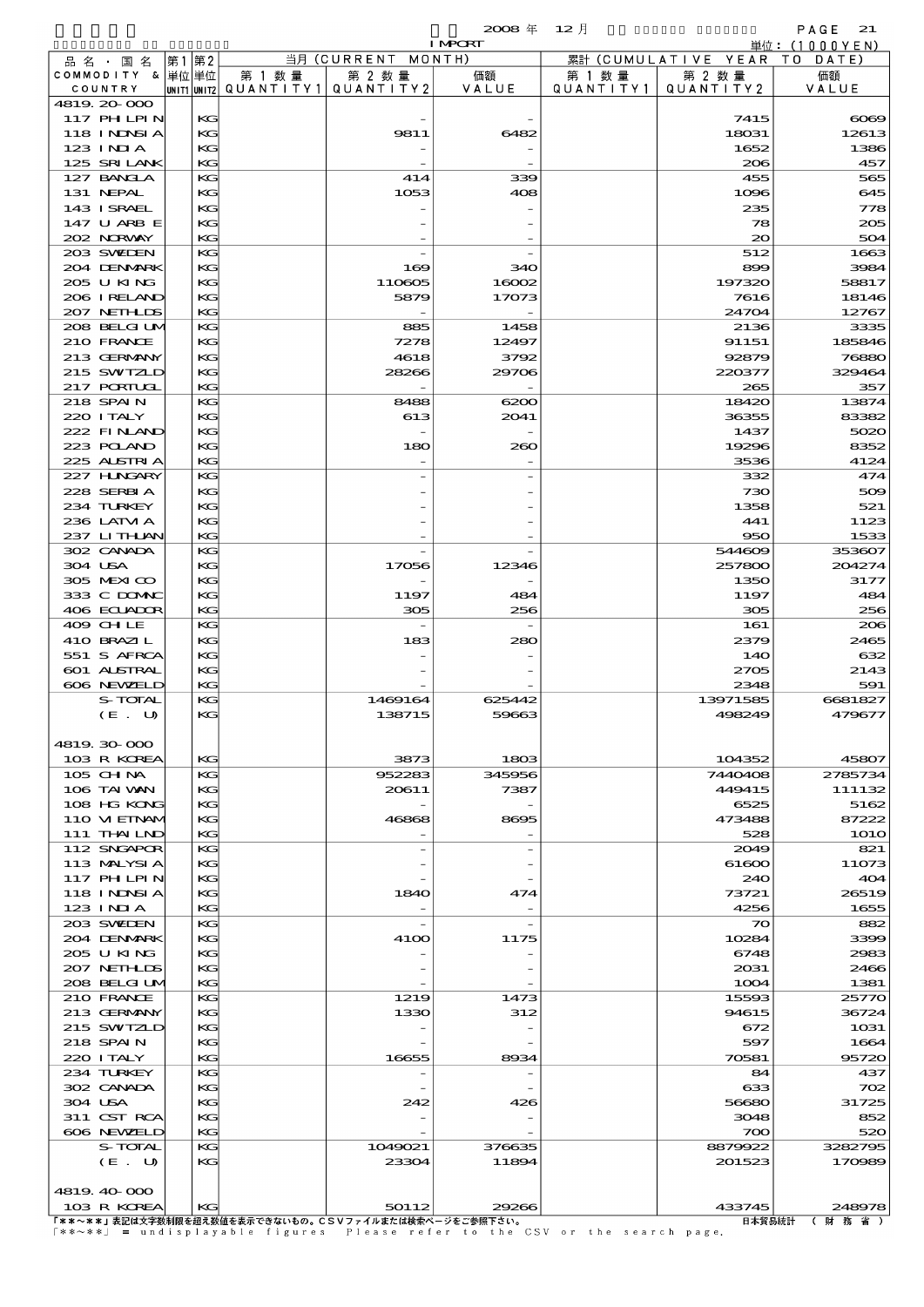2008 年 12 月 IMPORT 単位：(1000YEN)

| 品名・国名 COMMODITY & COUNTRY | 第1 単位 UNIT1 | 第2 単位 UNIT2 | 当月 (CURRENT MONTH) 第1数量 QUANTITY1 | 第2数量 QUANTITY2 | 価額 VALUE | 累計 (CUMULATIVE YEAR TO DATE) 第1数量 QUANTITY1 | 第2数量 QUANTITY2 | 価額 VALUE |
|---|---|---|---|---|---|---|---|---|
| 4819.20-000 | | | | | | | | |
| 117 PHILPIN | | KG | | - | - | | 7415 | 6069 |
| 118 INDNSIA | | KG | | 9811 | 6482 | | 18031 | 12613 |
| 123 INDIA | | KG | | - | - | | 1652 | 1386 |
| 125 SRI LANK | | KG | | - | - | | 206 | 457 |
| 127 BANGLA | | KG | | 414 | 339 | | 455 | 565 |
| 131 NEPAL | | KG | | 1053 | 408 | | 1096 | 645 |
| 143 ISRAEL | | KG | | - | - | | 235 | 778 |
| 147 U ARB E | | KG | | - | - | | 78 | 205 |
| 202 NORWAY | | KG | | - | - | | 20 | 504 |
| 203 SWEDEN | | KG | | - | - | | 512 | 1663 |
| 204 DENMARK | | KG | | 169 | 340 | | 899 | 3984 |
| 205 U KING | | KG | | 110605 | 16002 | | 197320 | 58817 |
| 206 IRELAND | | KG | | 5879 | 17073 | | 7616 | 18146 |
| 207 NETHLDS | | KG | | - | - | | 24704 | 12767 |
| 208 BELGIUM | | KG | | 885 | 1458 | | 2136 | 3335 |
| 210 FRANCE | | KG | | 7278 | 12497 | | 91151 | 185846 |
| 213 GERMANY | | KG | | 4618 | 3792 | | 92879 | 76880 |
| 215 SWTZLD | | KG | | 28266 | 29706 | | 220377 | 329464 |
| 217 PORTUGL | | KG | | - | - | | 265 | 357 |
| 218 SPAIN | | KG | | 8488 | 6200 | | 18420 | 13874 |
| 220 ITALY | | KG | | 613 | 2041 | | 36355 | 83382 |
| 222 FINLAND | | KG | | - | - | | 1437 | 5020 |
| 223 POLAND | | KG | | 180 | 260 | | 19296 | 8352 |
| 225 AUSTRIA | | KG | | - | - | | 3536 | 4124 |
| 227 HUNGARY | | KG | | - | - | | 332 | 474 |
| 228 SERBIA | | KG | | - | - | | 730 | 509 |
| 234 TURKEY | | KG | | - | - | | 1358 | 521 |
| 236 LATVIA | | KG | | - | - | | 441 | 1123 |
| 237 LITHUAN | | KG | | - | - | | 950 | 1533 |
| 302 CANADA | | KG | | - | - | | 544609 | 353607 |
| 304 USA | | KG | | 17056 | 12346 | | 257800 | 204274 |
| 305 MEXICO | | KG | | - | - | | 1350 | 3177 |
| 333 C DOMNC | | KG | | 1197 | 484 | | 1197 | 484 |
| 406 ECUADOR | | KG | | 305 | 256 | | 305 | 256 |
| 409 CHILE | | KG | | - | - | | 161 | 206 |
| 410 BRAZIL | | KG | | 183 | 280 | | 2379 | 2465 |
| 551 S AFRCA | | KG | | - | - | | 140 | 632 |
| 601 AUSTRAL | | KG | | - | - | | 2705 | 2143 |
| 606 NEWZELD | | KG | | - | - | | 2348 | 591 |
| S-TOTAL | | KG | | 1469164 | 625442 | | 13971585 | 6681827 |
| (E. U) | | KG | | 138715 | 59663 | | 498249 | 479677 |
| 4819.30-000 | | | | | | | | |
| 103 R KOREA | | KG | | 3873 | 1803 | | 104352 | 45807 |
| 105 CHINA | | KG | | 952283 | 345956 | | 7440408 | 2785734 |
| 106 TAIWAN | | KG | | 20611 | 7387 | | 449415 | 111132 |
| 108 HG KONG | | KG | | - | - | | 6525 | 5162 |
| 110 VIETNAM | | KG | | 46868 | 8695 | | 473488 | 87222 |
| 111 THAILND | | KG | | - | - | | 528 | 1010 |
| 112 SNGAPOR | | KG | | - | - | | 2049 | 821 |
| 113 MALYSIA | | KG | | - | - | | 61600 | 11073 |
| 117 PHILPIN | | KG | | - | - | | 240 | 404 |
| 118 INDNSIA | | KG | | 1840 | 474 | | 73721 | 26519 |
| 123 INDIA | | KG | | - | - | | 4256 | 1655 |
| 203 SWEDEN | | KG | | - | - | | 70 | 882 |
| 204 DENMARK | | KG | | 4100 | 1175 | | 10284 | 3399 |
| 205 U KING | | KG | | - | - | | 6748 | 2983 |
| 207 NETHLDS | | KG | | - | - | | 2031 | 2466 |
| 208 BELGIUM | | KG | | - | - | | 1004 | 1381 |
| 210 FRANCE | | KG | | 1219 | 1473 | | 15593 | 25770 |
| 213 GERMANY | | KG | | 1330 | 312 | | 94615 | 36724 |
| 215 SWTZLD | | KG | | - | - | | 672 | 1031 |
| 218 SPAIN | | KG | | - | - | | 597 | 1664 |
| 220 ITALY | | KG | | 16655 | 8934 | | 70581 | 95720 |
| 234 TURKEY | | KG | | - | - | | 84 | 437 |
| 302 CANADA | | KG | | - | - | | 633 | 702 |
| 304 USA | | KG | | 242 | 426 | | 56680 | 31725 |
| 311 CST RCA | | KG | | - | - | | 3048 | 852 |
| 606 NEWZELD | | KG | | - | - | | 700 | 520 |
| S-TOTAL | | KG | | 1049021 | 376635 | | 8879922 | 3282795 |
| (E. U) | | KG | | 23304 | 11894 | | 201523 | 170989 |
| 4819.40-000 | | | | | | | | |
| 103 R KOREA | | KG | | 50112 | 29266 | | 433745 | 248978 |

「**～**」表記は文字数制限を超え数値を表示できないもの。CSVファイルまたは検索ページをご参照下さい。
「**～**」 = undisplayable figures Please refer to the CSV or the search page.

日本貿易統計 (財務省)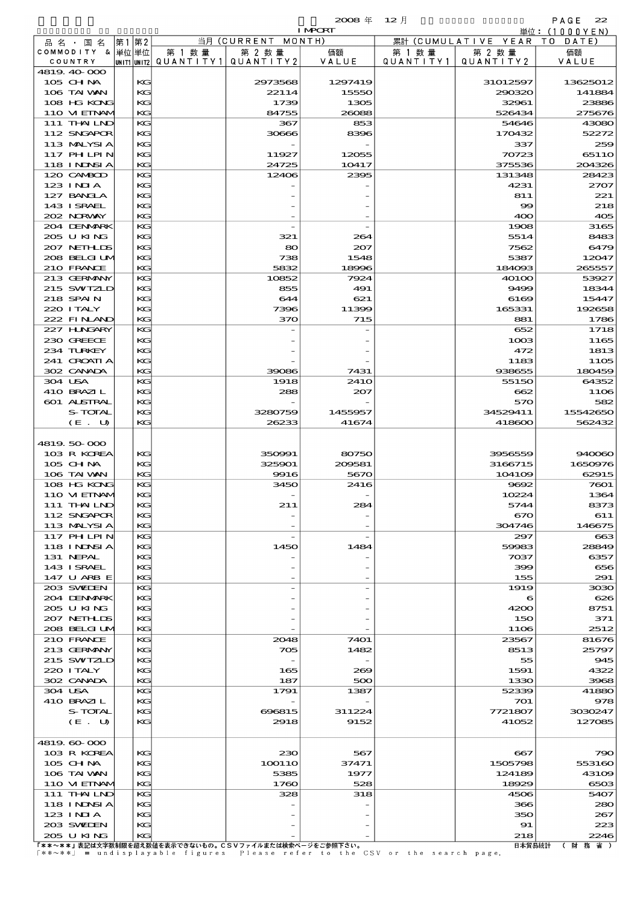2008 年 12 月 IMPORT

単位：(1000YEN)

| 品名・国名 COMMODITY & COUNTRY | 第1 単位 UNIT1 | 第2 単位 UNIT2 | 当月 (CURRENT MONTH) 第1数量 QUANTITY1 | 第2数量 QUANTITY2 | 価額 VALUE | 累計 (CUMULATIVE YEAR TO DATE) 第1数量 QUANTITY1 | 第2数量 QUANTITY2 | 価額 VALUE |
|---|---|---|---|---|---|---|---|---|
| 4819.40-000 | | | | | | | | |
| 105 CHINA | | KG | | 2973568 | 1297419 | | 31012597 | 13625012 |
| 106 TAIWAN | | KG | | 22114 | 15550 | | 290320 | 141884 |
| 108 HG KONG | | KG | | 1739 | 1305 | | 32961 | 23886 |
| 110 VIETNAM | | KG | | 84755 | 26088 | | 526434 | 275676 |
| 111 THAILND | | KG | | 367 | 853 | | 54646 | 43080 |
| 112 SNGAPOR | | KG | | 30666 | 8396 | | 170432 | 52272 |
| 113 MALYSIA | | KG | | - | - | | 337 | 259 |
| 117 PHLPIN | | KG | | 11927 | 12055 | | 70723 | 65110 |
| 118 INDNSIA | | KG | | 24725 | 10417 | | 375536 | 204326 |
| 120 CAMBOD | | KG | | 12406 | 2395 | | 131348 | 28423 |
| 123 INDIA | | KG | | - | - | | 4231 | 2707 |
| 127 BANGLA | | KG | | - | - | | 811 | 221 |
| 143 ISRAEL | | KG | | - | - | | 99 | 218 |
| 202 NORWAY | | KG | | - | - | | 400 | 405 |
| 204 DENMARK | | KG | | - | - | | 1908 | 3165 |
| 205 U KING | | KG | | 321 | 264 | | 5514 | 8483 |
| 207 NETHLDS | | KG | | 80 | 207 | | 7562 | 6479 |
| 208 BELGIUM | | KG | | 738 | 1548 | | 5387 | 12047 |
| 210 FRANCE | | KG | | 5832 | 18996 | | 184093 | 265557 |
| 213 GERMANY | | KG | | 10852 | 7924 | | 40100 | 53927 |
| 215 SWITZLD | | KG | | 855 | 491 | | 9499 | 18344 |
| 218 SPAIN | | KG | | 644 | 621 | | 6169 | 15447 |
| 220 ITALY | | KG | | 7396 | 11399 | | 165331 | 192658 |
| 222 FINLAND | | KG | | 370 | 715 | | 881 | 1786 |
| 227 HUNGARY | | KG | | - | - | | 652 | 1718 |
| 230 GREECE | | KG | | - | - | | 1003 | 1165 |
| 234 TURKEY | | KG | | - | - | | 472 | 1813 |
| 241 CROATIA | | KG | | - | - | | 1183 | 1105 |
| 302 CANADA | | KG | | 39086 | 7431 | | 938655 | 180459 |
| 304 USA | | KG | | 1918 | 2410 | | 55150 | 64352 |
| 410 BRAZIL | | KG | | 288 | 207 | | 662 | 1106 |
| 601 AUSTRAL | | KG | | - | - | | 570 | 582 |
| S-TOTAL | | KG | | 3280759 | 1455957 | | 34529411 | 15542650 |
| (E. U) | | KG | | 26233 | 41674 | | 418600 | 562432 |
| 4819.50-000 | | | | | | | | |
| 103 R KOREA | | KG | | 350991 | 80750 | | 3956559 | 940060 |
| 105 CHINA | | KG | | 325901 | 209581 | | 3166715 | 1650976 |
| 106 TAIWAN | | KG | | 9916 | 5670 | | 104109 | 62915 |
| 108 HG KONG | | KG | | 3450 | 2416 | | 9692 | 7601 |
| 110 VIETNAM | | KG | | - | - | | 10224 | 1364 |
| 111 THAILND | | KG | | 211 | 284 | | 5744 | 8373 |
| 112 SNGAPOR | | KG | | - | - | | 670 | 611 |
| 113 MALYSIA | | KG | | - | - | | 304746 | 146675 |
| 117 PHLPIN | | KG | | - | - | | 297 | 663 |
| 118 INDNSIA | | KG | | 1450 | 1484 | | 59983 | 28849 |
| 131 NEPAL | | KG | | - | - | | 7037 | 6357 |
| 143 ISRAEL | | KG | | - | - | | 399 | 656 |
| 147 U ARB E | | KG | | - | - | | 155 | 291 |
| 203 SWEDEN | | KG | | - | - | | 1919 | 3030 |
| 204 DENMARK | | KG | | - | - | | 6 | 626 |
| 205 U KING | | KG | | - | - | | 4200 | 8751 |
| 207 NETHLDS | | KG | | - | - | | 150 | 371 |
| 208 BELGIUM | | KG | | - | - | | 1106 | 2512 |
| 210 FRANCE | | KG | | 2048 | 7401 | | 23567 | 81676 |
| 213 GERMANY | | KG | | 705 | 1482 | | 8513 | 25797 |
| 215 SWITZLD | | KG | | - | - | | 55 | 945 |
| 220 ITALY | | KG | | 165 | 269 | | 1591 | 4322 |
| 302 CANADA | | KG | | 187 | 500 | | 1330 | 3968 |
| 304 USA | | KG | | 1791 | 1387 | | 52339 | 41880 |
| 410 BRAZIL | | KG | | - | - | | 701 | 978 |
| S-TOTAL | | KG | | 696815 | 311224 | | 7721807 | 3030247 |
| (E. U) | | KG | | 2918 | 9152 | | 41052 | 127085 |
| 4819.60-000 | | | | | | | | |
| 103 R KOREA | | KG | | 230 | 567 | | 667 | 790 |
| 105 CHINA | | KG | | 100110 | 37471 | | 1505798 | 553160 |
| 106 TAIWAN | | KG | | 5385 | 1977 | | 124189 | 43109 |
| 110 VIETNAM | | KG | | 1760 | 528 | | 18929 | 6503 |
| 111 THAILND | | KG | | 328 | 318 | | 4506 | 5407 |
| 118 INDNSIA | | KG | | - | - | | 366 | 280 |
| 123 INDIA | | KG | | - | - | | 350 | 267 |
| 203 SWEDEN | | KG | | - | - | | 91 | 223 |
| 205 U KING | | KG | | - | - | | 218 | 2246 |

「**～**」表記は文字数制限を超え数値を表示できないもの。CSVファイルまたは検索ページをご参照下さい。
「**～**」 = undisplayable figures Please refer to the CSV or the search page.

日本貿易統計 （財務省）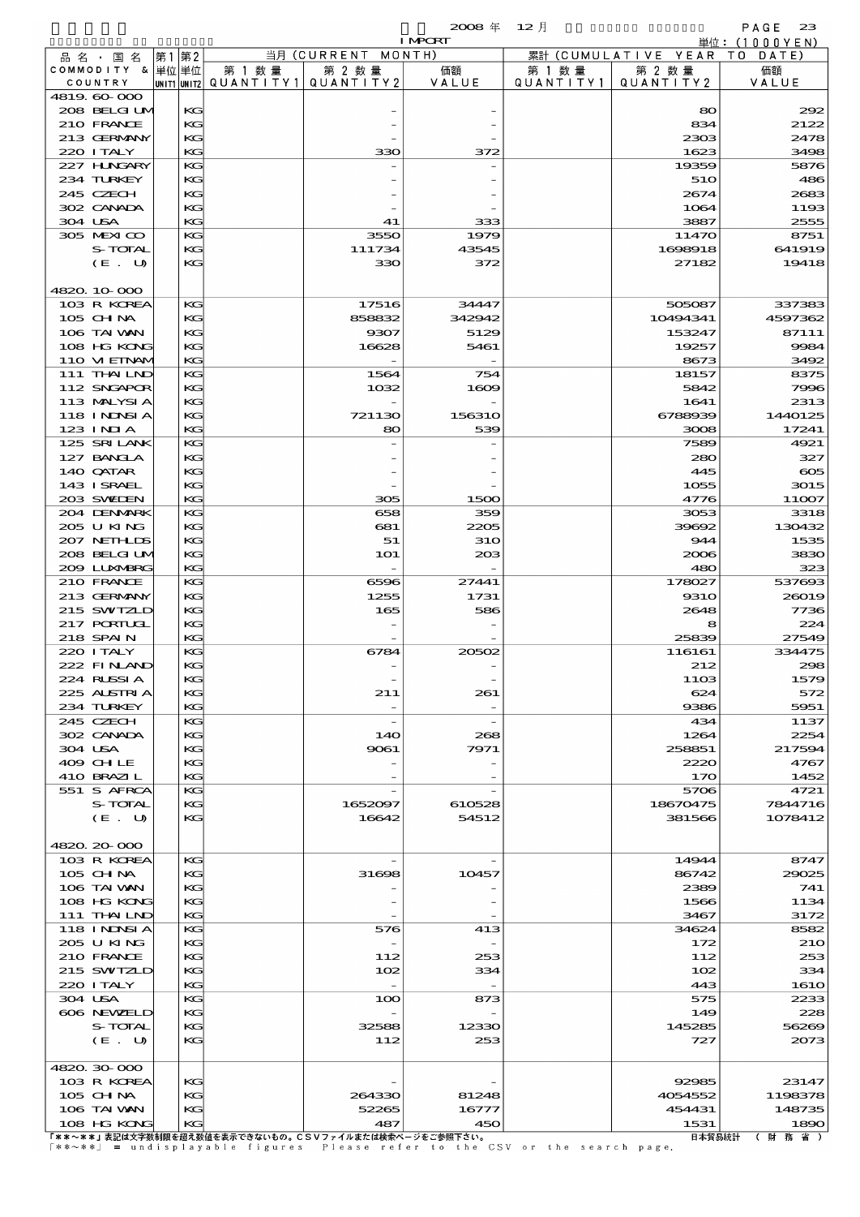2008 年 12 月 IMPORT

単位：(1000YEN)

| 品名・国名 COMMODITY & COUNTRY | 第1 単位 UNIT1 | 第2 単位 UNIT2 | 当月 (CURRENT MONTH) 第1数量 QUANTITY1 | 第2数量 QUANTITY2 | 価額 VALUE | 累計 (CUMULATIVE YEAR TO DATE) 第1数量 QUANTITY1 | 第2数量 QUANTITY2 | 価額 VALUE |
|---|---|---|---|---|---|---|---|---|
| 4819.60-000 | | | | | | | | |
| 208 BELGIUM | | KG | | - | - | | 80 | 292 |
| 210 FRANCE | | KG | | - | - | | 834 | 2122 |
| 213 GERMANY | | KG | | - | - | | 2303 | 2478 |
| 220 ITALY | | KG | | 330 | 372 | | 1623 | 3498 |
| 227 HUNGARY | | KG | | - | - | | 19359 | 5876 |
| 234 TURKEY | | KG | | - | - | | 510 | 486 |
| 245 CZECH | | KG | | - | - | | 2674 | 2683 |
| 302 CANADA | | KG | | - | - | | 1064 | 1193 |
| 304 USA | | KG | | 41 | 333 | | 3887 | 2555 |
| 305 MEXICO | | KG | | 3550 | 1979 | | 11470 | 8751 |
| S-TOTAL | | KG | | 111734 | 43545 | | 1698918 | 641919 |
| (E. U) | | KG | | 330 | 372 | | 27182 | 19418 |
| 4820.10-000 | | | | | | | | |
| 103 R KOREA | | KG | | 17516 | 34447 | | 505087 | 337383 |
| 105 CHINA | | KG | | 858832 | 342942 | | 10494341 | 4597362 |
| 106 TAIWAN | | KG | | 9307 | 5129 | | 153247 | 87111 |
| 108 HG KONG | | KG | | 16628 | 5461 | | 19257 | 9984 |
| 110 VIETNAM | | KG | | - | - | | 8673 | 3492 |
| 111 THAILND | | KG | | 1564 | 754 | | 18157 | 8375 |
| 112 SNGAPOR | | KG | | 1032 | 1609 | | 5842 | 7996 |
| 113 MALYSIA | | KG | | - | - | | 1641 | 2313 |
| 118 INDNSIA | | KG | | 721130 | 156310 | | 6788939 | 1440125 |
| 123 INDIA | | KG | | 80 | 539 | | 3008 | 17241 |
| 125 SRI LANK | | KG | | - | - | | 7589 | 4921 |
| 127 BANGLA | | KG | | - | - | | 280 | 327 |
| 140 QATAR | | KG | | - | - | | 445 | 605 |
| 143 ISRAEL | | KG | | - | - | | 1055 | 3015 |
| 203 SWEDEN | | KG | | 305 | 1500 | | 4776 | 11007 |
| 204 DENMARK | | KG | | 658 | 359 | | 3053 | 3318 |
| 205 U KING | | KG | | 681 | 2205 | | 39692 | 130432 |
| 207 NETHLDS | | KG | | 51 | 310 | | 944 | 1535 |
| 208 BELGIUM | | KG | | 101 | 203 | | 2006 | 3830 |
| 209 LUXMBRG | | KG | | - | - | | 480 | 323 |
| 210 FRANCE | | KG | | 6596 | 27441 | | 178027 | 537693 |
| 213 GERMANY | | KG | | 1255 | 1731 | | 9310 | 26019 |
| 215 SWITZLD | | KG | | 165 | 586 | | 2648 | 7736 |
| 217 PORTUGL | | KG | | - | - | | 8 | 224 |
| 218 SPAIN | | KG | | - | - | | 25839 | 27549 |
| 220 ITALY | | KG | | 6784 | 20502 | | 116161 | 334475 |
| 222 FINLAND | | KG | | - | - | | 212 | 298 |
| 224 RUSSIA | | KG | | - | - | | 1103 | 1579 |
| 225 AUSTRIA | | KG | | 211 | 261 | | 624 | 572 |
| 234 TURKEY | | KG | | - | - | | 9386 | 5951 |
| 245 CZECH | | KG | | - | - | | 434 | 1137 |
| 302 CANADA | | KG | | 140 | 268 | | 1264 | 2254 |
| 304 USA | | KG | | 9061 | 7971 | | 258851 | 217594 |
| 409 CHILE | | KG | | - | - | | 2220 | 4767 |
| 410 BRAZIL | | KG | | - | - | | 170 | 1452 |
| 551 S AFRCA | | KG | | - | - | | 5706 | 4721 |
| S-TOTAL | | KG | | 1652097 | 610528 | | 18670475 | 7844716 |
| (E. U) | | KG | | 16642 | 54512 | | 381566 | 1078412 |
| 4820.20-000 | | | | | | | | |
| 103 R KOREA | | KG | | - | - | | 14944 | 8747 |
| 105 CHINA | | KG | | 31698 | 10457 | | 86742 | 29025 |
| 106 TAIWAN | | KG | | - | - | | 2389 | 741 |
| 108 HG KONG | | KG | | - | - | | 1566 | 1134 |
| 111 THAILND | | KG | | - | - | | 3467 | 3172 |
| 118 INDNSIA | | KG | | 576 | 413 | | 34624 | 8582 |
| 205 U KING | | KG | | - | - | | 172 | 210 |
| 210 FRANCE | | KG | | 112 | 253 | | 112 | 253 |
| 215 SWITZLD | | KG | | 102 | 334 | | 102 | 334 |
| 220 ITALY | | KG | | - | - | | 443 | 1610 |
| 304 USA | | KG | | 100 | 873 | | 575 | 2233 |
| 606 NEWZELD | | KG | | - | - | | 149 | 228 |
| S-TOTAL | | KG | | 32588 | 12330 | | 145285 | 56269 |
| (E. U) | | KG | | 112 | 253 | | 727 | 2073 |
| 4820.30-000 | | | | | | | | |
| 103 R KOREA | | KG | | - | - | | 92985 | 23147 |
| 105 CHINA | | KG | | 264330 | 81248 | | 4054552 | 1198378 |
| 106 TAIWAN | | KG | | 52265 | 16777 | | 454431 | 148735 |
| 108 HG KONG | | KG | | 487 | 450 | | 1531 | 1890 |

「**～**」表記は文字数制限を超え数値を表示できないもの。CSVファイルまたは検索ページをご参照下さい。
「**～**」 = undisplayable figures Please refer to the CSV or the search page.

日本貿易統計 （財務省）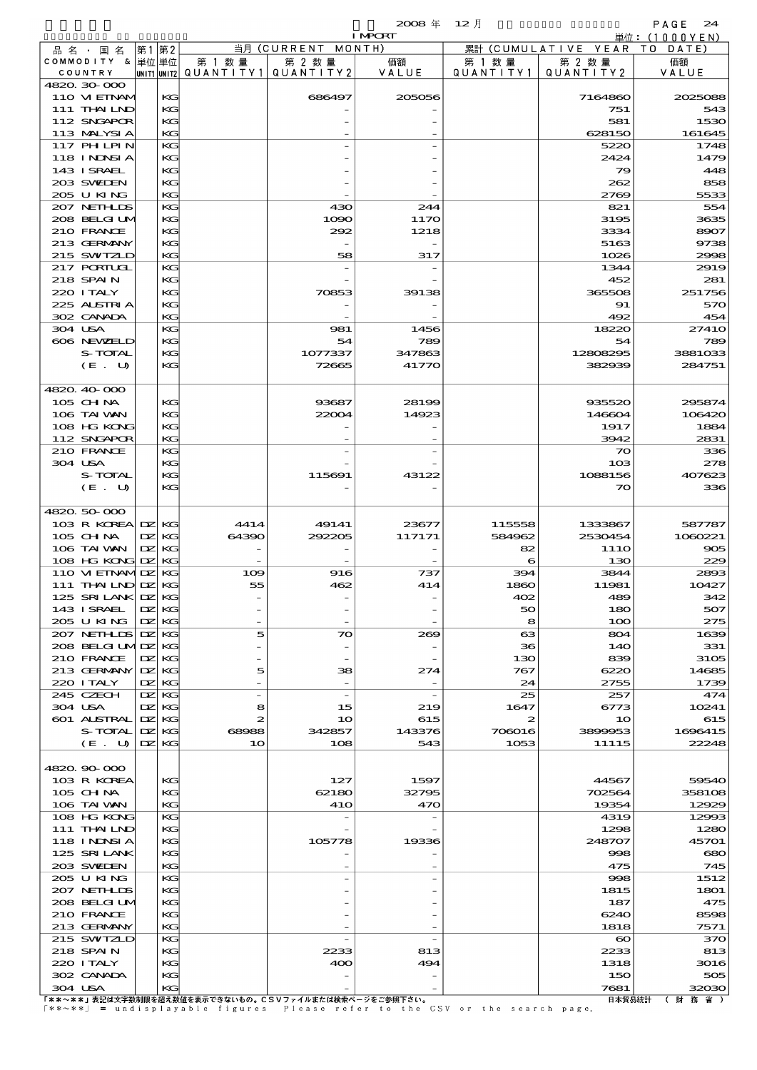2008 年 12 月 IMPORT

単位：(1000YEN)

| 品名・国名 COMMODITY & COUNTRY | 第1単位 UNIT1 | 第2単位 UNIT2 | 当月 (CURRENT MONTH) 第1数量 QUANTITY1 | 第2数量 QUANTITY2 | 価額 VALUE | 累計 (CUMULATIVE YEAR TO DATE) 第1数量 QUANTITY1 | 第2数量 QUANTITY2 | 価額 VALUE |
|---|---|---|---|---|---|---|---|---|
| 4820.30-000 | | | | | | | | |
| 110 VIETNAM | | KG | | 686497 | 205056 | | 7164860 | 2025088 |
| 111 THAILND | | KG | | - | - | | 751 | 543 |
| 112 SNGAPOR | | KG | | - | - | | 581 | 1530 |
| 113 MALYSIA | | KG | | - | - | | 628150 | 161645 |
| 117 PHILPIN | | KG | | - | - | | 5220 | 1748 |
| 118 INDNSIA | | KG | | - | - | | 2424 | 1479 |
| 143 ISRAEL | | KG | | - | - | | 79 | 448 |
| 203 SWEDEN | | KG | | - | - | | 262 | 858 |
| 205 U KING | | KG | | - | - | | 2769 | 5533 |
| 207 NETHLDS | | KG | | 430 | 244 | | 821 | 554 |
| 208 BELGIUM | | KG | | 1090 | 1170 | | 3195 | 3635 |
| 210 FRANCE | | KG | | 292 | 1218 | | 3334 | 8907 |
| 213 GERMANY | | KG | | - | - | | 5163 | 9738 |
| 215 SWITZLD | | KG | | 58 | 317 | | 1026 | 2998 |
| 217 PORTUGL | | KG | | - | - | | 1344 | 2919 |
| 218 SPAIN | | KG | | - | - | | 452 | 281 |
| 220 ITALY | | KG | | 70853 | 39138 | | 365508 | 251756 |
| 225 AUSTRIA | | KG | | - | - | | 91 | 570 |
| 302 CANADA | | KG | | - | - | | 492 | 454 |
| 304 USA | | KG | | 981 | 1456 | | 18220 | 27410 |
| 606 NEWZELD | | KG | | 54 | 789 | | 54 | 789 |
| S-TOTAL | | KG | | 1077337 | 347863 | | 12808295 | 3881033 |
| (E. U) | | KG | | 72665 | 41770 | | 382939 | 284751 |
| 4820.40-000 | | | | | | | | |
| 105 CHINA | | KG | | 93687 | 28199 | | 935520 | 295874 |
| 106 TAIWAN | | KG | | 22004 | 14923 | | 146604 | 106420 |
| 108 HG KONG | | KG | | - | - | | 1917 | 1884 |
| 112 SNGAPOR | | KG | | - | - | | 3942 | 2831 |
| 210 FRANCE | | KG | | - | - | | 70 | 336 |
| 304 USA | | KG | | - | - | | 103 | 278 |
| S-TOTAL | | KG | | 115691 | 43122 | | 1088156 | 407623 |
| (E. U) | | KG | | - | - | | 70 | 336 |
| 4820.50-000 | | | | | | | | |
| 103 R KOREA | DZ | KG | 4414 | 49141 | 23677 | 115558 | 1333867 | 587787 |
| 105 CHINA | DZ | KG | 64390 | 292205 | 117171 | 584962 | 2530454 | 1060221 |
| 106 TAIWAN | DZ | KG | - | - | - | 82 | 1110 | 905 |
| 108 HG KONG | DZ | KG | - | - | - | 6 | 130 | 229 |
| 110 VIETNAM | DZ | KG | 109 | 916 | 737 | 394 | 3844 | 2893 |
| 111 THAILND | DZ | KG | 55 | 462 | 414 | 1860 | 11981 | 10427 |
| 125 SRI LANK | DZ | KG | - | - | - | 402 | 489 | 342 |
| 143 ISRAEL | DZ | KG | - | - | - | 50 | 180 | 507 |
| 205 U KING | DZ | KG | - | - | - | 8 | 100 | 275 |
| 207 NETHLDS | DZ | KG | 5 | 70 | 269 | 63 | 804 | 1639 |
| 208 BELGIUM | DZ | KG | - | - | - | 36 | 140 | 331 |
| 210 FRANCE | DZ | KG | - | - | - | 130 | 839 | 3105 |
| 213 GERMANY | DZ | KG | 5 | 38 | 274 | 767 | 6220 | 14685 |
| 220 ITALY | DZ | KG | - | - | - | 24 | 2755 | 1739 |
| 245 CZECH | DZ | KG | - | - | - | 25 | 257 | 474 |
| 304 USA | DZ | KG | 8 | 15 | 219 | 1647 | 6773 | 10241 |
| 601 AUSTRAL | DZ | KG | 2 | 10 | 615 | 2 | 10 | 615 |
| S-TOTAL | DZ | KG | 68988 | 342857 | 143376 | 706016 | 3899953 | 1696415 |
| (E. U) | DZ | KG | 10 | 108 | 543 | 1053 | 11115 | 22248 |
| 4820.90-000 | | | | | | | | |
| 103 R KOREA | | KG | | 127 | 1597 | | 44567 | 59540 |
| 105 CHINA | | KG | | 62180 | 32795 | | 702564 | 358108 |
| 106 TAIWAN | | KG | | 410 | 470 | | 19354 | 12929 |
| 108 HG KONG | | KG | | - | - | | 4319 | 12993 |
| 111 THAILND | | KG | | - | - | | 1298 | 1280 |
| 118 INDNSIA | | KG | | 105778 | 19336 | | 248707 | 45701 |
| 125 SRI LANK | | KG | | - | - | | 998 | 680 |
| 203 SWEDEN | | KG | | - | - | | 475 | 745 |
| 205 U KING | | KG | | - | - | | 998 | 1512 |
| 207 NETHLDS | | KG | | - | - | | 1815 | 1801 |
| 208 BELGIUM | | KG | | - | - | | 187 | 475 |
| 210 FRANCE | | KG | | - | - | | 6240 | 8598 |
| 213 GERMANY | | KG | | - | - | | 1818 | 7571 |
| 215 SWITZLD | | KG | | - | - | | 60 | 370 |
| 218 SPAIN | | KG | | 2233 | 813 | | 2233 | 813 |
| 220 ITALY | | KG | | 400 | 494 | | 1318 | 3016 |
| 302 CANADA | | KG | | - | - | | 150 | 505 |
| 304 USA | | KG | | - | - | | 7681 | 32030 |

「**～**」表記は文字数制限を超え数値を表示できないもの。CSVファイルまたは検索ページをご参照下さい。
「**～**」 = undisplayable figures Please refer to the CSV or the search page.

日本貿易統計 （財務省）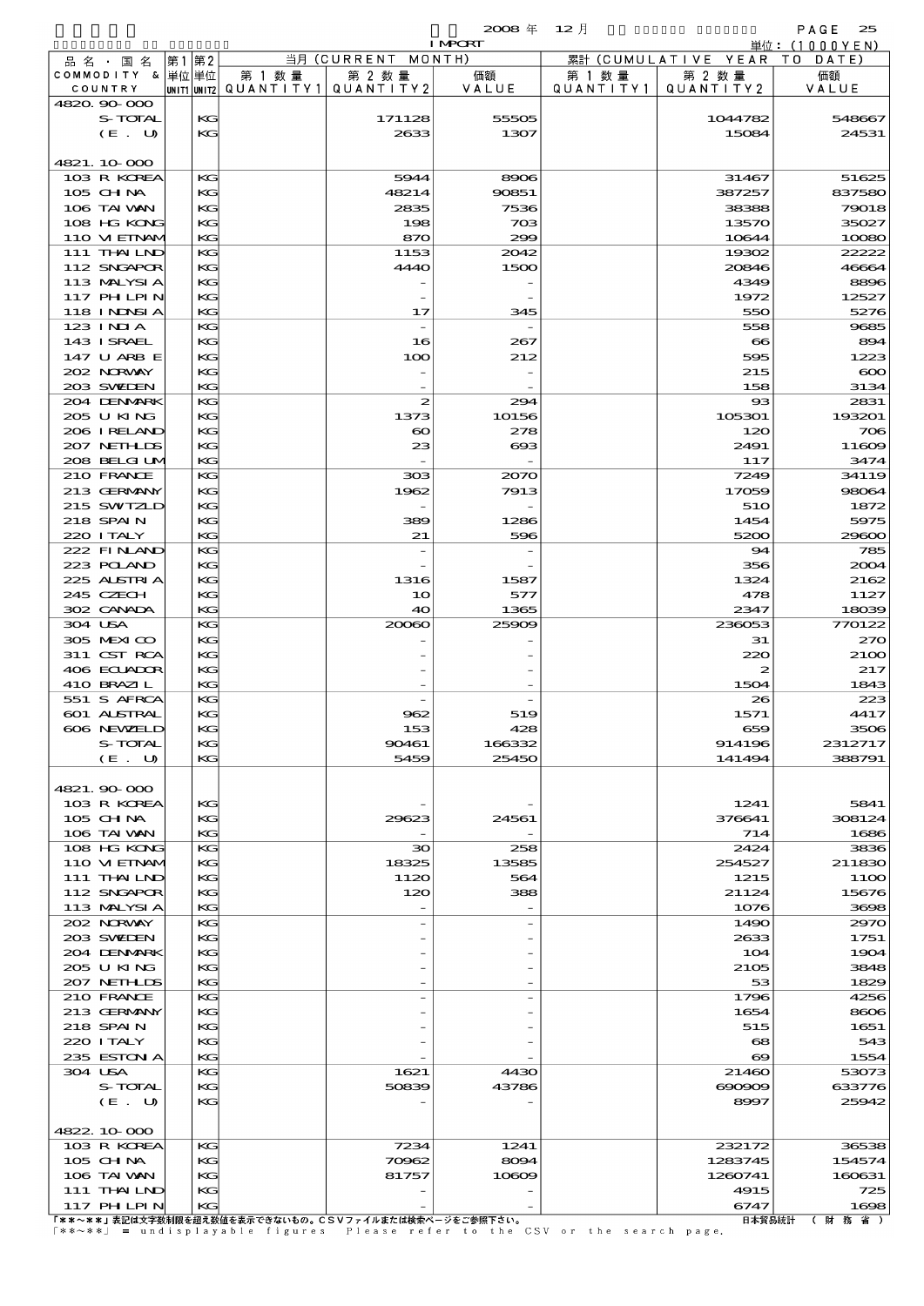2008 年 12 月 IMPORT

単位：(1000YEN)

| 品名・国名 COMMODITY & COUNTRY | 第1 単位 UNIT1 | 第2 単位 UNIT2 | 当月 (CURRENT MONTH) 第1数量 QUANTITY1 | 第2数量 QUANTITY2 | 価額 VALUE | 累計 (CUMULATIVE YEAR TO DATE) 第1数量 QUANTITY1 | 第2数量 QUANTITY2 | 価額 VALUE |
|---|---|---|---|---|---|---|---|---|
| 4820.90-000 | | | | | | | | |
| S-TOTAL | | KG | | 171128 | 55505 | | 1044782 | 548667 |
| (E. U) | | KG | | 2633 | 1307 | | 15084 | 24531 |
| 4821.10-000 | | | | | | | | |
| 103 R KOREA | | KG | | 5944 | 8906 | | 31467 | 51625 |
| 105 CHINA | | KG | | 48214 | 90851 | | 387257 | 837580 |
| 106 TAIWAN | | KG | | 2835 | 7536 | | 38388 | 79018 |
| 108 HG KONG | | KG | | 198 | 703 | | 13570 | 35027 |
| 110 VIETNAM | | KG | | 870 | 299 | | 10644 | 10080 |
| 111 THAILND | | KG | | 1153 | 2042 | | 19302 | 22222 |
| 112 SNGAPOR | | KG | | 4440 | 1500 | | 20846 | 46664 |
| 113 MALYSIA | | KG | | - | - | | 4349 | 8896 |
| 117 PHILPIN | | KG | | - | - | | 1972 | 12527 |
| 118 INDNSIA | | KG | | 17 | 345 | | 550 | 5276 |
| 123 INDIA | | KG | | - | - | | 558 | 9685 |
| 143 ISRAEL | | KG | | 16 | 267 | | 66 | 894 |
| 147 U ARB E | | KG | | 100 | 212 | | 595 | 1223 |
| 202 NORWAY | | KG | | - | - | | 215 | 600 |
| 203 SWEDEN | | KG | | - | - | | 158 | 3134 |
| 204 DENMARK | | KG | | 2 | 294 | | 93 | 2831 |
| 205 U KING | | KG | | 1373 | 10156 | | 105301 | 193201 |
| 206 IRELAND | | KG | | 60 | 278 | | 120 | 706 |
| 207 NETHLDS | | KG | | 23 | 693 | | 2491 | 11609 |
| 208 BELGIUM | | KG | | - | - | | 117 | 3474 |
| 210 FRANCE | | KG | | 303 | 2070 | | 7249 | 34119 |
| 213 GERMANY | | KG | | 1962 | 7913 | | 17059 | 98064 |
| 215 SWITZLD | | KG | | - | - | | 510 | 1872 |
| 218 SPAIN | | KG | | 389 | 1286 | | 1454 | 5975 |
| 220 ITALY | | KG | | 21 | 596 | | 5200 | 29600 |
| 222 FINLAND | | KG | | - | - | | 94 | 785 |
| 223 POLAND | | KG | | - | - | | 356 | 2004 |
| 225 AUSTRIA | | KG | | 1316 | 1587 | | 1324 | 2162 |
| 245 CZECH | | KG | | 10 | 577 | | 478 | 1127 |
| 302 CANADA | | KG | | 40 | 1365 | | 2347 | 18039 |
| 304 USA | | KG | | 20060 | 25909 | | 236053 | 770122 |
| 305 MEXICO | | KG | | - | - | | 31 | 270 |
| 311 CST RCA | | KG | | - | - | | 220 | 2100 |
| 406 ECUADOR | | KG | | - | - | | 2 | 217 |
| 410 BRAZIL | | KG | | - | - | | 1504 | 1843 |
| 551 S AFRCA | | KG | | - | - | | 26 | 223 |
| 601 AUSTRAL | | KG | | 962 | 519 | | 1571 | 4417 |
| 606 NEWZELD | | KG | | 153 | 428 | | 659 | 3506 |
| S-TOTAL | | KG | | 90461 | 166332 | | 914196 | 2312717 |
| (E. U) | | KG | | 5459 | 25450 | | 141494 | 388791 |
| 4821.90-000 | | | | | | | | |
| 103 R KOREA | | KG | | - | - | | 1241 | 5841 |
| 105 CHINA | | KG | | 29623 | 24561 | | 376641 | 308124 |
| 106 TAIWAN | | KG | | - | - | | 714 | 1686 |
| 108 HG KONG | | KG | | 30 | 258 | | 2424 | 3836 |
| 110 VIETNAM | | KG | | 18325 | 13585 | | 254527 | 211830 |
| 111 THAILND | | KG | | 1120 | 564 | | 1215 | 1100 |
| 112 SNGAPOR | | KG | | 120 | 388 | | 21124 | 15676 |
| 113 MALYSIA | | KG | | - | - | | 1076 | 3698 |
| 202 NORWAY | | KG | | - | - | | 1490 | 2970 |
| 203 SWEDEN | | KG | | - | - | | 2633 | 1751 |
| 204 DENMARK | | KG | | - | - | | 104 | 1904 |
| 205 U KING | | KG | | - | - | | 2105 | 3848 |
| 207 NETHLDS | | KG | | - | - | | 53 | 1829 |
| 210 FRANCE | | KG | | - | - | | 1796 | 4256 |
| 213 GERMANY | | KG | | - | - | | 1654 | 8606 |
| 218 SPAIN | | KG | | - | - | | 515 | 1651 |
| 220 ITALY | | KG | | - | - | | 68 | 543 |
| 235 ESTONIA | | KG | | - | - | | 69 | 1554 |
| 304 USA | | KG | | 1621 | 4430 | | 21460 | 53073 |
| S-TOTAL | | KG | | 50839 | 43786 | | 690909 | 633776 |
| (E. U) | | KG | | - | - | | 8997 | 25942 |
| 4822.10-000 | | | | | | | | |
| 103 R KOREA | | KG | | 7234 | 1241 | | 232172 | 36538 |
| 105 CHINA | | KG | | 70962 | 8094 | | 1283745 | 154574 |
| 106 TAIWAN | | KG | | 81757 | 10609 | | 1260741 | 160631 |
| 111 THAILND | | KG | | - | - | | 4915 | 725 |
| 117 PHILPIN | | KG | | - | - | | 6747 | 1698 |

「\*\*~\*\*」表記は文字数制限を超え数値を表示できないもの。CSVファイルまたは検索ページをご参照下さい。
「\*\*~\*\*」 = undisplayable figures Please refer to the CSV or the search page.

日本貿易統計 (財務省)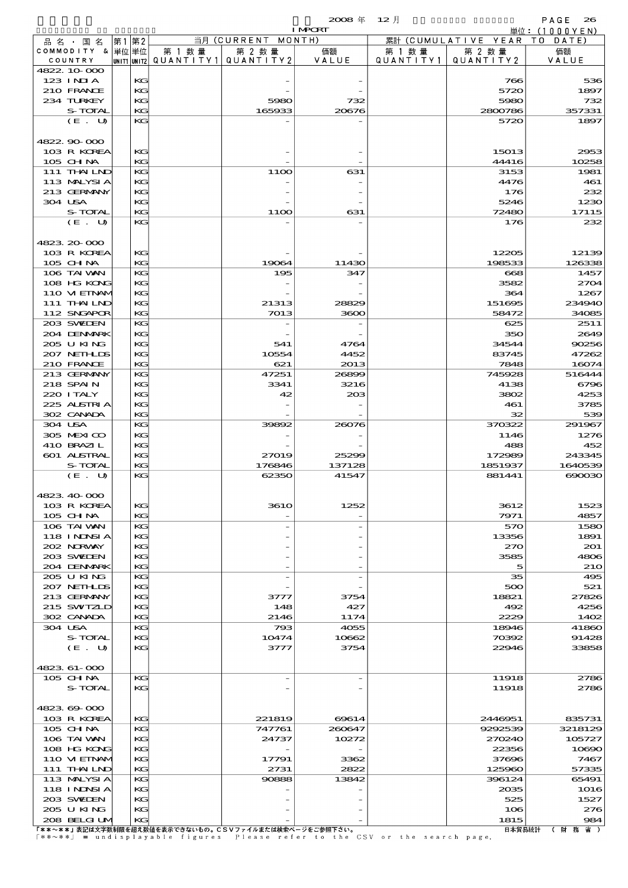2008 年 12 月 IMPORT

単位：(1000YEN)

| 品名・国名 COMMODITY & COUNTRY | 第1 単位 UNIT1 | 第2 単位 UNIT2 | 当月 (CURRENT MONTH) 第1数量 QUANTITY1 | 第2数量 QUANTITY2 | 価額 VALUE | 累計 (CUMULATIVE YEAR TO DATE) 第1数量 QUANTITY1 | 第2数量 QUANTITY2 | 価額 VALUE |
|---|---|---|---|---|---|---|---|---|
| 4822.10-000 | | | | | | | | |
| 123 INDIA | | KG | | - | - | | 766 | 536 |
| 210 FRANCE | | KG | | - | - | | 5720 | 1897 |
| 234 TURKEY | | KG | | 5980 | 732 | | 5980 | 732 |
| S-TOTAL | | KG | | 165933 | 20676 | | 2800786 | 357331 |
| (E. U) | | KG | | - | - | | 5720 | 1897 |
| 4822.90-000 | | | | | | | | |
| 103 R KOREA | | KG | | - | - | | 15013 | 2953 |
| 105 CHINA | | KG | | - | - | | 44416 | 10258 |
| 111 THAILND | | KG | | 1100 | 631 | | 3153 | 1981 |
| 113 MALYSIA | | KG | | - | - | | 4476 | 461 |
| 213 GERMANY | | KG | | - | - | | 176 | 232 |
| 304 USA | | KG | | - | - | | 5246 | 1230 |
| S-TOTAL | | KG | | 1100 | 631 | | 72480 | 17115 |
| (E. U) | | KG | | - | - | | 176 | 232 |
| 4823.20-000 | | | | | | | | |
| 103 R KOREA | | KG | | - | - | | 12205 | 12139 |
| 105 CHINA | | KG | | 19064 | 11430 | | 198533 | 126338 |
| 106 TAIWAN | | KG | | 195 | 347 | | 668 | 1457 |
| 108 HG KONG | | KG | | - | - | | 3582 | 2704 |
| 110 VIETNAM | | KG | | - | - | | 364 | 1267 |
| 111 THAILND | | KG | | 21313 | 28829 | | 151695 | 234940 |
| 112 SNGAPOR | | KG | | 7013 | 3600 | | 58472 | 34085 |
| 203 SWEDEN | | KG | | - | - | | 625 | 2511 |
| 204 DENMARK | | KG | | - | - | | 350 | 2649 |
| 205 U KING | | KG | | 541 | 4764 | | 34544 | 90256 |
| 207 NETHLDS | | KG | | 10554 | 4452 | | 83745 | 47262 |
| 210 FRANCE | | KG | | 621 | 2013 | | 7848 | 16074 |
| 213 GERMANY | | KG | | 47251 | 26899 | | 745928 | 516444 |
| 218 SPAIN | | KG | | 3341 | 3216 | | 4138 | 6796 |
| 220 ITALY | | KG | | 42 | 203 | | 3802 | 4253 |
| 225 AUSTRIA | | KG | | - | - | | 461 | 3785 |
| 302 CANADA | | KG | | - | - | | 32 | 539 |
| 304 USA | | KG | | 39892 | 26076 | | 370322 | 291967 |
| 305 MEXICO | | KG | | - | - | | 1146 | 1276 |
| 410 BRAZIL | | KG | | - | - | | 488 | 452 |
| 601 AUSTRAL | | KG | | 27019 | 25299 | | 172989 | 243345 |
| S-TOTAL | | KG | | 176846 | 137128 | | 1851937 | 1640539 |
| (E. U) | | KG | | 62350 | 41547 | | 881441 | 690030 |
| 4823.40-000 | | | | | | | | |
| 103 R KOREA | | KG | | 3610 | 1252 | | 3612 | 1523 |
| 105 CHINA | | KG | | - | - | | 7971 | 4857 |
| 106 TAIWAN | | KG | | - | - | | 570 | 1580 |
| 118 INDNSIA | | KG | | - | - | | 13356 | 1891 |
| 202 NORWAY | | KG | | - | - | | 270 | 201 |
| 203 SWEDEN | | KG | | - | - | | 3585 | 4806 |
| 204 DENMARK | | KG | | - | - | | 5 | 210 |
| 205 U KING | | KG | | - | - | | 35 | 495 |
| 207 NETHLDS | | KG | | - | - | | 500 | 521 |
| 213 GERMANY | | KG | | 3777 | 3754 | | 18821 | 27826 |
| 215 SWITZLD | | KG | | 148 | 427 | | 492 | 4256 |
| 302 CANADA | | KG | | 2146 | 1174 | | 2229 | 1402 |
| 304 USA | | KG | | 793 | 4055 | | 18946 | 41860 |
| S-TOTAL | | KG | | 10474 | 10662 | | 70392 | 91428 |
| (E. U) | | KG | | 3777 | 3754 | | 22946 | 33858 |
| 4823.61-000 | | | | | | | | |
| 105 CHINA | | KG | | - | - | | 11918 | 2786 |
| S-TOTAL | | KG | | - | - | | 11918 | 2786 |
| 4823.69-000 | | | | | | | | |
| 103 R KOREA | | KG | | 221819 | 69614 | | 2446951 | 835731 |
| 105 CHINA | | KG | | 747761 | 260647 | | 9292539 | 3218129 |
| 106 TAIWAN | | KG | | 24737 | 10272 | | 270240 | 105727 |
| 108 HG KONG | | KG | | - | - | | 22356 | 10690 |
| 110 VIETNAM | | KG | | 17791 | 3362 | | 37696 | 7467 |
| 111 THAILND | | KG | | 2731 | 2822 | | 125960 | 57335 |
| 113 MALYSIA | | KG | | 90888 | 13842 | | 396124 | 65491 |
| 118 INDNSIA | | KG | | - | - | | 2035 | 1016 |
| 203 SWEDEN | | KG | | - | - | | 525 | 1527 |
| 205 U KING | | KG | | - | - | | 106 | 276 |
| 208 BELGIUM | | KG | | - | - | | 1815 | 984 |

「**～**」表記は文字数制限を超え数値を表示できないもの。CSVファイルまたは検索ページをご参照下さい。
「**～**」 = undisplayable figures Please refer to the CSV or the search page.

日本貿易統計 （財務省）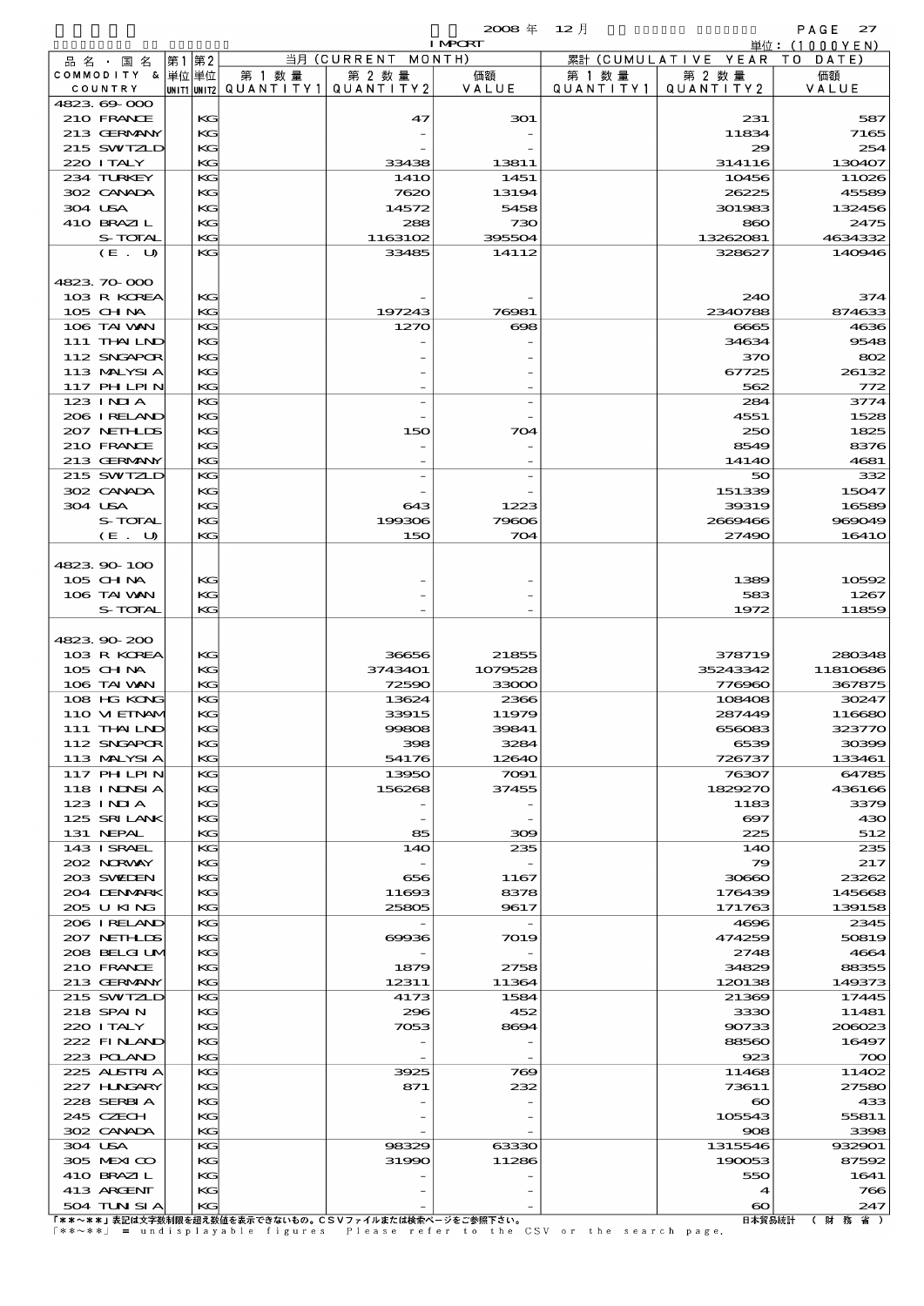2008 年 12 月 IMPORT 単位：(1000YEN)

| 品名・国名 COMMODITY & COUNTRY | 第1 UNIT1 | 第2 UNIT2 | 当月 第1数量 QUANTITY1 | 当月 第2数量 QUANTITY2 | 当月 価額 VALUE | 累計 第1数量 QUANTITY1 | 累計 第2数量 QUANTITY2 | 累計 価額 VALUE |
|---|---|---|---|---|---|---|---|---|
| 4823.69-000 | | | | | | | | |
| 210 FRANCE | | KG | | 47 | 301 | | 231 | 587 |
| 213 GERMANY | | KG | | - | - | | 11834 | 7165 |
| 215 SWTZLD | | KG | | - | - | | 29 | 254 |
| 220 ITALY | | KG | | 33438 | 13811 | | 314116 | 130407 |
| 234 TURKEY | | KG | | 1410 | 1451 | | 10456 | 11026 |
| 302 CANADA | | KG | | 7620 | 13194 | | 26225 | 45589 |
| 304 USA | | KG | | 14572 | 5458 | | 301983 | 132456 |
| 410 BRAZIL | | KG | | 288 | 730 | | 860 | 2475 |
| S-TOTAL | | KG | | 1163102 | 395504 | | 13262081 | 4634332 |
| (E. U) | | KG | | 33485 | 14112 | | 328627 | 140946 |
| 4823.70-000 | | | | | | | | |
| 103 R KOREA | | KG | | - | - | | 240 | 374 |
| 105 CHINA | | KG | | 197243 | 76981 | | 2340788 | 874633 |
| 106 TAIWAN | | KG | | 1270 | 698 | | 6665 | 4636 |
| 111 THAILND | | KG | | - | - | | 34634 | 9548 |
| 112 SNGAPOR | | KG | | - | - | | 370 | 802 |
| 113 MALYSIA | | KG | | - | - | | 67725 | 26132 |
| 117 PHLPIN | | KG | | - | - | | 562 | 772 |
| 123 INDIA | | KG | | - | - | | 284 | 3774 |
| 206 IRELAND | | KG | | - | - | | 4551 | 1528 |
| 207 NETHLDS | | KG | | 150 | 704 | | 250 | 1825 |
| 210 FRANCE | | KG | | - | - | | 8549 | 8376 |
| 213 GERMANY | | KG | | - | - | | 14140 | 4681 |
| 215 SWTZLD | | KG | | - | - | | 50 | 332 |
| 302 CANADA | | KG | | - | - | | 151339 | 15047 |
| 304 USA | | KG | | 643 | 1223 | | 39319 | 16589 |
| S-TOTAL | | KG | | 199306 | 79606 | | 2669466 | 969049 |
| (E. U) | | KG | | 150 | 704 | | 27490 | 16410 |
| 4823.90-100 | | | | | | | | |
| 105 CHINA | | KG | | - | - | | 1389 | 10592 |
| 106 TAIWAN | | KG | | - | - | | 583 | 1267 |
| S-TOTAL | | KG | | - | - | | 1972 | 11859 |
| 4823.90-200 | | | | | | | | |
| 103 R KOREA | | KG | | 36656 | 21855 | | 378719 | 280348 |
| 105 CHINA | | KG | | 3743401 | 1079528 | | 35243342 | 11810686 |
| 106 TAIWAN | | KG | | 72590 | 33000 | | 776960 | 367875 |
| 108 HG KONG | | KG | | 13624 | 2366 | | 108408 | 30247 |
| 110 VIETNAM | | KG | | 33915 | 11979 | | 287449 | 116680 |
| 111 THAILND | | KG | | 99808 | 39841 | | 656083 | 323770 |
| 112 SNGAPOR | | KG | | 398 | 3284 | | 6539 | 30399 |
| 113 MALYSIA | | KG | | 54176 | 12640 | | 726737 | 133461 |
| 117 PHLPIN | | KG | | 13950 | 7091 | | 76307 | 64785 |
| 118 INDNSIA | | KG | | 156268 | 37455 | | 1829270 | 436166 |
| 123 INDIA | | KG | | - | - | | 1183 | 3379 |
| 125 SRI LANK | | KG | | - | - | | 697 | 430 |
| 131 NEPAL | | KG | | 85 | 309 | | 225 | 512 |
| 143 ISRAEL | | KG | | 140 | 235 | | 140 | 235 |
| 202 NORWAY | | KG | | - | - | | 79 | 217 |
| 203 SWEDEN | | KG | | 656 | 1167 | | 30660 | 23262 |
| 204 DENMARK | | KG | | 11693 | 8378 | | 176439 | 145668 |
| 205 U KING | | KG | | 25805 | 9617 | | 171763 | 139158 |
| 206 IRELAND | | KG | | - | - | | 4696 | 2345 |
| 207 NETHLDS | | KG | | 69936 | 7019 | | 474259 | 50819 |
| 208 BELGIUM | | KG | | - | - | | 2748 | 4664 |
| 210 FRANCE | | KG | | 1879 | 2758 | | 34829 | 88355 |
| 213 GERMANY | | KG | | 12311 | 11364 | | 120138 | 149373 |
| 215 SWTZLD | | KG | | 4173 | 1584 | | 21369 | 17445 |
| 218 SPAIN | | KG | | 296 | 452 | | 3330 | 11481 |
| 220 ITALY | | KG | | 7053 | 8694 | | 90733 | 206023 |
| 222 FINLAND | | KG | | - | - | | 88560 | 16497 |
| 223 POLAND | | KG | | - | - | | 923 | 700 |
| 225 AUSTRIA | | KG | | 3925 | 769 | | 11468 | 11402 |
| 227 HUNGARY | | KG | | 871 | 232 | | 73611 | 27580 |
| 228 SERBIA | | KG | | - | - | | 60 | 433 |
| 245 CZECH | | KG | | - | - | | 105543 | 55811 |
| 302 CANADA | | KG | | - | - | | 908 | 3398 |
| 304 USA | | KG | | 98329 | 63330 | | 1315546 | 932901 |
| 305 MEXICO | | KG | | 31990 | 11286 | | 190053 | 87592 |
| 410 BRAZIL | | KG | | - | - | | 550 | 1641 |
| 413 ARGENT | | KG | | - | - | | 4 | 766 |
| 504 TUNISIA | | KG | | - | - | | 60 | 247 |

「**～**」表記は文字数制限を超え数値を表示できないもの。CSVファイルまたは検索ページをご参照下さい。
「**～**」 = undisplayable figures Please refer to the CSV or the search page.

日本貿易統計 （財務省）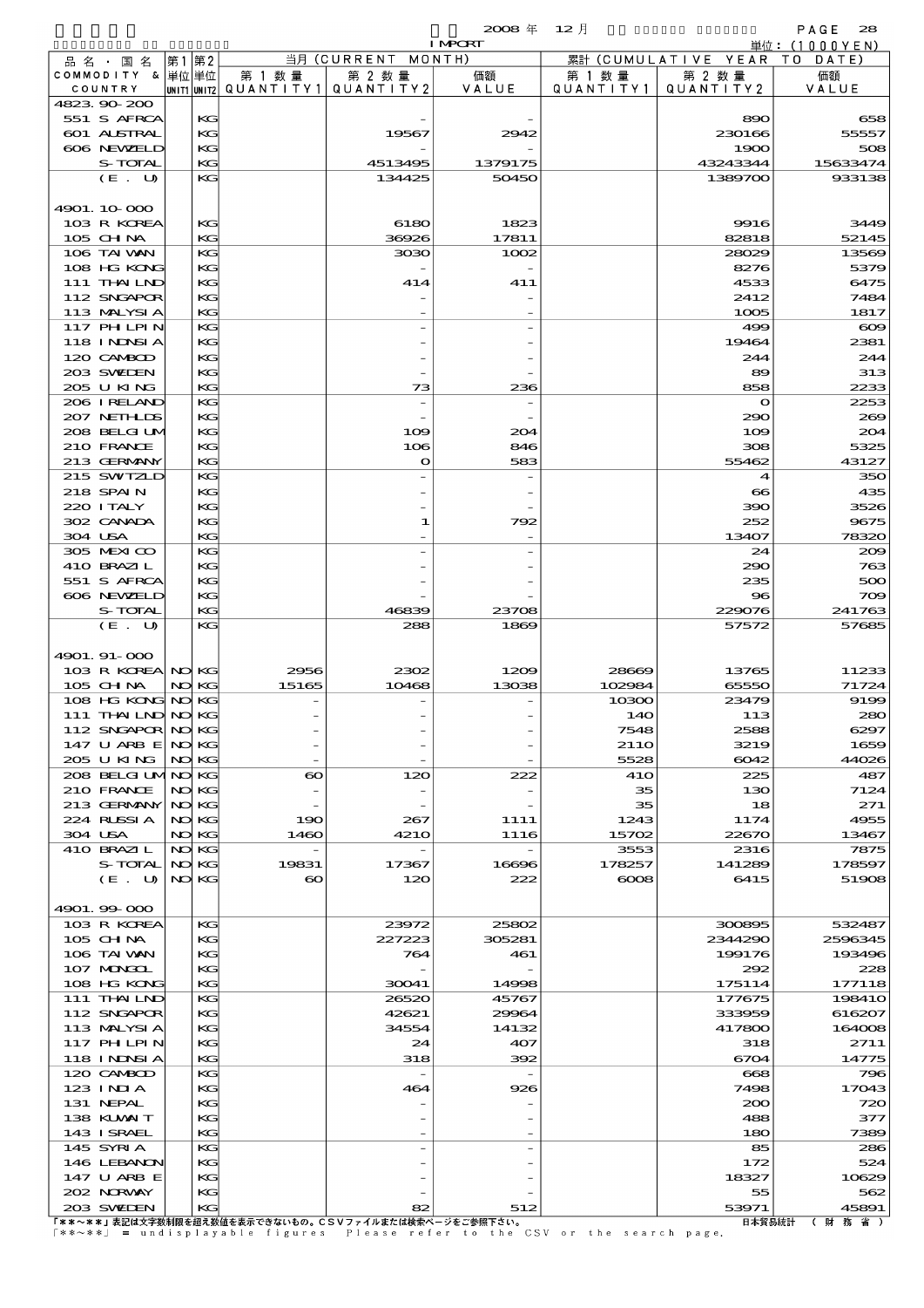2008 年 12 月 IMPORT 単位：(1000YEN)

| 品名・国名 COMMODITY & COUNTRY | 第1 単位 UNIT1 | 第2 単位 UNIT2 | 当月 (CURRENT MONTH) 第1数量 QUANTITY1 | 第2数量 QUANTITY2 | 価額 VALUE | 累計 (CUMULATIVE YEAR TO DATE) 第1数量 QUANTITY1 | 第2数量 QUANTITY2 | 価額 VALUE |
|---|---|---|---|---|---|---|---|---|
| 4823.90-200 | | | | | | | | |
| 551 S AFRCA | | KG | | - | - | | 890 | 658 |
| 601 AUSTRAL | | KG | | 19567 | 2942 | | 230166 | 55557 |
| 606 NEWZELD | | KG | | - | - | | 1900 | 508 |
| S-TOTAL | | KG | | 4513495 | 1379175 | | 43243344 | 15633474 |
| (E. U) | | KG | | 134425 | 50450 | | 1389700 | 933138 |
| 4901.10-000 | | | | | | | | |
| 103 R KOREA | | KG | | 6180 | 1823 | | 9916 | 3449 |
| 105 CHINA | | KG | | 36926 | 17811 | | 82818 | 52145 |
| 106 TAIWAN | | KG | | 3030 | 1002 | | 28029 | 13569 |
| 108 HG KONG | | KG | | - | - | | 8276 | 5379 |
| 111 THAILND | | KG | | 414 | 411 | | 4533 | 6475 |
| 112 SNGAPOR | | KG | | - | - | | 2412 | 7484 |
| 113 MALYSIA | | KG | | - | - | | 1005 | 1817 |
| 117 PHILPIN | | KG | | - | - | | 499 | 609 |
| 118 INDNSIA | | KG | | - | - | | 19464 | 2381 |
| 120 CAMBOD | | KG | | - | - | | 244 | 244 |
| 203 SWEDEN | | KG | | - | - | | 89 | 313 |
| 205 U KING | | KG | | 73 | 236 | | 858 | 2233 |
| 206 IRELAND | | KG | | - | - | | 0 | 2253 |
| 207 NETHLDS | | KG | | - | - | | 290 | 269 |
| 208 BELGIUM | | KG | | 109 | 204 | | 109 | 204 |
| 210 FRANCE | | KG | | 106 | 846 | | 308 | 5325 |
| 213 GERMANY | | KG | | 0 | 583 | | 55462 | 43127 |
| 215 SWITZLD | | KG | | - | - | | 4 | 350 |
| 218 SPAIN | | KG | | - | - | | 66 | 435 |
| 220 ITALY | | KG | | - | - | | 390 | 3526 |
| 302 CANADA | | KG | | 1 | 792 | | 252 | 9675 |
| 304 USA | | KG | | - | - | | 13407 | 78320 |
| 305 MEXICO | | KG | | - | - | | 24 | 209 |
| 410 BRAZIL | | KG | | - | - | | 290 | 763 |
| 551 S AFRCA | | KG | | - | - | | 235 | 500 |
| 606 NEWZELD | | KG | | - | - | | 96 | 709 |
| S-TOTAL | | KG | | 46839 | 23708 | | 229076 | 241763 |
| (E. U) | | KG | | 288 | 1869 | | 57572 | 57685 |
| 4901.91-000 | | | | | | | | |
| 103 R KOREA | NO | KG | 2956 | 2302 | 1209 | 28669 | 13765 | 11233 |
| 105 CHINA | NO | KG | 15165 | 10468 | 13038 | 102984 | 65550 | 71724 |
| 108 HG KONG | NO | KG | - | - | - | 10300 | 23479 | 9199 |
| 111 THAILND | NO | KG | - | - | - | 140 | 113 | 280 |
| 112 SNGAPOR | NO | KG | - | - | - | 7548 | 2588 | 6297 |
| 147 U ARB E | NO | KG | - | - | - | 2110 | 3219 | 1659 |
| 205 U KING | NO | KG | - | - | - | 5528 | 6042 | 44026 |
| 208 BELGIUM | NO | KG | 60 | 120 | 222 | 410 | 225 | 487 |
| 210 FRANCE | NO | KG | - | - | - | 35 | 130 | 7124 |
| 213 GERMANY | NO | KG | - | - | - | 35 | 18 | 271 |
| 224 RUSSIA | NO | KG | 190 | 267 | 1111 | 1243 | 1174 | 4955 |
| 304 USA | NO | KG | 1460 | 4210 | 1116 | 15702 | 22670 | 13467 |
| 410 BRAZIL | NO | KG | - | - | - | 3553 | 2316 | 7875 |
| S-TOTAL | NO | KG | 19831 | 17367 | 16696 | 178257 | 141289 | 178597 |
| (E. U) | NO | KG | 60 | 120 | 222 | 6008 | 6415 | 51908 |
| 4901.99-000 | | | | | | | | |
| 103 R KOREA | | KG | | 23972 | 25802 | | 300895 | 532487 |
| 105 CHINA | | KG | | 227223 | 305281 | | 2344290 | 2596345 |
| 106 TAIWAN | | KG | | 764 | 461 | | 199176 | 193496 |
| 107 MONGOL | | KG | | - | - | | 292 | 228 |
| 108 HG KONG | | KG | | 30041 | 14998 | | 175114 | 177118 |
| 111 THAILND | | KG | | 26520 | 45767 | | 177675 | 198410 |
| 112 SNGAPOR | | KG | | 42621 | 29964 | | 333959 | 616207 |
| 113 MALYSIA | | KG | | 34554 | 14132 | | 417800 | 164008 |
| 117 PHILPIN | | KG | | 24 | 407 | | 318 | 2711 |
| 118 INDNSIA | | KG | | 318 | 392 | | 6704 | 14775 |
| 120 CAMBOD | | KG | | - | - | | 668 | 796 |
| 123 INDIA | | KG | | 464 | 926 | | 7498 | 17043 |
| 131 NEPAL | | KG | | - | - | | 200 | 720 |
| 138 KUWAIT | | KG | | - | - | | 488 | 377 |
| 143 ISRAEL | | KG | | - | - | | 180 | 7389 |
| 145 SYRIA | | KG | | - | - | | 85 | 286 |
| 146 LEBANON | | KG | | - | - | | 172 | 524 |
| 147 U ARB E | | KG | | - | - | | 18327 | 10629 |
| 202 NORWAY | | KG | | - | - | | 55 | 562 |
| 203 SWEDEN | | KG | | 82 | 512 | | 53971 | 45891 |

「**~**」表記は文字数制限を超え数値を表示できないもの。CSVファイルまたは検索ページをご参照下さい。
「**~**」 = undisplayable figures Please refer to the CSV or the search page.

日本貿易統計 (財務省)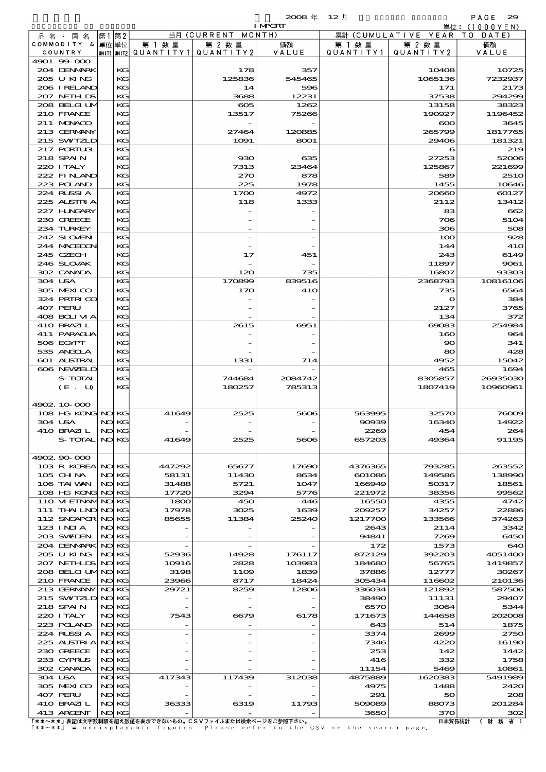2008 年 12 月 IMPORT

単位：(1000YEN)

| 品名・国名 COMMODITY & COUNTRY | 第1 単位 UNIT1 | 第2 単位 UNIT2 | 当月 (CURRENT MONTH) 第1数量 QUANTITY1 | 第2数量 QUANTITY2 | 価額 VALUE | 累計 (CUMULATIVE YEAR TO DATE) 第1数量 QUANTITY1 | 第2数量 QUANTITY2 | 価額 VALUE |
|---|---|---|---|---|---|---|---|---|
| 4901.99-000 | | | | | | | | |
| 204 DENMARK | | KG | | 178 | 357 | | 10408 | 10725 |
| 205 U KING | | KG | | 125836 | 545465 | | 1065136 | 7232937 |
| 206 IRELAND | | KG | | 14 | 596 | | 171 | 2173 |
| 207 NETHLDS | | KG | | 3688 | 12231 | | 37538 | 294299 |
| 208 BELGIUM | | KG | | 605 | 1262 | | 13158 | 38323 |
| 210 FRANCE | | KG | | 13517 | 75266 | | 190927 | 1196452 |
| 211 MONACO | | KG | | - | - | | 600 | 3645 |
| 213 GERMANY | | KG | | 27464 | 120885 | | 265799 | 1817765 |
| 215 SWITZLD | | KG | | 1091 | 8001 | | 29406 | 181321 |
| 217 PORTUGL | | KG | | - | - | | 6 | 219 |
| 218 SPAIN | | KG | | 930 | 635 | | 27253 | 52006 |
| 220 ITALY | | KG | | 7313 | 23464 | | 125867 | 221699 |
| 222 FINLAND | | KG | | 270 | 878 | | 589 | 2510 |
| 223 POLAND | | KG | | 225 | 1978 | | 1455 | 10646 |
| 224 RUSSIA | | KG | | 1700 | 4972 | | 20660 | 60127 |
| 225 AUSTRIA | | KG | | 118 | 1333 | | 2112 | 13412 |
| 227 HUNGARY | | KG | | - | - | | 83 | 662 |
| 230 GREECE | | KG | | - | - | | 706 | 5104 |
| 234 TURKEY | | KG | | - | - | | 306 | 508 |
| 242 SLOVEN | | KG | | - | - | | 100 | 928 |
| 244 MACEDON | | KG | | - | - | | 144 | 410 |
| 245 CZECH | | KG | | 17 | 451 | | 243 | 6149 |
| 246 SLOVAK | | KG | | - | - | | 11897 | 9061 |
| 302 CANADA | | KG | | 120 | 735 | | 16807 | 93303 |
| 304 USA | | KG | | 170899 | 839516 | | 2368793 | 10816106 |
| 305 MEXICO | | KG | | 170 | 410 | | 735 | 6564 |
| 324 PRTRICO | | KG | | - | - | | 0 | 384 |
| 407 PERU | | KG | | - | - | | 2127 | 3765 |
| 408 BOLIVIA | | KG | | - | - | | 134 | 372 |
| 410 BRAZIL | | KG | | 2615 | 6951 | | 69083 | 254984 |
| 411 PARAGUA | | KG | | - | - | | 160 | 964 |
| 506 EGYPT | | KG | | - | - | | 90 | 341 |
| 535 ANGOLA | | KG | | - | - | | 80 | 428 |
| 601 AUSTRAL | | KG | | 1331 | 714 | | 4952 | 15042 |
| 606 NEWZELD | | KG | | - | - | | 465 | 1694 |
| S-TOTAL | | KG | | 744684 | 2084742 | | 8305857 | 26935030 |
| (E. U) | | KG | | 180257 | 785313 | | 1807419 | 10960961 |
| 4902.10-000 | | | | | | | | |
| 108 HG KONG | NO | KG | 41649 | 2525 | 5606 | 563995 | 32570 | 76009 |
| 304 USA | NO | KG | - | - | - | 90939 | 16340 | 14922 |
| 410 BRAZIL | NO | KG | - | - | - | 2269 | 454 | 264 |
| S-TOTAL | NO | KG | 41649 | 2525 | 5606 | 657203 | 49364 | 91195 |
| 4902.90-000 | | | | | | | | |
| 103 R KOREA | NO | KG | 447292 | 65677 | 17690 | 4376365 | 793285 | 263552 |
| 105 CHINA | NO | KG | 58131 | 11430 | 8634 | 601086 | 149586 | 138990 |
| 106 TAIWAN | NO | KG | 31488 | 5721 | 1047 | 166949 | 50317 | 18561 |
| 108 HG KONG | NO | KG | 17720 | 3294 | 5776 | 221972 | 38356 | 99562 |
| 110 VIETNAM | NO | KG | 1800 | 450 | 446 | 16550 | 4355 | 4742 |
| 111 THAILND | NO | KG | 17978 | 3025 | 1639 | 209257 | 34257 | 22886 |
| 112 SNGAPOR | NO | KG | 85655 | 11384 | 25240 | 1217700 | 133566 | 374263 |
| 123 INDIA | NO | KG | - | - | - | 2643 | 2114 | 3342 |
| 203 SWEDEN | NO | KG | - | - | - | 94841 | 7269 | 6450 |
| 204 DENMARK | NO | KG | - | - | - | 172 | 1573 | 640 |
| 205 U KING | NO | KG | 52936 | 14928 | 176117 | 872129 | 392203 | 4051400 |
| 207 NETHLDS | NO | KG | 10916 | 2828 | 103983 | 184680 | 56765 | 1419857 |
| 208 BELGIUM | NO | KG | 3198 | 1109 | 1839 | 37886 | 12777 | 30267 |
| 210 FRANCE | NO | KG | 23966 | 8717 | 18424 | 305434 | 116602 | 210136 |
| 213 GERMANY | NO | KG | 29721 | 8259 | 12806 | 336034 | 121892 | 587506 |
| 215 SWITZLD | NO | KG | - | - | - | 38490 | 11131 | 29407 |
| 218 SPAIN | NO | KG | - | - | - | 6570 | 3064 | 5344 |
| 220 ITALY | NO | KG | 7543 | 6679 | 6178 | 171673 | 144658 | 202008 |
| 223 POLAND | NO | KG | - | - | - | 643 | 514 | 1875 |
| 224 RUSSIA | NO | KG | - | - | - | 3374 | 2699 | 2750 |
| 225 AUSTRIA | NO | KG | - | - | - | 7346 | 4220 | 16190 |
| 230 GREECE | NO | KG | - | - | - | 253 | 142 | 1442 |
| 233 CYPRUS | NO | KG | - | - | - | 416 | 332 | 1758 |
| 302 CANADA | NO | KG | - | - | - | 11154 | 5469 | 10861 |
| 304 USA | NO | KG | 417343 | 117439 | 312038 | 4875889 | 1620383 | 5491989 |
| 305 MEXICO | NO | KG | - | - | - | 4975 | 1488 | 2420 |
| 407 PERU | NO | KG | - | - | - | 291 | 50 | 208 |
| 410 BRAZIL | NO | KG | 36333 | 6319 | 11793 | 509089 | 88073 | 201284 |
| 413 ARGENT | NO | KG | - | - | - | 3650 | 370 | 302 |

「**～**」表記は文字数制限を超え数値を表示できないもの。CSVファイルまたは検索ページをご参照下さい。
「**～**」 = undisplayable figures Please refer to the CSV or the search page.

日本貿易統計 （財務省）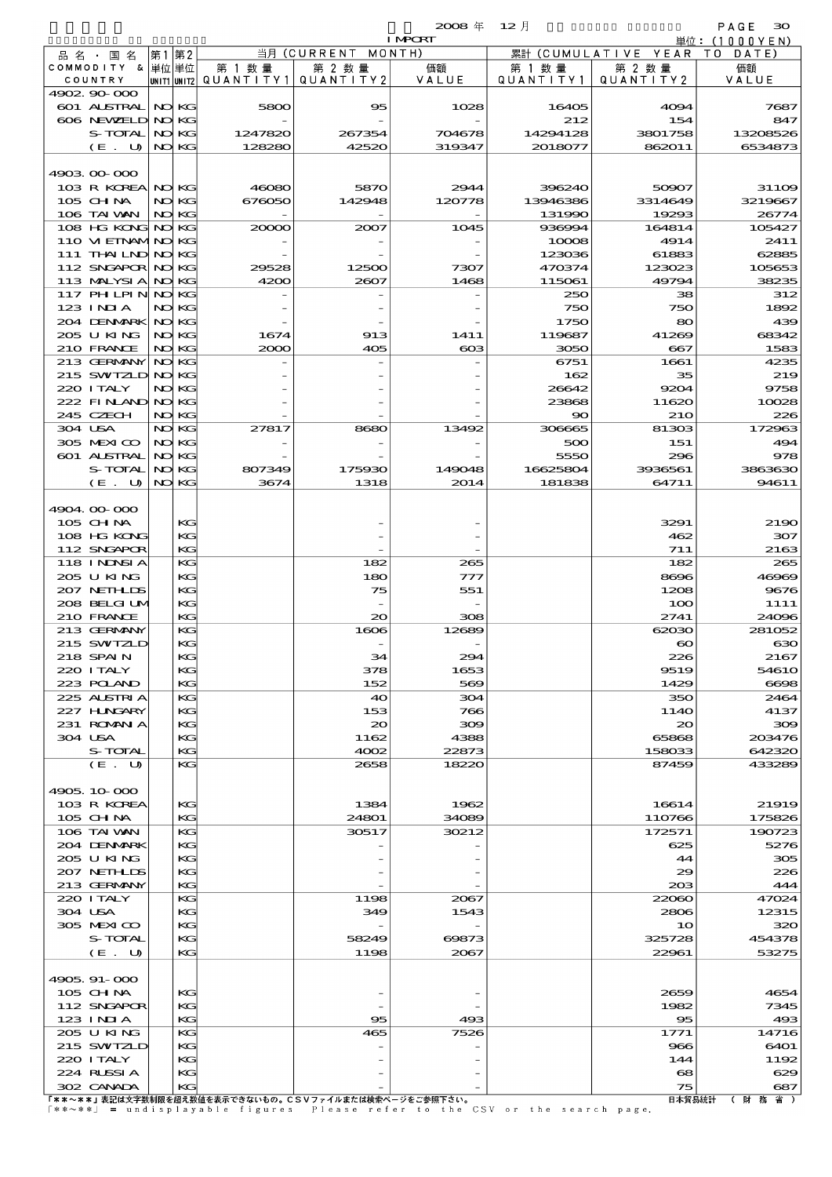2008 年 12 月 IMPORT

単位：(1000YEN)

| 品名・国名 COMMODITY & COUNTRY | 第1 単位 UNIT1 | 第2 単位 UNIT2 | 当月 (CURRENT MONTH) 第1数量 QUANTITY1 | 第2数量 QUANTITY2 | 価額 VALUE | 累計 (CUMULATIVE YEAR TO DATE) 第1数量 QUANTITY1 | 第2数量 QUANTITY2 | 価額 VALUE |
|---|---|---|---|---|---|---|---|---|
| 4902.90-000 | | | | | | | | |
| 601 AUSTRAL | NO | KG | 5800 | 95 | 1028 | 16405 | 4094 | 7687 |
| 606 NEWZELD | NO | KG | - | - | - | 212 | 154 | 847 |
| S-TOTAL | NO | KG | 1247820 | 267354 | 704678 | 14294128 | 3801758 | 13208526 |
| (E. U) | NO | KG | 128280 | 42520 | 319347 | 2018077 | 862011 | 6534873 |
| 4903.00-000 | | | | | | | | |
| 103 R KOREA | NO | KG | 46080 | 5870 | 2944 | 396240 | 50907 | 31109 |
| 105 CHINA | NO | KG | 676050 | 142948 | 120778 | 13946386 | 3314649 | 3219667 |
| 106 TAIWAN | NO | KG | - | - | - | 131990 | 19293 | 26774 |
| 108 HG KONG | NO | KG | 20000 | 2007 | 1045 | 936994 | 164814 | 105427 |
| 110 VIETNAM | NO | KG | - | - | - | 10008 | 4914 | 2411 |
| 111 THAILND | NO | KG | - | - | - | 123036 | 61883 | 62885 |
| 112 SNGAPOR | NO | KG | 29528 | 12500 | 7307 | 470374 | 123023 | 105653 |
| 113 MALYSIA | NO | KG | 4200 | 2607 | 1468 | 115061 | 49794 | 38235 |
| 117 PHILPIN | NO | KG | - | - | - | 250 | 38 | 312 |
| 123 INDIA | NO | KG | - | - | - | 750 | 750 | 1892 |
| 204 DENMARK | NO | KG | - | - | - | 1750 | 80 | 439 |
| 205 U KING | NO | KG | 1674 | 913 | 1411 | 119687 | 41269 | 68342 |
| 210 FRANCE | NO | KG | 2000 | 405 | 603 | 3050 | 667 | 1583 |
| 213 GERMANY | NO | KG | - | - | - | 6751 | 1661 | 4235 |
| 215 SWITZLD | NO | KG | - | - | - | 162 | 35 | 219 |
| 220 ITALY | NO | KG | - | - | - | 26642 | 9204 | 9758 |
| 222 FINLAND | NO | KG | - | - | - | 23868 | 11620 | 10028 |
| 245 CZECH | NO | KG | - | - | - | 90 | 210 | 226 |
| 304 USA | NO | KG | 27817 | 8680 | 13492 | 306665 | 81303 | 172963 |
| 305 MEXICO | NO | KG | - | - | - | 500 | 151 | 494 |
| 601 AUSTRAL | NO | KG | - | - | - | 5550 | 296 | 978 |
| S-TOTAL | NO | KG | 807349 | 175930 | 149048 | 16625804 | 3936561 | 3863630 |
| (E. U) | NO | KG | 3674 | 1318 | 2014 | 181838 | 64711 | 94611 |
| 4904.00-000 | | | | | | | | |
| 105 CHINA | | KG | | - | - | | 3291 | 2190 |
| 108 HG KONG | | KG | | - | - | | 462 | 307 |
| 112 SNGAPOR | | KG | | - | - | | 711 | 2163 |
| 118 INDNSIA | | KG | | 182 | 265 | | 182 | 265 |
| 205 U KING | | KG | | 180 | 777 | | 8696 | 46969 |
| 207 NETHLDS | | KG | | 75 | 551 | | 1208 | 9676 |
| 208 BELGIUM | | KG | | - | - | | 100 | 1111 |
| 210 FRANCE | | KG | | 20 | 308 | | 2741 | 24096 |
| 213 GERMANY | | KG | | 1606 | 12689 | | 62030 | 281052 |
| 215 SWITZLD | | KG | | - | - | | 60 | 630 |
| 218 SPAIN | | KG | | 34 | 294 | | 226 | 2167 |
| 220 ITALY | | KG | | 378 | 1653 | | 9519 | 54610 |
| 223 POLAND | | KG | | 152 | 569 | | 1429 | 6698 |
| 225 AUSTRIA | | KG | | 40 | 304 | | 350 | 2464 |
| 227 HUNGARY | | KG | | 153 | 766 | | 1140 | 4137 |
| 231 ROMANIA | | KG | | 20 | 309 | | 20 | 309 |
| 304 USA | | KG | | 1162 | 4388 | | 65868 | 203476 |
| S-TOTAL | | KG | | 4002 | 22873 | | 158033 | 642320 |
| (E. U) | | KG | | 2658 | 18220 | | 87459 | 433289 |
| 4905.10-000 | | | | | | | | |
| 103 R KOREA | | KG | | 1384 | 1962 | | 16614 | 21919 |
| 105 CHINA | | KG | | 24801 | 34089 | | 110766 | 175826 |
| 106 TAIWAN | | KG | | 30517 | 30212 | | 172571 | 190723 |
| 204 DENMARK | | KG | | - | - | | 625 | 5276 |
| 205 U KING | | KG | | - | - | | 44 | 305 |
| 207 NETHLDS | | KG | | - | - | | 29 | 226 |
| 213 GERMANY | | KG | | - | - | | 203 | 444 |
| 220 ITALY | | KG | | 1198 | 2067 | | 22060 | 47024 |
| 304 USA | | KG | | 349 | 1543 | | 2806 | 12315 |
| 305 MEXICO | | KG | | - | - | | 10 | 320 |
| S-TOTAL | | KG | | 58249 | 69873 | | 325728 | 454378 |
| (E. U) | | KG | | 1198 | 2067 | | 22961 | 53275 |
| 4905.91-000 | | | | | | | | |
| 105 CHINA | | KG | | - | - | | 2659 | 4654 |
| 112 SNGAPOR | | KG | | - | - | | 1982 | 7345 |
| 123 INDIA | | KG | | 95 | 493 | | 95 | 493 |
| 205 U KING | | KG | | 465 | 7526 | | 1771 | 14716 |
| 215 SWITZLD | | KG | | - | - | | 966 | 6401 |
| 220 ITALY | | KG | | - | - | | 144 | 1192 |
| 224 RUSSIA | | KG | | - | - | | 68 | 629 |
| 302 CANADA | | KG | | - | - | | 75 | 687 |

「**～**」表記は文字数制限を超え数値を表示できないもの。CSVファイルまたは検索ページをご参照下さい。
「**～**」= undisplayable figures Please refer to the CSV or the search page.

日本貿易統計 (財務省)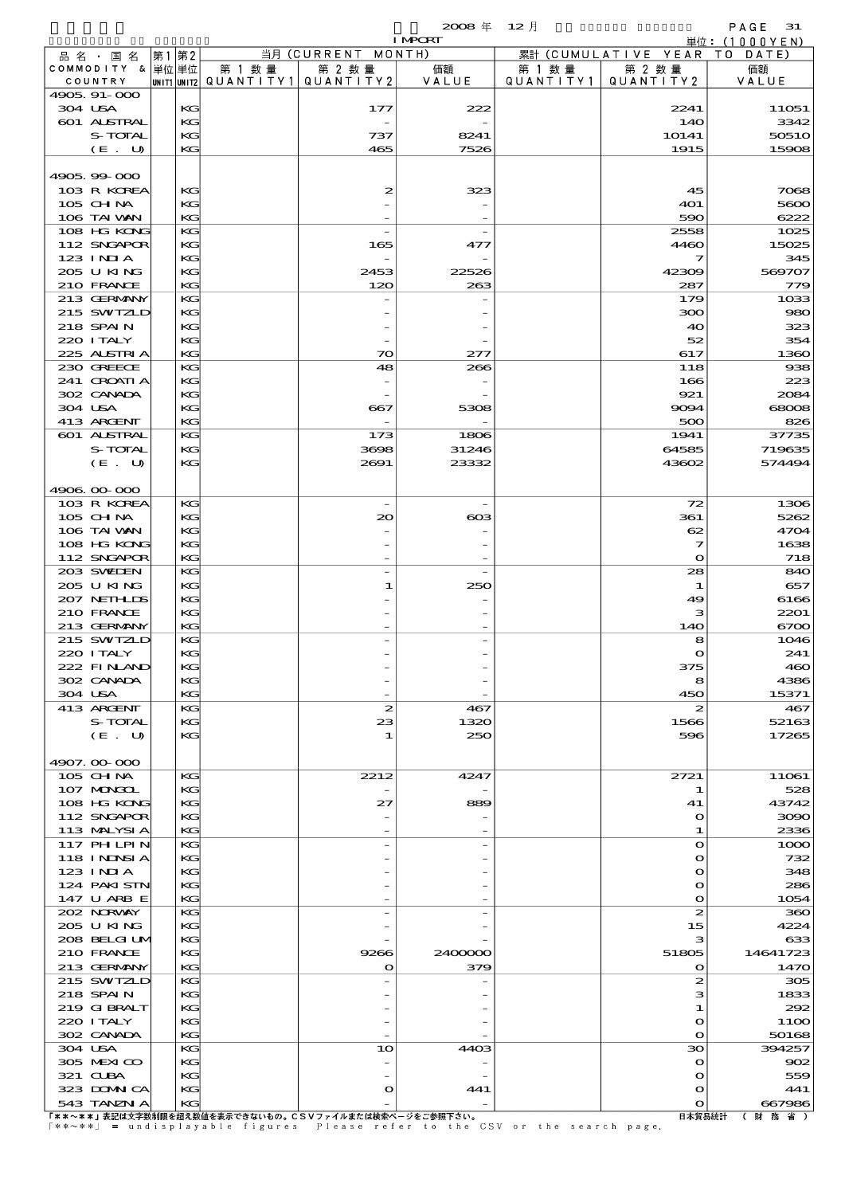2008 年 12 月 IMPORT 単位：(1000YEN)

| 品名・国名 COMMODITY & COUNTRY | 第1 単位 UNIT1 | 第2 単位 UNIT2 | 当月 (CURRENT MONTH) 第1数量 QUANTITY1 | 第2数量 QUANTITY2 | 価額 VALUE | 累計 (CUMULATIVE YEAR TO DATE) 第1数量 QUANTITY1 | 第2数量 QUANTITY2 | 価額 VALUE |
|---|---|---|---|---|---|---|---|---|
| 4905.91-000 | | | | | | | | |
| 304 USA | | KG | | 177 | 222 | | 2241 | 11051 |
| 601 AUSTRAL | | KG | | - | - | | 140 | 3342 |
| S-TOTAL | | KG | | 737 | 8241 | | 10141 | 50510 |
| (E. U) | | KG | | 465 | 7526 | | 1915 | 15908 |
| 4905.99-000 | | | | | | | | |
| 103 R KOREA | | KG | | 2 | 323 | | 45 | 7068 |
| 105 CHINA | | KG | | - | - | | 401 | 5600 |
| 106 TAIWAN | | KG | | - | - | | 590 | 6222 |
| 108 HG KONG | | KG | | - | - | | 2558 | 1025 |
| 112 SNGAPOR | | KG | | 165 | 477 | | 4460 | 15025 |
| 123 INDIA | | KG | | - | - | | 7 | 345 |
| 205 U KING | | KG | | 2453 | 22526 | | 42309 | 569707 |
| 210 FRANCE | | KG | | 120 | 263 | | 287 | 779 |
| 213 GERMANY | | KG | | - | - | | 179 | 1033 |
| 215 SWITZLD | | KG | | - | - | | 300 | 980 |
| 218 SPAIN | | KG | | - | - | | 40 | 323 |
| 220 ITALY | | KG | | - | - | | 52 | 354 |
| 225 AUSTRIA | | KG | | 70 | 277 | | 617 | 1360 |
| 230 GREECE | | KG | | 48 | 266 | | 118 | 938 |
| 241 CROATIA | | KG | | - | - | | 166 | 223 |
| 302 CANADA | | KG | | - | - | | 921 | 2084 |
| 304 USA | | KG | | 667 | 5308 | | 9094 | 68008 |
| 413 ARGENT | | KG | | - | - | | 500 | 826 |
| 601 AUSTRAL | | KG | | 173 | 1806 | | 1941 | 37735 |
| S-TOTAL | | KG | | 3698 | 31246 | | 64585 | 719635 |
| (E. U) | | KG | | 2691 | 23332 | | 43602 | 574494 |
| 4906.00-000 | | | | | | | | |
| 103 R KOREA | | KG | | - | - | | 72 | 1306 |
| 105 CHINA | | KG | | 20 | 603 | | 361 | 5262 |
| 106 TAIWAN | | KG | | - | - | | 62 | 4704 |
| 108 HG KONG | | KG | | - | - | | 7 | 1638 |
| 112 SNGAPOR | | KG | | - | - | | 0 | 718 |
| 203 SWEDEN | | KG | | - | - | | 28 | 840 |
| 205 U KING | | KG | | 1 | 250 | | 1 | 657 |
| 207 NETHLDS | | KG | | - | - | | 49 | 6166 |
| 210 FRANCE | | KG | | - | - | | 3 | 2201 |
| 213 GERMANY | | KG | | - | - | | 140 | 6700 |
| 215 SWITZLD | | KG | | - | - | | 8 | 1046 |
| 220 ITALY | | KG | | - | - | | 0 | 241 |
| 222 FINLAND | | KG | | - | - | | 375 | 460 |
| 302 CANADA | | KG | | - | - | | 8 | 4386 |
| 304 USA | | KG | | - | - | | 450 | 15371 |
| 413 ARGENT | | KG | | 2 | 467 | | 2 | 467 |
| S-TOTAL | | KG | | 23 | 1320 | | 1566 | 52163 |
| (E. U) | | KG | | 1 | 250 | | 596 | 17265 |
| 4907.00-000 | | | | | | | | |
| 105 CHINA | | KG | | 2212 | 4247 | | 2721 | 11061 |
| 107 MONGOL | | KG | | - | - | | 1 | 528 |
| 108 HG KONG | | KG | | 27 | 889 | | 41 | 43742 |
| 112 SNGAPOR | | KG | | - | - | | 0 | 3090 |
| 113 MALYSIA | | KG | | - | - | | 1 | 2336 |
| 117 PHLPIN | | KG | | - | - | | 0 | 1000 |
| 118 INDNSIA | | KG | | - | - | | 0 | 732 |
| 123 INDIA | | KG | | - | - | | 0 | 348 |
| 124 PAKISTN | | KG | | - | - | | 0 | 286 |
| 147 U ARB E | | KG | | - | - | | 0 | 1054 |
| 202 NORWAY | | KG | | - | - | | 2 | 360 |
| 205 U KING | | KG | | - | - | | 15 | 4224 |
| 208 BELGIUM | | KG | | - | - | | 3 | 633 |
| 210 FRANCE | | KG | | 9266 | 2400000 | | 51805 | 14641723 |
| 213 GERMANY | | KG | | 0 | 379 | | 0 | 1470 |
| 215 SWITZLD | | KG | | - | - | | 2 | 305 |
| 218 SPAIN | | KG | | - | - | | 3 | 1833 |
| 219 GIBRALT | | KG | | - | - | | 1 | 292 |
| 220 ITALY | | KG | | - | - | | 0 | 1100 |
| 302 CANADA | | KG | | - | - | | 0 | 50168 |
| 304 USA | | KG | | 10 | 4403 | | 30 | 394257 |
| 305 MEXICO | | KG | | - | - | | 0 | 902 |
| 321 CUBA | | KG | | - | - | | 0 | 559 |
| 323 DOMNICA | | KG | | 0 | 441 | | 0 | 441 |
| 543 TANZNIA | | KG | | - | - | | 0 | 667986 |

「**～**」表記は文字数制限を超え数値を表示できないもの。CSVファイルまたは検索ページをご参照下さい。
「**～**」= undisplayable figures Please refer to the CSV or the search page.

日本貿易統計 （財務省）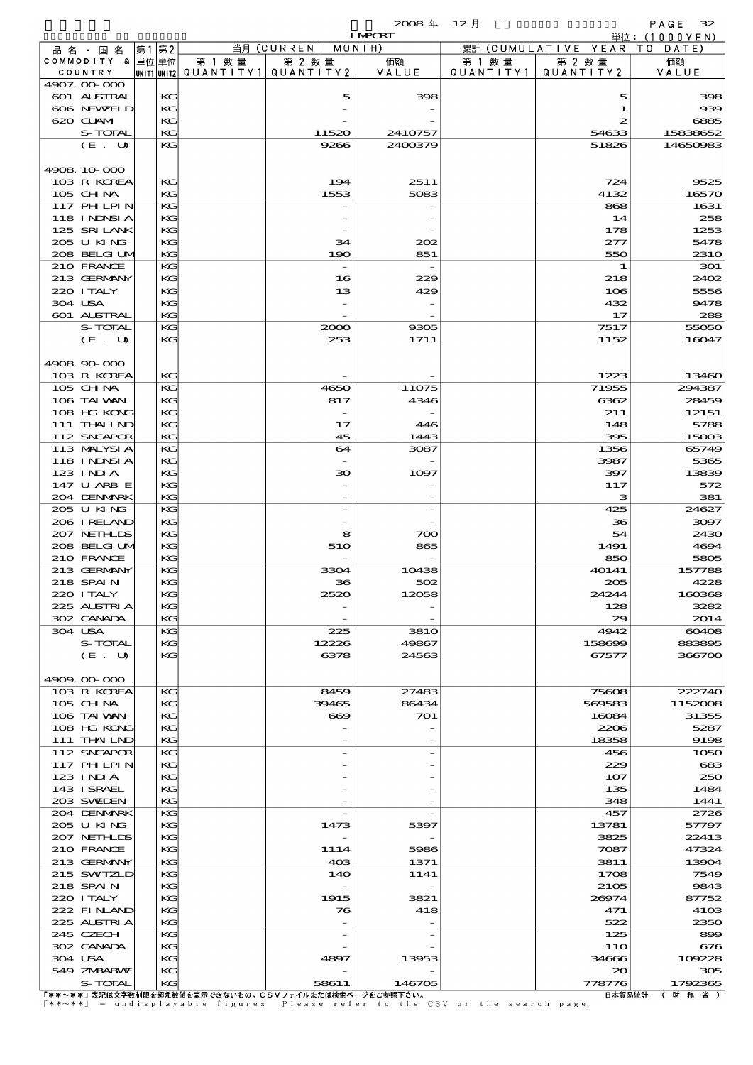2008 年 12 月 IMPORT

単位：(1000YEN)

| 品名・国名 COMMODITY & COUNTRY | 第1単位 UNIT1 | 第2単位 UNIT2 | 当月 (CURRENT MONTH) 第1数量 QUANTITY1 | 第2数量 QUANTITY2 | 価額 VALUE | 累計 (CUMULATIVE YEAR TO DATE) 第1数量 QUANTITY1 | 第2数量 QUANTITY2 | 価額 VALUE |
|---|---|---|---|---|---|---|---|---|
| 4907.00-000 | | | | | | | | |
| 601 AUSTRAL | | KG | | 5 | 398 | | 5 | 398 |
| 606 NEWZELD | | KG | | - | - | | 1 | 939 |
| 620 GUAM | | KG | | - | - | | 2 | 6885 |
| S-TOTAL | | KG | | 11520 | 2410757 | | 54633 | 15838652 |
| (E. U) | | KG | | 9266 | 2400379 | | 51826 | 14650983 |
| 4908.10-000 | | | | | | | | |
| 103 R KOREA | | KG | | 194 | 2511 | | 724 | 9525 |
| 105 CHINA | | KG | | 1553 | 5083 | | 4132 | 16570 |
| 117 PHILPIN | | KG | | - | - | | 868 | 1631 |
| 118 INDNSIA | | KG | | - | - | | 14 | 258 |
| 125 SRI LANK | | KG | | - | - | | 178 | 1253 |
| 205 U KING | | KG | | 34 | 202 | | 277 | 5478 |
| 208 BELGIUM | | KG | | 190 | 851 | | 550 | 2310 |
| 210 FRANCE | | KG | | - | - | | 1 | 301 |
| 213 GERMANY | | KG | | 16 | 229 | | 218 | 2402 |
| 220 ITALY | | KG | | 13 | 429 | | 106 | 5556 |
| 304 USA | | KG | | - | - | | 432 | 9478 |
| 601 AUSTRAL | | KG | | - | - | | 17 | 288 |
| S-TOTAL | | KG | | 2000 | 9305 | | 7517 | 55050 |
| (E. U) | | KG | | 253 | 1711 | | 1152 | 16047 |
| 4908.90-000 | | | | | | | | |
| 103 R KOREA | | KG | | - | - | | 1223 | 13460 |
| 105 CHINA | | KG | | 4650 | 11075 | | 71955 | 294387 |
| 106 TAIWAN | | KG | | 817 | 4346 | | 6362 | 28459 |
| 108 HG KONG | | KG | | - | - | | 211 | 12151 |
| 111 THAILND | | KG | | 17 | 446 | | 148 | 5788 |
| 112 SNGAPOR | | KG | | 45 | 1443 | | 395 | 15003 |
| 113 MALYSIA | | KG | | 64 | 3087 | | 1356 | 65749 |
| 118 INDNSIA | | KG | | - | - | | 3987 | 5365 |
| 123 INDIA | | KG | | 30 | 1097 | | 397 | 13839 |
| 147 U ARB E | | KG | | - | - | | 117 | 572 |
| 204 DENMARK | | KG | | - | - | | 3 | 381 |
| 205 U KING | | KG | | - | - | | 425 | 24627 |
| 206 IRELAND | | KG | | - | - | | 36 | 3097 |
| 207 NETHLDS | | KG | | 8 | 700 | | 54 | 2430 |
| 208 BELGIUM | | KG | | 510 | 865 | | 1491 | 4694 |
| 210 FRANCE | | KG | | - | - | | 850 | 5805 |
| 213 GERMANY | | KG | | 3304 | 10438 | | 40141 | 157788 |
| 218 SPAIN | | KG | | 36 | 502 | | 205 | 4228 |
| 220 ITALY | | KG | | 2520 | 12058 | | 24244 | 160368 |
| 225 AUSTRIA | | KG | | - | - | | 128 | 3282 |
| 302 CANADA | | KG | | - | - | | 29 | 2014 |
| 304 USA | | KG | | 225 | 3810 | | 4942 | 60408 |
| S-TOTAL | | KG | | 12226 | 49867 | | 158699 | 883895 |
| (E. U) | | KG | | 6378 | 24563 | | 67577 | 366700 |
| 4909.00-000 | | | | | | | | |
| 103 R KOREA | | KG | | 8459 | 27483 | | 75608 | 222740 |
| 105 CHINA | | KG | | 39465 | 86434 | | 569583 | 1152008 |
| 106 TAIWAN | | KG | | 669 | 701 | | 16084 | 31355 |
| 108 HG KONG | | KG | | - | - | | 2206 | 5287 |
| 111 THAILND | | KG | | - | - | | 18358 | 9198 |
| 112 SNGAPOR | | KG | | - | - | | 456 | 1050 |
| 117 PHILPIN | | KG | | - | - | | 229 | 683 |
| 123 INDIA | | KG | | - | - | | 107 | 250 |
| 143 ISRAEL | | KG | | - | - | | 135 | 1484 |
| 203 SWEDEN | | KG | | - | - | | 348 | 1441 |
| 204 DENMARK | | KG | | - | - | | 457 | 2726 |
| 205 U KING | | KG | | 1473 | 5397 | | 13781 | 57797 |
| 207 NETHLDS | | KG | | - | - | | 3825 | 22413 |
| 210 FRANCE | | KG | | 1114 | 5986 | | 7087 | 47324 |
| 213 GERMANY | | KG | | 403 | 1371 | | 3811 | 13904 |
| 215 SWITZLD | | KG | | 140 | 1141 | | 1708 | 7549 |
| 218 SPAIN | | KG | | - | - | | 2105 | 9843 |
| 220 ITALY | | KG | | 1915 | 3821 | | 26974 | 87752 |
| 222 FINLAND | | KG | | 76 | 418 | | 471 | 4103 |
| 225 AUSTRIA | | KG | | - | - | | 522 | 2350 |
| 245 CZECH | | KG | | - | - | | 125 | 899 |
| 302 CANADA | | KG | | - | - | | 110 | 676 |
| 304 USA | | KG | | 4897 | 13953 | | 34666 | 109228 |
| 549 ZMBABWE | | KG | | - | - | | 20 | 305 |
| S-TOTAL | | KG | | 58611 | 146705 | | 778776 | 1792365 |

「**～**」表記は文字数制限を超え数値を表示できないもの。CSVファイルまたは検索ページをご参照下さい。
「**～**」 = undisplayable figures Please refer to the CSV or the search page.

日本貿易統計 (財務省)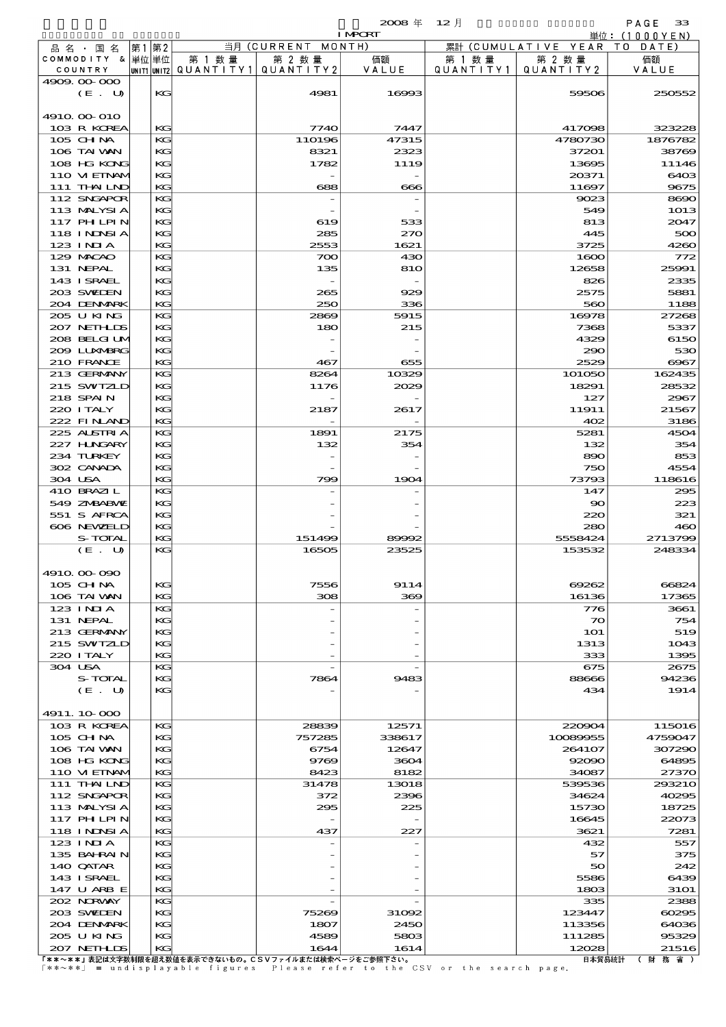| 品名・国名 COMMODITY & COUNTRY | 第1 単位 UNIT1 | 第2 単位 UNIT2 | 当月 (CURRENT MONTH) 第1数量 QUANTITY1 | 第2数量 QUANTITY2 | 価額 VALUE | 累計 (CUMULATIVE YEAR TO DATE) 第1数量 QUANTITY1 | 第2数量 QUANTITY2 | 価額 VALUE |
|---|---|---|---|---|---|---|---|---|
| 4909.00-000 | | | | | | | | |
| (E. U) | | KG | | 4981 | 16993 | | 59506 | 250552 |
| 4910.00-010 | | | | | | | | |
| 103 R KOREA | | KG | | 7740 | 7447 | | 417098 | 323228 |
| 105 CHINA | | KG | | 110196 | 47315 | | 4780730 | 1876782 |
| 106 TAIWAN | | KG | | 8321 | 2323 | | 37201 | 38769 |
| 108 HG KONG | | KG | | 1782 | 1119 | | 13695 | 11146 |
| 110 VIETNAM | | KG | | - | - | | 20371 | 6403 |
| 111 THAILND | | KG | | 688 | 666 | | 11697 | 9675 |
| 112 SNGAPOR | | KG | | - | - | | 9023 | 8690 |
| 113 MALYSIA | | KG | | - | - | | 549 | 1013 |
| 117 PHLPIN | | KG | | 619 | 533 | | 813 | 2047 |
| 118 INDNSIA | | KG | | 285 | 270 | | 445 | 500 |
| 123 INDIA | | KG | | 2553 | 1621 | | 3725 | 4260 |
| 129 MACAO | | KG | | 700 | 430 | | 1600 | 772 |
| 131 NEPAL | | KG | | 135 | 810 | | 12658 | 25991 |
| 143 ISRAEL | | KG | | - | - | | 826 | 2335 |
| 203 SWEDEN | | KG | | 265 | 929 | | 2575 | 5881 |
| 204 DENMARK | | KG | | 250 | 336 | | 560 | 1188 |
| 205 U KING | | KG | | 2869 | 5915 | | 16978 | 27268 |
| 207 NETHLDS | | KG | | 180 | 215 | | 7368 | 5337 |
| 208 BELGIUM | | KG | | - | - | | 4329 | 6150 |
| 209 LUXMBRG | | KG | | - | - | | 290 | 530 |
| 210 FRANCE | | KG | | 467 | 655 | | 2529 | 6967 |
| 213 GERMANY | | KG | | 8264 | 10329 | | 101050 | 162435 |
| 215 SWITZLD | | KG | | 1176 | 2029 | | 18291 | 28532 |
| 218 SPAIN | | KG | | - | - | | 127 | 2967 |
| 220 ITALY | | KG | | 2187 | 2617 | | 11911 | 21567 |
| 222 FINLAND | | KG | | - | - | | 402 | 3186 |
| 225 AUSTRIA | | KG | | 1891 | 2175 | | 5281 | 4504 |
| 227 HUNGARY | | KG | | 132 | 354 | | 132 | 354 |
| 234 TURKEY | | KG | | - | - | | 890 | 853 |
| 302 CANADA | | KG | | - | - | | 750 | 4554 |
| 304 USA | | KG | | 799 | 1904 | | 73793 | 118616 |
| 410 BRAZIL | | KG | | - | - | | 147 | 295 |
| 549 ZMBABWE | | KG | | - | - | | 90 | 223 |
| 551 S AFRCA | | KG | | - | - | | 220 | 321 |
| 606 NEWZELD | | KG | | - | - | | 280 | 460 |
| S-TOTAL | | KG | | 151499 | 89992 | | 5558424 | 2713799 |
| (E. U) | | KG | | 16505 | 23525 | | 153532 | 248334 |
| 4910.00-090 | | | | | | | | |
| 105 CHINA | | KG | | 7556 | 9114 | | 69262 | 66824 |
| 106 TAIWAN | | KG | | 308 | 369 | | 16136 | 17365 |
| 123 INDIA | | KG | | - | - | | 776 | 3661 |
| 131 NEPAL | | KG | | - | - | | 70 | 754 |
| 213 GERMANY | | KG | | - | - | | 101 | 519 |
| 215 SWITZLD | | KG | | - | - | | 1313 | 1043 |
| 220 ITALY | | KG | | - | - | | 333 | 1395 |
| 304 USA | | KG | | - | - | | 675 | 2675 |
| S-TOTAL | | KG | | 7864 | 9483 | | 88666 | 94236 |
| (E. U) | | KG | | - | - | | 434 | 1914 |
| 4911.10-000 | | | | | | | | |
| 103 R KOREA | | KG | | 28839 | 12571 | | 220904 | 115016 |
| 105 CHINA | | KG | | 757285 | 338617 | | 10089955 | 4759047 |
| 106 TAIWAN | | KG | | 6754 | 12647 | | 264107 | 307290 |
| 108 HG KONG | | KG | | 9769 | 3604 | | 92090 | 64895 |
| 110 VIETNAM | | KG | | 8423 | 8182 | | 34087 | 27370 |
| 111 THAILND | | KG | | 31478 | 13018 | | 539536 | 293210 |
| 112 SNGAPOR | | KG | | 372 | 2396 | | 34624 | 40295 |
| 113 MALYSIA | | KG | | 295 | 225 | | 15730 | 18725 |
| 117 PHLPIN | | KG | | - | - | | 16645 | 22073 |
| 118 INDNSIA | | KG | | 437 | 227 | | 3621 | 7281 |
| 123 INDIA | | KG | | - | - | | 432 | 557 |
| 135 BAHRAIN | | KG | | - | - | | 57 | 375 |
| 140 QATAR | | KG | | - | - | | 50 | 242 |
| 143 ISRAEL | | KG | | - | - | | 5586 | 6439 |
| 147 U ARB E | | KG | | - | - | | 1803 | 3101 |
| 202 NORWAY | | KG | | - | - | | 335 | 2388 |
| 203 SWEDEN | | KG | | 75269 | 31092 | | 123447 | 60295 |
| 204 DENMARK | | KG | | 1807 | 2450 | | 113356 | 64036 |
| 205 U KING | | KG | | 4589 | 5803 | | 111285 | 95329 |
| 207 NETHLDS | | KG | | 1644 | 1614 | | 12028 | 21516 |

「**～**」表記は文字数制限を超え数値を表示できないもの。CSVファイルまたは検索ページをご参照下さい。
「**～**」 = undisplayable figures Please refer to the CSV or the search page.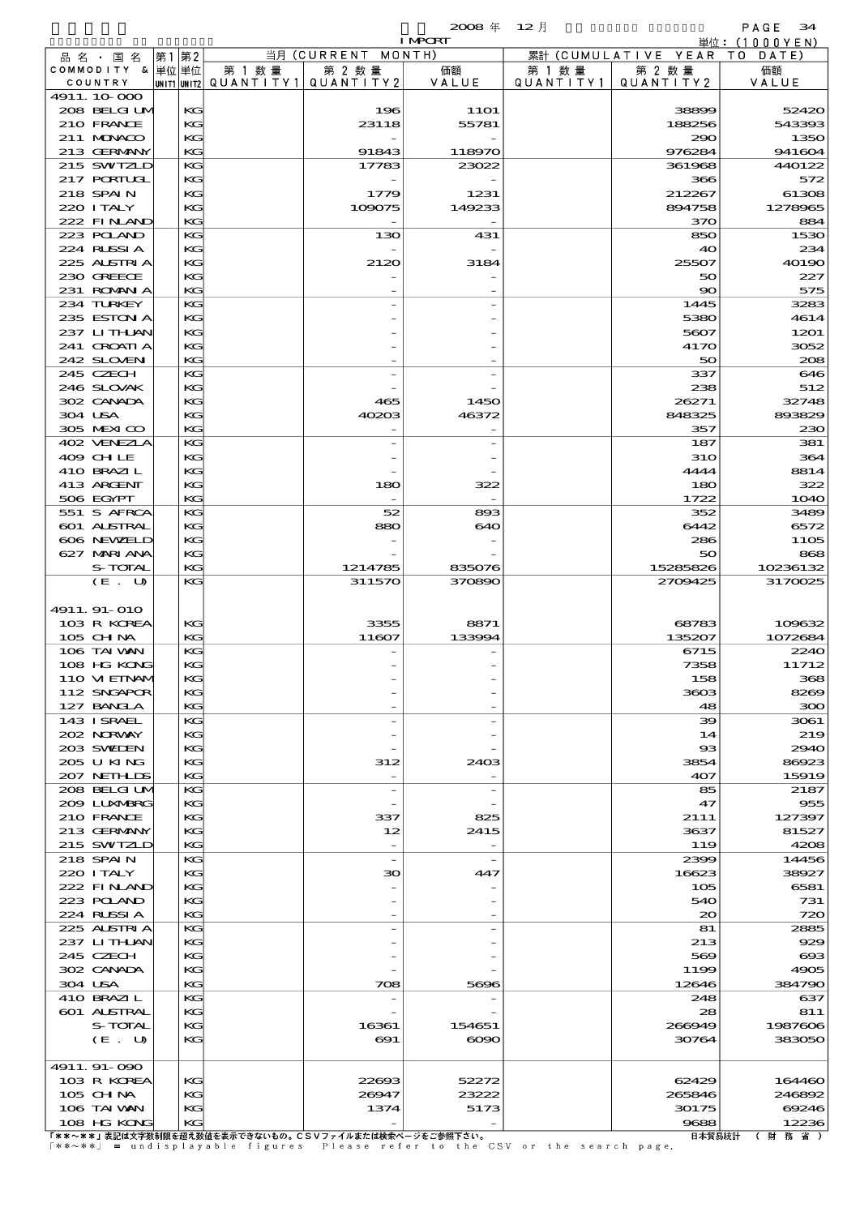2008 年 12 月 IMPORT

単位：(1000YEN)

| 品名・国名 COMMODITY & COUNTRY | 第1 単位 UNIT1 | 第2 単位 UNIT2 | 当月 (CURRENT MONTH) 第1数量 QUANTITY1 | 第2数量 QUANTITY2 | 価額 VALUE | 累計 (CUMULATIVE YEAR TO DATE) 第1数量 QUANTITY1 | 第2数量 QUANTITY2 | 価額 VALUE |
|---|---|---|---|---|---|---|---|---|
| 4911.10-000 | | | | | | | | |
| 208 BELGIUM | | KG | | 196 | 1101 | | 38899 | 52420 |
| 210 FRANCE | | KG | | 23118 | 55781 | | 188256 | 543393 |
| 211 MONACO | | KG | | - | - | | 290 | 1350 |
| 213 GERMANY | | KG | | 91843 | 118970 | | 976284 | 941604 |
| 215 SWITZLD | | KG | | 17783 | 23022 | | 361968 | 440122 |
| 217 PORTUGL | | KG | | - | - | | 366 | 572 |
| 218 SPAIN | | KG | | 1779 | 1231 | | 212267 | 61308 |
| 220 ITALY | | KG | | 109075 | 149233 | | 894758 | 1278965 |
| 222 FINLAND | | KG | | - | - | | 370 | 884 |
| 223 POLAND | | KG | | 130 | 431 | | 850 | 1530 |
| 224 RUSSIA | | KG | | - | - | | 40 | 234 |
| 225 AUSTRIA | | KG | | 2120 | 3184 | | 25507 | 40190 |
| 230 GREECE | | KG | | - | - | | 50 | 227 |
| 231 ROMANIA | | KG | | - | - | | 90 | 575 |
| 234 TURKEY | | KG | | - | - | | 1445 | 3283 |
| 235 ESTONIA | | KG | | - | - | | 5380 | 4614 |
| 237 LITHUAN | | KG | | - | - | | 5607 | 1201 |
| 241 CROATIA | | KG | | - | - | | 4170 | 3052 |
| 242 SLOVEN | | KG | | - | - | | 50 | 208 |
| 245 CZECH | | KG | | - | - | | 337 | 646 |
| 246 SLOVAK | | KG | | - | - | | 238 | 512 |
| 302 CANADA | | KG | | 465 | 1450 | | 26271 | 32748 |
| 304 USA | | KG | | 40203 | 46372 | | 848325 | 893829 |
| 305 MEXICO | | KG | | - | - | | 357 | 230 |
| 402 VENEZLA | | KG | | - | - | | 187 | 381 |
| 409 CHILE | | KG | | - | - | | 310 | 364 |
| 410 BRAZIL | | KG | | - | - | | 4444 | 8814 |
| 413 ARGENT | | KG | | 180 | 322 | | 180 | 322 |
| 506 EGYPT | | KG | | - | - | | 1722 | 1040 |
| 551 S AFRCA | | KG | | 52 | 893 | | 352 | 3489 |
| 601 AUSTRAL | | KG | | 880 | 640 | | 6442 | 6572 |
| 606 NEWZELD | | KG | | - | - | | 286 | 1105 |
| 627 MARIANA | | KG | | - | - | | 50 | 868 |
| S-TOTAL | | KG | | 1214785 | 835076 | | 15285826 | 10236132 |
| (E. U) | | KG | | 311570 | 370890 | | 2709425 | 3170025 |
| 4911.91-010 | | | | | | | | |
| 103 R KOREA | | KG | | 3355 | 8871 | | 68783 | 109632 |
| 105 CHINA | | KG | | 11607 | 133994 | | 135207 | 1072684 |
| 106 TAIWAN | | KG | | - | - | | 6715 | 2240 |
| 108 HG KONG | | KG | | - | - | | 7358 | 11712 |
| 110 VIETNAM | | KG | | - | - | | 158 | 368 |
| 112 SNGAPOR | | KG | | - | - | | 3603 | 8269 |
| 127 BANGLA | | KG | | - | - | | 48 | 300 |
| 143 ISRAEL | | KG | | - | - | | 39 | 3061 |
| 202 NORWAY | | KG | | - | - | | 14 | 219 |
| 203 SWEDEN | | KG | | - | - | | 93 | 2940 |
| 205 U KING | | KG | | 312 | 2403 | | 3854 | 86923 |
| 207 NETHLDS | | KG | | - | - | | 407 | 15919 |
| 208 BELGIUM | | KG | | - | - | | 85 | 2187 |
| 209 LUXMBRG | | KG | | - | - | | 47 | 955 |
| 210 FRANCE | | KG | | 337 | 825 | | 2111 | 127397 |
| 213 GERMANY | | KG | | 12 | 2415 | | 3637 | 81527 |
| 215 SWITZLD | | KG | | - | - | | 119 | 4208 |
| 218 SPAIN | | KG | | - | - | | 2399 | 14456 |
| 220 ITALY | | KG | | 30 | 447 | | 16623 | 38927 |
| 222 FINLAND | | KG | | - | - | | 105 | 6581 |
| 223 POLAND | | KG | | - | - | | 540 | 731 |
| 224 RUSSIA | | KG | | - | - | | 20 | 720 |
| 225 AUSTRIA | | KG | | - | - | | 81 | 2885 |
| 237 LITHUAN | | KG | | - | - | | 213 | 929 |
| 245 CZECH | | KG | | - | - | | 569 | 693 |
| 302 CANADA | | KG | | - | - | | 1199 | 4905 |
| 304 USA | | KG | | 708 | 5696 | | 12646 | 384790 |
| 410 BRAZIL | | KG | | - | - | | 248 | 637 |
| 601 AUSTRAL | | KG | | - | - | | 28 | 811 |
| S-TOTAL | | KG | | 16361 | 154651 | | 266949 | 1987606 |
| (E. U) | | KG | | 691 | 6090 | | 30764 | 383050 |
| 4911.91-090 | | | | | | | | |
| 103 R KOREA | | KG | | 22693 | 52272 | | 62429 | 164460 |
| 105 CHINA | | KG | | 26947 | 23222 | | 265846 | 246892 |
| 106 TAIWAN | | KG | | 1374 | 5173 | | 30175 | 69246 |
| 108 HG KONG | | KG | | - | - | | 9688 | 12236 |

「**～**」表記は文字数制限を超え数値を表示できないもの。CSVファイルまたは検索ページをご参照下さい。
「**～**」 = undisplayable figures Please refer to the CSV or the search page.

日本貿易統計 （財務省）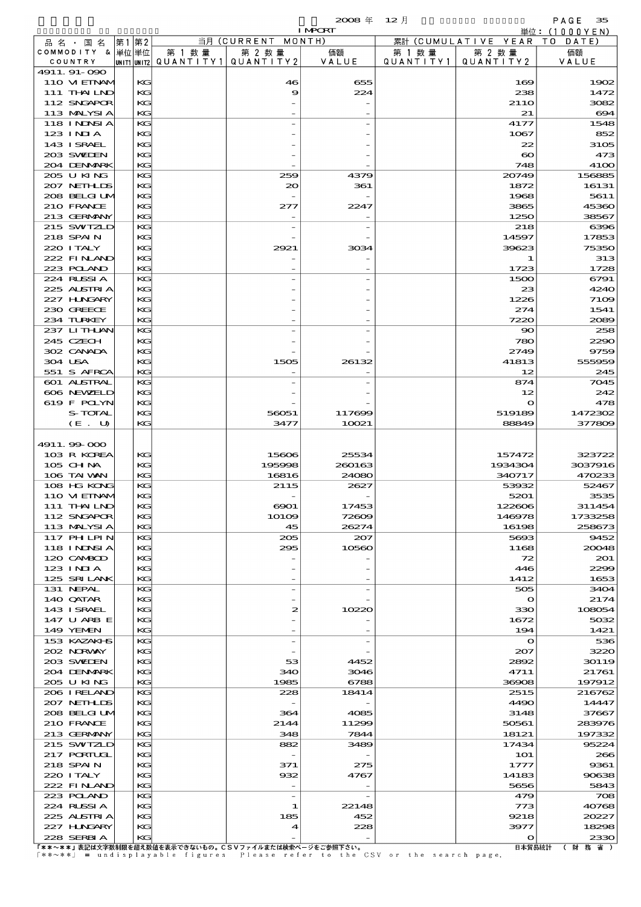2008 年 12 月 IMPORT

単位：(1000YEN)

| 品名・国名 COMMODITY & COUNTRY | 第1 単位 UNIT1 | 第2 単位 UNIT2 | 当月 (CURRENT MONTH) 第1数量 QUANTITY1 | 第2数量 QUANTITY2 | 価額 VALUE | 累計 (CUMULATIVE YEAR TO DATE) 第1数量 QUANTITY1 | 第2数量 QUANTITY2 | 価額 VALUE |
|---|---|---|---|---|---|---|---|---|
| 4911.91-090 | | | | | | | | |
| 110 VIETNAM | | KG | | 46 | 655 | | 169 | 1902 |
| 111 THAILND | | KG | | 9 | 224 | | 238 | 1472 |
| 112 SNGAPOR | | KG | | - | - | | 2110 | 3082 |
| 113 MALYSIA | | KG | | - | - | | 21 | 694 |
| 118 INDNSIA | | KG | | - | - | | 4177 | 1548 |
| 123 INDIA | | KG | | - | - | | 1067 | 852 |
| 143 ISRAEL | | KG | | - | - | | 22 | 3105 |
| 203 SWEDEN | | KG | | - | - | | 60 | 473 |
| 204 DENMARK | | KG | | - | - | | 748 | 4100 |
| 205 U KING | | KG | | 259 | 4379 | | 20749 | 156885 |
| 207 NETHLDS | | KG | | 20 | 361 | | 1872 | 16131 |
| 208 BELGIUM | | KG | | - | - | | 1968 | 5611 |
| 210 FRANCE | | KG | | 277 | 2247 | | 3865 | 45360 |
| 213 GERMANY | | KG | | - | - | | 1250 | 38567 |
| 215 SWITZLD | | KG | | - | - | | 218 | 6396 |
| 218 SPAIN | | KG | | - | - | | 14597 | 17853 |
| 220 ITALY | | KG | | 2921 | 3034 | | 39623 | 75350 |
| 222 FINLAND | | KG | | - | - | | 1 | 313 |
| 223 POLAND | | KG | | - | - | | 1723 | 1728 |
| 224 RUSSIA | | KG | | - | - | | 1500 | 6791 |
| 225 AUSTRIA | | KG | | - | - | | 23 | 4240 |
| 227 HUNGARY | | KG | | - | - | | 1226 | 7109 |
| 230 GREECE | | KG | | - | - | | 274 | 1541 |
| 234 TURKEY | | KG | | - | - | | 7220 | 2089 |
| 237 LITHUAN | | KG | | - | - | | 90 | 258 |
| 245 CZECH | | KG | | - | - | | 780 | 2290 |
| 302 CANADA | | KG | | - | - | | 2749 | 9759 |
| 304 USA | | KG | | 1505 | 26132 | | 41813 | 555959 |
| 551 S AFRCA | | KG | | - | - | | 12 | 245 |
| 601 AUSTRAL | | KG | | - | - | | 874 | 7045 |
| 606 NEWZELD | | KG | | - | - | | 12 | 242 |
| 619 F POLYN | | KG | | - | - | | 0 | 478 |
| S-TOTAL | | KG | | 56051 | 117699 | | 519189 | 1472302 |
| (E. U) | | KG | | 3477 | 10021 | | 88849 | 377809 |
| 4911.99-000 | | | | | | | | |
| 103 R KOREA | | KG | | 15606 | 25534 | | 157472 | 323722 |
| 105 CHINA | | KG | | 195998 | 260163 | | 1934304 | 3037916 |
| 106 TAIWAN | | KG | | 16816 | 24080 | | 340717 | 470233 |
| 108 HG KONG | | KG | | 2115 | 2627 | | 53932 | 52467 |
| 110 VIETNAM | | KG | | - | - | | 5201 | 3535 |
| 111 THAILND | | KG | | 6901 | 17453 | | 122606 | 311454 |
| 112 SNGAPOR | | KG | | 10109 | 72609 | | 146978 | 1733258 |
| 113 MALYSIA | | KG | | 45 | 26274 | | 16198 | 258673 |
| 117 PHLPIN | | KG | | 205 | 207 | | 5693 | 9452 |
| 118 INDNSIA | | KG | | 295 | 10560 | | 1168 | 20048 |
| 120 CAMBOD | | KG | | - | - | | 72 | 201 |
| 123 INDIA | | KG | | - | - | | 446 | 2299 |
| 125 SRI LANK | | KG | | - | - | | 1412 | 1653 |
| 131 NEPAL | | KG | | - | - | | 505 | 3404 |
| 140 QATAR | | KG | | - | - | | 0 | 2174 |
| 143 ISRAEL | | KG | | 2 | 10220 | | 330 | 108054 |
| 147 U ARB E | | KG | | - | - | | 1672 | 5032 |
| 149 YEMEN | | KG | | - | - | | 194 | 1421 |
| 153 KAZAKHS | | KG | | - | - | | 0 | 536 |
| 202 NORWAY | | KG | | - | - | | 207 | 3220 |
| 203 SWEDEN | | KG | | 53 | 4452 | | 2892 | 30119 |
| 204 DENMARK | | KG | | 340 | 3046 | | 4711 | 21761 |
| 205 U KING | | KG | | 1985 | 6788 | | 36908 | 197912 |
| 206 IRELAND | | KG | | 228 | 18414 | | 2515 | 216762 |
| 207 NETHLDS | | KG | | - | - | | 4490 | 14447 |
| 208 BELGIUM | | KG | | 364 | 4085 | | 3148 | 37667 |
| 210 FRANCE | | KG | | 2144 | 11299 | | 50561 | 283976 |
| 213 GERMANY | | KG | | 348 | 7844 | | 18121 | 197332 |
| 215 SWITZLD | | KG | | 882 | 3489 | | 17434 | 95224 |
| 217 PORTUGL | | KG | | - | - | | 101 | 266 |
| 218 SPAIN | | KG | | 371 | 275 | | 1777 | 9361 |
| 220 ITALY | | KG | | 932 | 4767 | | 14183 | 90638 |
| 222 FINLAND | | KG | | - | - | | 5656 | 5843 |
| 223 POLAND | | KG | | - | - | | 479 | 708 |
| 224 RUSSIA | | KG | | 1 | 22148 | | 773 | 40768 |
| 225 AUSTRIA | | KG | | 185 | 452 | | 9218 | 20227 |
| 227 HUNGARY | | KG | | 4 | 228 | | 3977 | 18298 |
| 228 SERBIA | | KG | | - | - | | 0 | 2330 |

「**～**」表記は文字数制限を超え数値を表示できないもの。CSVファイルまたは検索ページをご参照下さい。
「**～**」 = undisplayable figures Please refer to the CSV or the search page.

日本貿易統計 (財務省)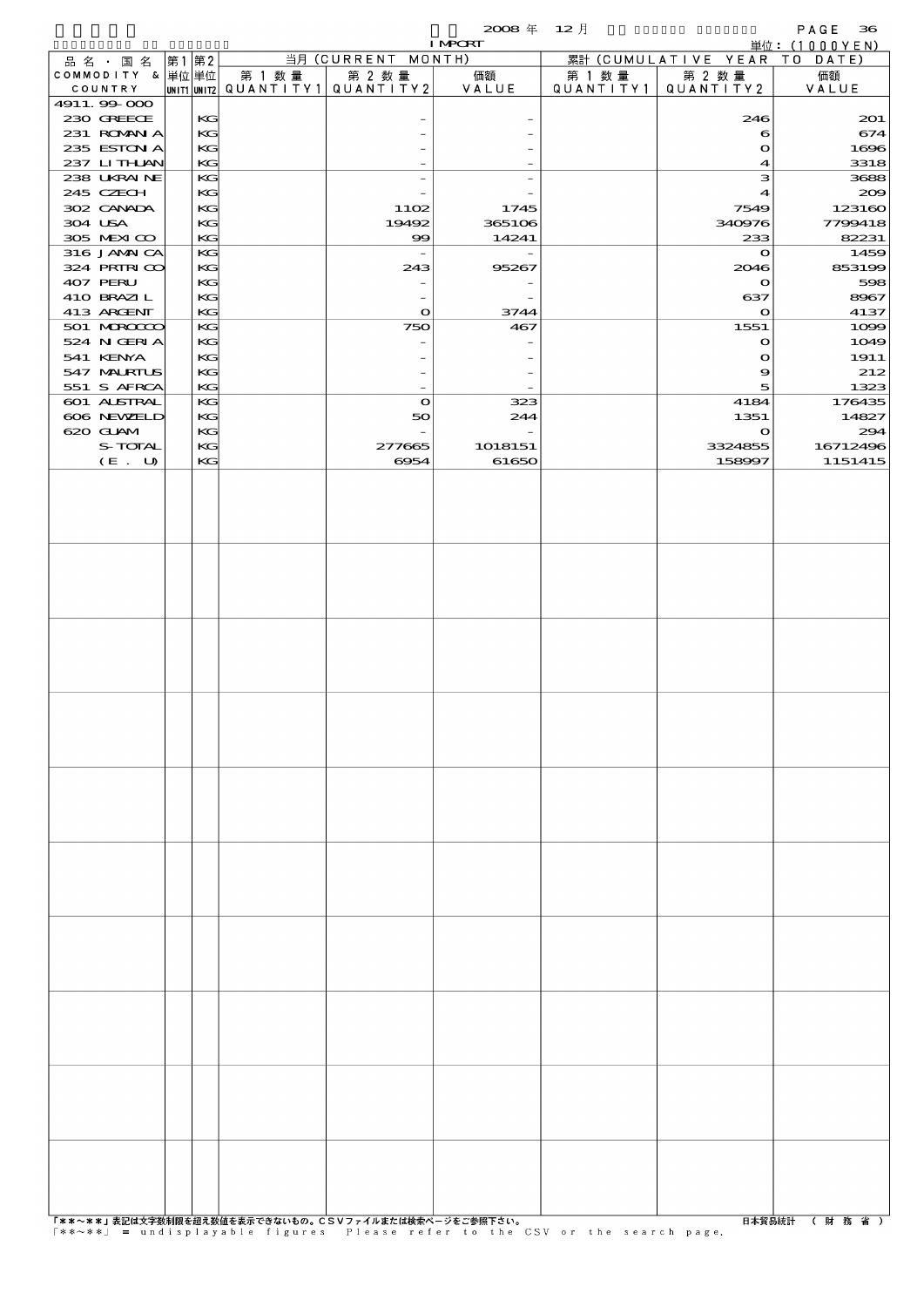2008 年 12 月 IMPORT 単位：(1000YEN)

| 品名・国名 COMMODITY & COUNTRY | 第1 単位 UNIT1 | 第2 単位 UNIT2 | 当月 (CURRENT MONTH) 第1数量 QUANTITY1 | 第2数量 QUANTITY2 | 価額 VALUE | 累計 (CUMULATIVE YEAR TO DATE) 第1数量 QUANTITY1 | 第2数量 QUANTITY2 | 価額 VALUE |
|---|---|---|---|---|---|---|---|---|
| 4911.99-000 | | | | | | | | |
| 230 GREECE | | KG | | - | - | | 246 | 201 |
| 231 ROMANIA | | KG | | - | - | | 6 | 674 |
| 235 ESTONIA | | KG | | - | - | | 0 | 1696 |
| 237 LITHUAN | | KG | | - | - | | 4 | 3318 |
| 238 UKRAINE | | KG | | - | - | | 3 | 3688 |
| 245 CZECH | | KG | | - | - | | 4 | 209 |
| 302 CANADA | | KG | | 1102 | 1745 | | 7549 | 123160 |
| 304 USA | | KG | | 19492 | 365106 | | 340976 | 7799418 |
| 305 MEXICO | | KG | | 99 | 14241 | | 233 | 82231 |
| 316 JAMAICA | | KG | | - | - | | 0 | 1459 |
| 324 PRTRICO | | KG | | 243 | 95267 | | 2046 | 853199 |
| 407 PERU | | KG | | - | - | | 0 | 598 |
| 410 BRAZIL | | KG | | - | - | | 637 | 8967 |
| 413 ARGENT | | KG | | 0 | 3744 | | 0 | 4137 |
| 501 MOROCCO | | KG | | 750 | 467 | | 1551 | 1099 |
| 524 NIGERIA | | KG | | - | - | | 0 | 1049 |
| 541 KENYA | | KG | | - | - | | 0 | 1911 |
| 547 MAURTUS | | KG | | - | - | | 9 | 212 |
| 551 S AFRCA | | KG | | - | - | | 5 | 1323 |
| 601 AUSTRAL | | KG | | 0 | 323 | | 4184 | 176435 |
| 606 NEWZELD | | KG | | 50 | 244 | | 1351 | 14827 |
| 620 GUAM | | KG | | - | - | | 0 | 294 |
| S-TOTAL | | KG | | 277665 | 1018151 | | 3324855 | 16712496 |
| (E. U) | | KG | | 6954 | 61650 | | 158997 | 1151415 |

「**～**」表記は文字数制限を超え数値を表示できないもの。CSVファイルまたは検索ページをご参照下さい。
「**～**」 = undisplayable figures Please refer to the CSV or the search page.

日本貿易統計 （財務省）